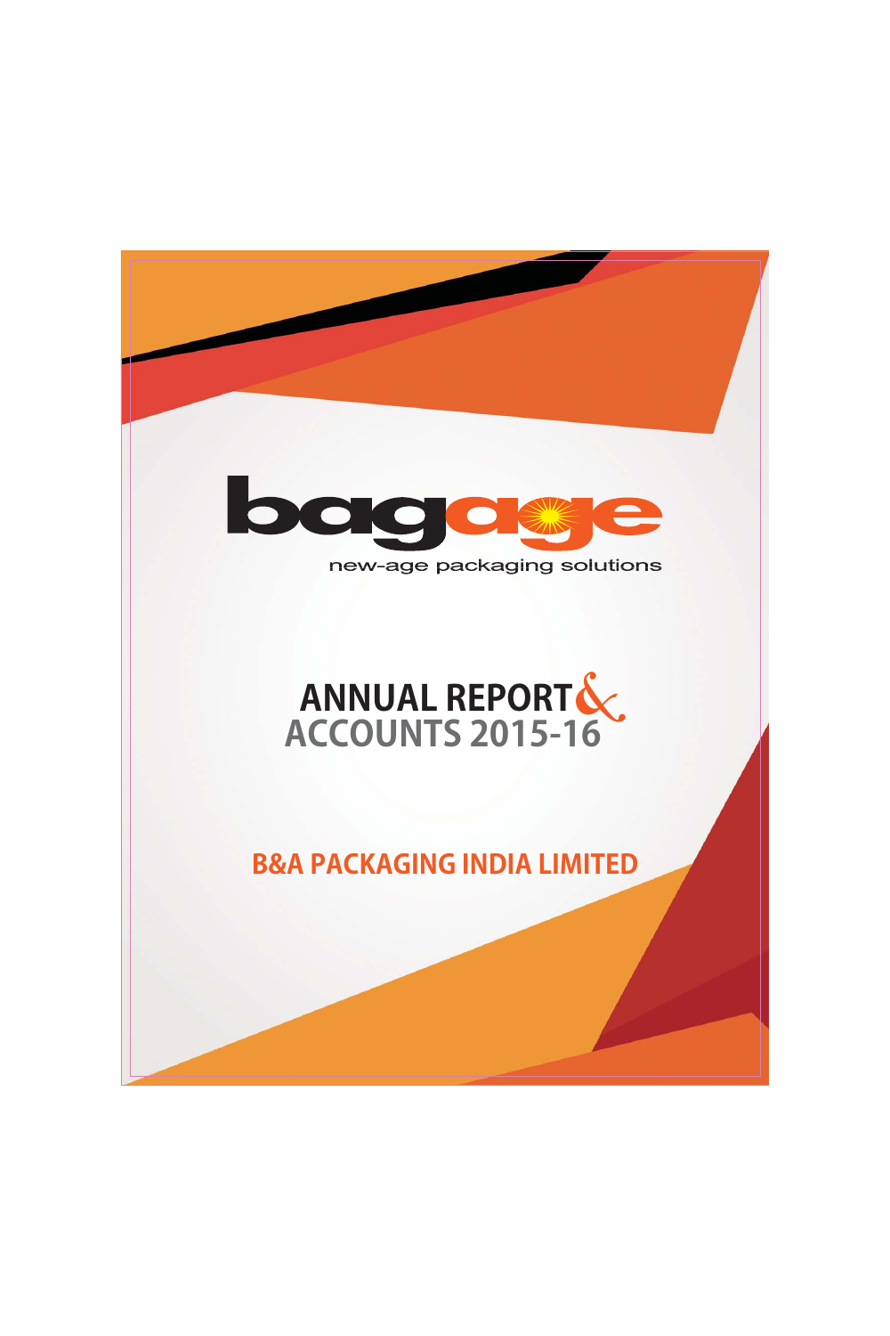bagage

new-age packaging solutions

# ANNUAL REPORT & ACCOUNTS 2015-16

## B&A PACKAGING INDIA LIMITED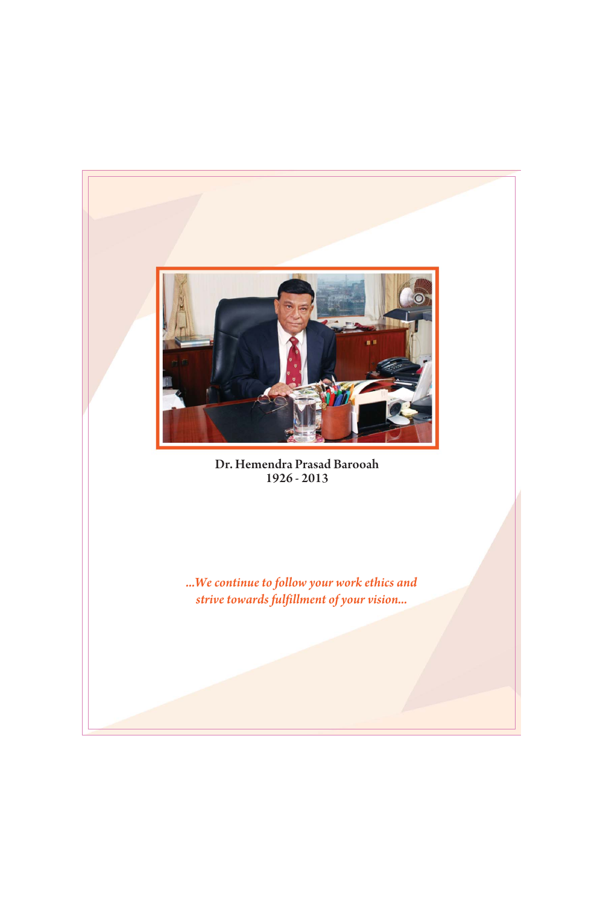**Dr. Hemendra Prasad Barooah**
**1926 - 2013**

*...We continue to follow your work ethics and strive towards fulfillment of your vision...*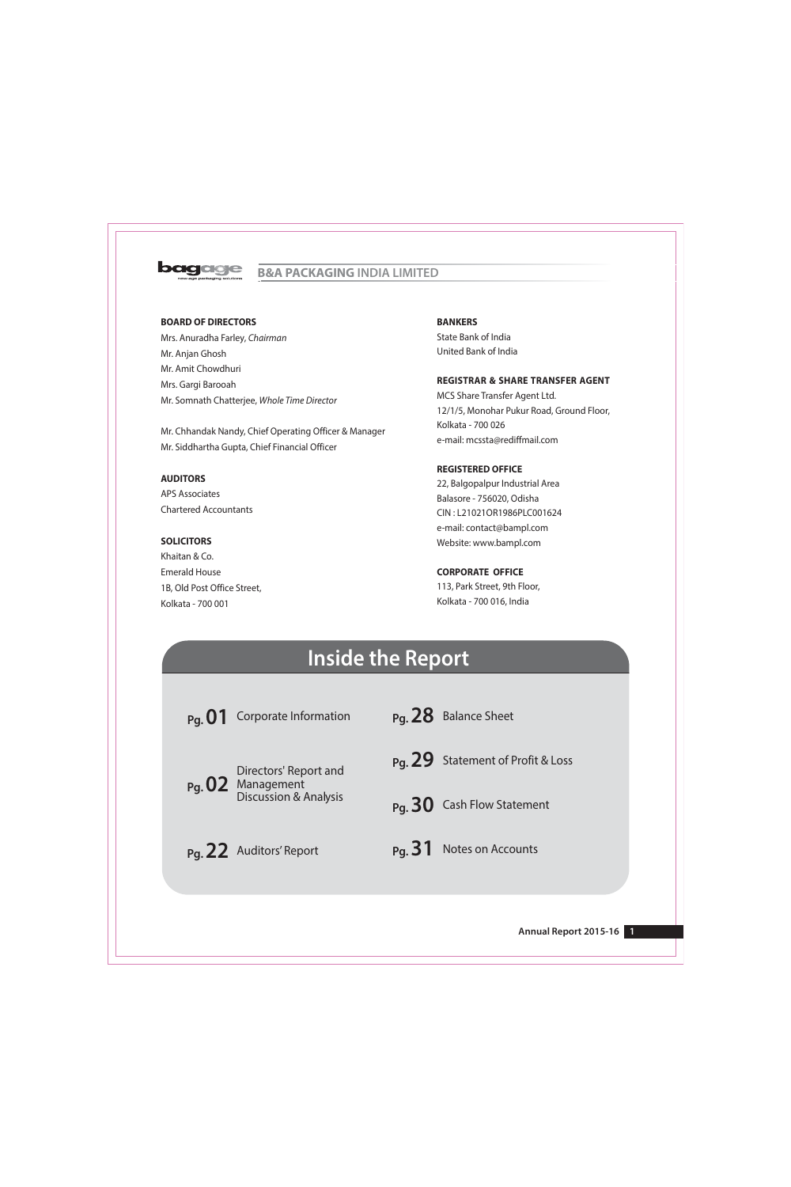# B&A PACKAGING INDIA LIMITED

**BOARD OF DIRECTORS**

Mrs. Anuradha Farley, *Chairman*
Mr. Anjan Ghosh
Mr. Amit Chowdhuri
Mrs. Gargi Barooah
Mr. Somnath Chatterjee, *Whole Time Director*

Mr. Chhandak Nandy, Chief Operating Officer & Manager
Mr. Siddhartha Gupta, Chief Financial Officer

**AUDITORS**

APS Associates
Chartered Accountants

**SOLICITORS**

Khaitan & Co.
Emerald House
1B, Old Post Office Street,
Kolkata - 700 001

**BANKERS**

State Bank of India
United Bank of India

**REGISTRAR & SHARE TRANSFER AGENT**

MCS Share Transfer Agent Ltd.
12/1/5, Monohar Pukur Road, Ground Floor,
Kolkata - 700 026
e-mail: mcssta@rediffmail.com

**REGISTERED OFFICE**

22, Balgopalpur Industrial Area
Balasore - 756020, Odisha
CIN : L21021OR1986PLC001624
e-mail: contact@bampl.com
Website: www.bampl.com

**CORPORATE OFFICE**

113, Park Street, 9th Floor,
Kolkata - 700 016, India

## Inside the Report

| Page | Contents |
|---|---|
| Pg. 01 | Corporate Information |
| Pg. 02 | Directors' Report and Management Discussion & Analysis |
| Pg. 22 | Auditors' Report |
| Pg. 28 | Balance Sheet |
| Pg. 29 | Statement of Profit & Loss |
| Pg. 30 | Cash Flow Statement |
| Pg. 31 | Notes on Accounts |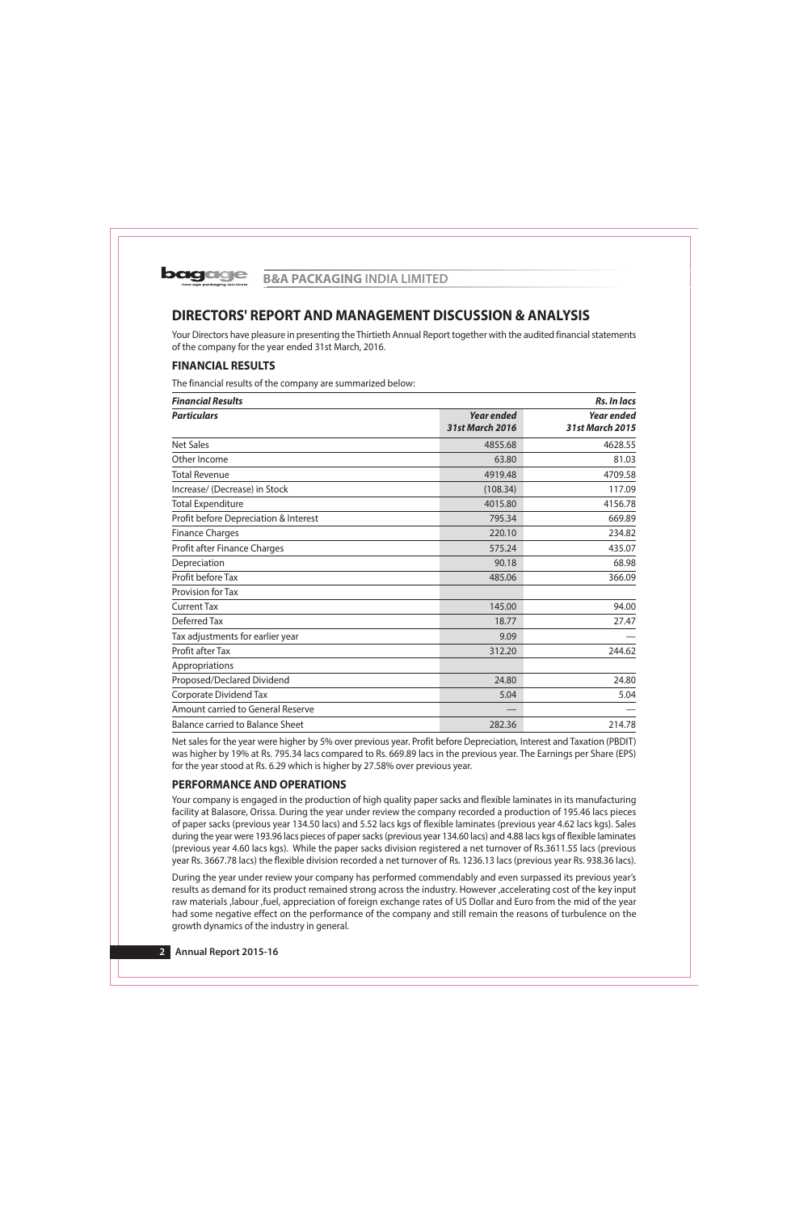# DIRECTORS' REPORT AND MANAGEMENT DISCUSSION & ANALYSIS

Your Directors have pleasure in presenting the Thirtieth Annual Report together with the audited financial statements of the company for the year ended 31st March, 2016.

## FINANCIAL RESULTS

The financial results of the company are summarized below:

| ***Financial Results*** | | ***Rs. In lacs*** |
|---|---|---|
| ***Particulars*** | ***Year ended 31st March 2016*** | ***Year ended 31st March 2015*** |
| Net Sales | 4855.68 | 4628.55 |
| Other Income | 63.80 | 81.03 |
| Total Revenue | 4919.48 | 4709.58 |
| Increase/ (Decrease) in Stock | (108.34) | 117.09 |
| Total Expenditure | 4015.80 | 4156.78 |
| Profit before Depreciation & Interest | 795.34 | 669.89 |
| Finance Charges | 220.10 | 234.82 |
| Profit after Finance Charges | 575.24 | 435.07 |
| Depreciation | 90.18 | 68.98 |
| Profit before Tax | 485.06 | 366.09 |
| Provision for Tax | | |
| Current Tax | 145.00 | 94.00 |
| Deferred Tax | 18.77 | 27.47 |
| Tax adjustments for earlier year | 9.09 | — |
| Profit after Tax | 312.20 | 244.62 |
| Appropriations | | |
| Proposed/Declared Dividend | 24.80 | 24.80 |
| Corporate Dividend Tax | 5.04 | 5.04 |
| Amount carried to General Reserve | — | — |
| Balance carried to Balance Sheet | 282.36 | 214.78 |

Net sales for the year were higher by 5% over previous year. Profit before Depreciation, Interest and Taxation (PBDIT) was higher by 19% at Rs. 795.34 lacs compared to Rs. 669.89 lacs in the previous year. The Earnings per Share (EPS) for the year stood at Rs. 6.29 which is higher by 27.58% over previous year.

## PERFORMANCE AND OPERATIONS

Your company is engaged in the production of high quality paper sacks and flexible laminates in its manufacturing facility at Balasore, Orissa. During the year under review the company recorded a production of 195.46 lacs pieces of paper sacks (previous year 134.50 lacs) and 5.52 lacs kgs of flexible laminates (previous year 4.62 lacs kgs). Sales during the year were 193.96 lacs pieces of paper sacks (previous year 134.60 lacs) and 4.88 lacs kgs of flexible laminates (previous year 4.60 lacs kgs). While the paper sacks division registered a net turnover of Rs.3611.55 lacs (previous year Rs. 3667.78 lacs) the flexible division recorded a net turnover of Rs. 1236.13 lacs (previous year Rs. 938.36 lacs).

During the year under review your company has performed commendably and even surpassed its previous year's results as demand for its product remained strong across the industry. However ,accelerating cost of the key input raw materials ,labour ,fuel, appreciation of foreign exchange rates of US Dollar and Euro from the mid of the year had some negative effect on the performance of the company and still remain the reasons of turbulence on the growth dynamics of the industry in general.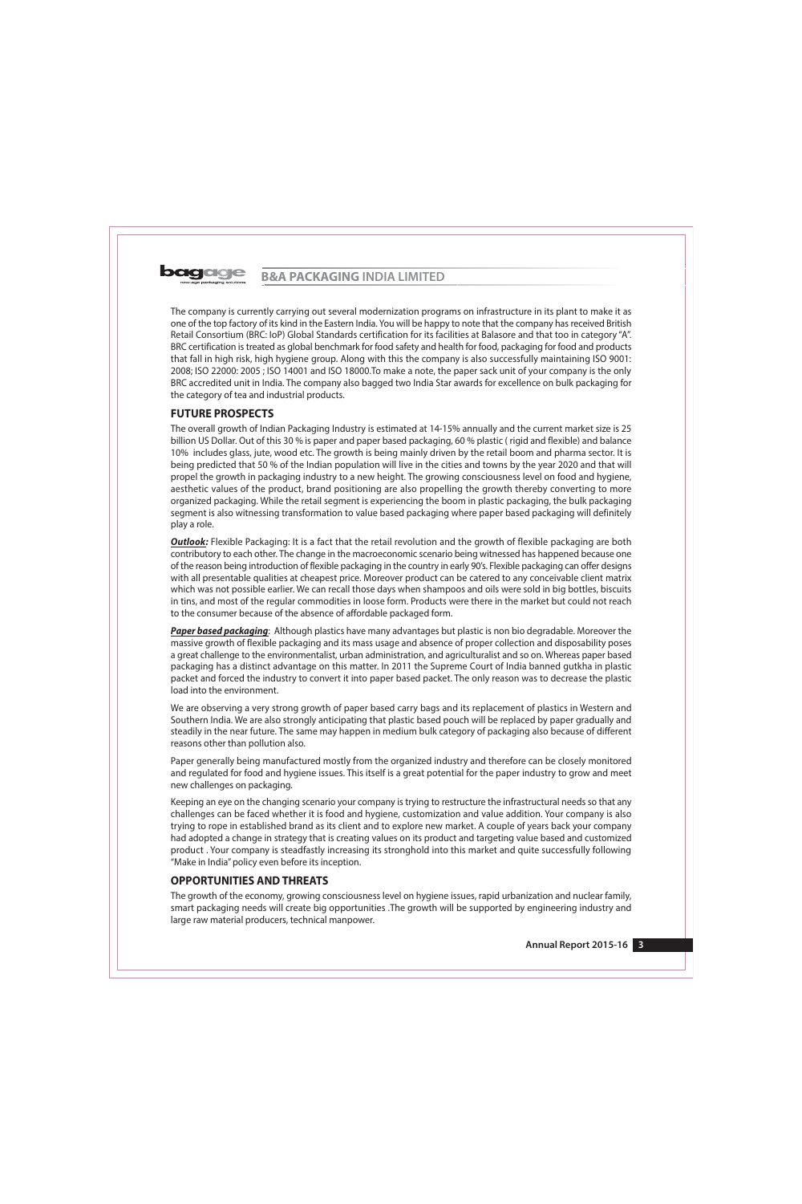The company is currently carrying out several modernization programs on infrastructure in its plant to make it as one of the top factory of its kind in the Eastern India. You will be happy to note that the company has received British Retail Consortium (BRC: IoP) Global Standards certification for its facilities at Balasore and that too in category "A". BRC certification is treated as global benchmark for food safety and health for food, packaging for food and products that fall in high risk, high hygiene group. Along with this the company is also successfully maintaining ISO 9001: 2008; ISO 22000: 2005 ; ISO 14001 and ISO 18000.To make a note, the paper sack unit of your company is the only BRC accredited unit in India. The company also bagged two India Star awards for excellence on bulk packaging for the category of tea and industrial products.

## FUTURE PROSPECTS

The overall growth of Indian Packaging Industry is estimated at 14-15% annually and the current market size is 25 billion US Dollar. Out of this 30 % is paper and paper based packaging, 60 % plastic ( rigid and flexible) and balance 10% includes glass, jute, wood etc. The growth is being mainly driven by the retail boom and pharma sector. It is being predicted that 50 % of the Indian population will live in the cities and towns by the year 2020 and that will propel the growth in packaging industry to a new height. The growing consciousness level on food and hygiene, aesthetic values of the product, brand positioning are also propelling the growth thereby converting to more organized packaging. While the retail segment is experiencing the boom in plastic packaging, the bulk packaging segment is also witnessing transformation to value based packaging where paper based packaging will definitely play a role.

***Outlook:*** Flexible Packaging: It is a fact that the retail revolution and the growth of flexible packaging are both contributory to each other. The change in the macroeconomic scenario being witnessed has happened because one of the reason being introduction of flexible packaging in the country in early 90's. Flexible packaging can offer designs with all presentable qualities at cheapest price. Moreover product can be catered to any conceivable client matrix which was not possible earlier. We can recall those days when shampoos and oils were sold in big bottles, biscuits in tins, and most of the regular commodities in loose form. Products were there in the market but could not reach to the consumer because of the absence of affordable packaged form.

***Paper based packaging***: Although plastics have many advantages but plastic is non bio degradable. Moreover the massive growth of flexible packaging and its mass usage and absence of proper collection and disposability poses a great challenge to the environmentalist, urban administration, and agriculturalist and so on. Whereas paper based packaging has a distinct advantage on this matter. In 2011 the Supreme Court of India banned gutkha in plastic packet and forced the industry to convert it into paper based packet. The only reason was to decrease the plastic load into the environment.

We are observing a very strong growth of paper based carry bags and its replacement of plastics in Western and Southern India. We are also strongly anticipating that plastic based pouch will be replaced by paper gradually and steadily in the near future. The same may happen in medium bulk category of packaging also because of different reasons other than pollution also.

Paper generally being manufactured mostly from the organized industry and therefore can be closely monitored and regulated for food and hygiene issues. This itself is a great potential for the paper industry to grow and meet new challenges on packaging.

Keeping an eye on the changing scenario your company is trying to restructure the infrastructural needs so that any challenges can be faced whether it is food and hygiene, customization and value addition. Your company is also trying to rope in established brand as its client and to explore new market. A couple of years back your company had adopted a change in strategy that is creating values on its product and targeting value based and customized product . Your company is steadfastly increasing its stronghold into this market and quite successfully following "Make in India" policy even before its inception.

## OPPORTUNITIES AND THREATS

The growth of the economy, growing consciousness level on hygiene issues, rapid urbanization and nuclear family, smart packaging needs will create big opportunities .The growth will be supported by engineering industry and large raw material producers, technical manpower.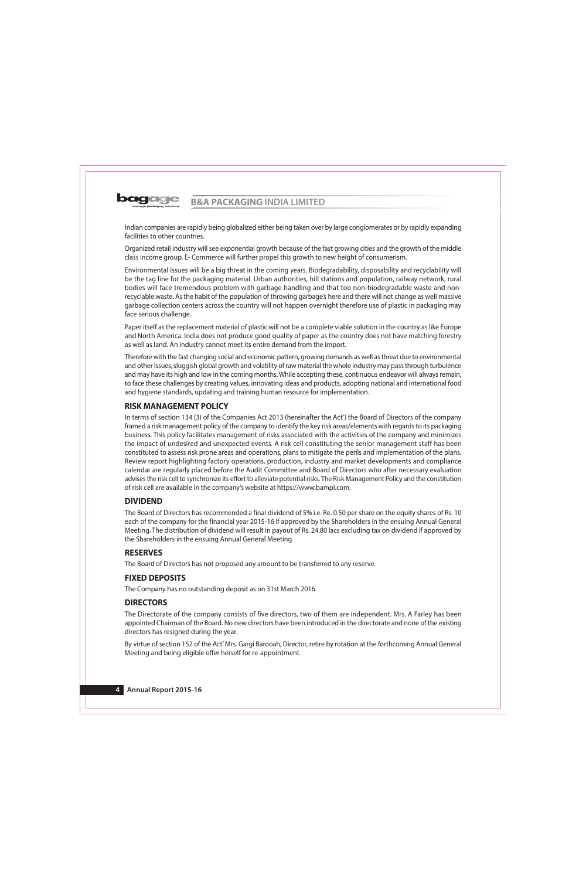Indian companies are rapidly being globalized either being taken over by large conglomerates or by rapidly expanding facilities to other countries.

Organized retail industry will see exponential growth because of the fast growing cities and the growth of the middle class income group. E- Commerce will further propel this growth to new height of consumerism.

Environmental issues will be a big threat in the coming years. Biodegradability, disposability and recyclability will be the tag line for the packaging material. Urban authorities, hill stations and population, railway network, rural bodies will face tremendous problem with garbage handling and that too non-biodegradable waste and non-recyclable waste. As the habit of the population of throwing garbage's here and there will not change as well massive garbage collection centers across the country will not happen overnight therefore use of plastic in packaging may face serious challenge.

Paper itself as the replacement material of plastic will not be a complete viable solution in the country as like Europe and North America. India does not produce good quality of paper as the country does not have matching forestry as well as land. An industry cannot meet its entire demand from the import.

Therefore with the fast changing social and economic pattern, growing demands as well as threat due to environmental and other issues, sluggish global growth and volatility of raw material the whole industry may pass through turbulence and may have its high and low in the coming months. While accepting these, continuous endeavor will always remain, to face these challenges by creating values, innovating ideas and products, adopting national and international food and hygiene standards, updating and training human resource for implementation.

## RISK MANAGEMENT POLICY

In terms of section 134 (3) of the Companies Act 2013 (hereinafter the Act') the Board of Directors of the company framed a risk management policy of the company to identify the key risk areas/elements with regards to its packaging business. This policy facilitates management of risks associated with the activities of the company and minimizes the impact of undesired and unexpected events. A risk cell constituting the senior management staff has been constituted to assess risk prone areas and operations, plans to mitigate the perils and implementation of the plans. Review report highlighting factory operations, production, industry and market developments and compliance calendar are regularly placed before the Audit Committee and Board of Directors who after necessary evaluation advises the risk cell to synchronize its effort to alleviate potential risks. The Risk Management Policy and the constitution of risk cell are available in the company's website at https://www.bampl.com.

## DIVIDEND

The Board of Directors has recommended a final dividend of 5% i.e. Re. 0.50 per share on the equity shares of Rs. 10 each of the company for the financial year 2015-16 if approved by the Shareholders in the ensuing Annual General Meeting. The distribution of dividend will result in payout of Rs. 24.80 lacs excluding tax on dividend if approved by the Shareholders in the ensuing Annual General Meeting.

## RESERVES

The Board of Directors has not proposed any amount to be transferred to any reserve.

## FIXED DEPOSITS

The Company has no outstanding deposit as on 31st March 2016.

## DIRECTORS

The Directorate of the company consists of five directors, two of them are independent. Mrs. A Farley has been appointed Chairman of the Board. No new directors have been introduced in the directorate and none of the existing directors has resigned during the year.

By virtue of section 152 of the Act' Mrs. Gargi Barooah, Director, retire by rotation at the forthcoming Annual General Meeting and being eligible offer herself for re-appointment.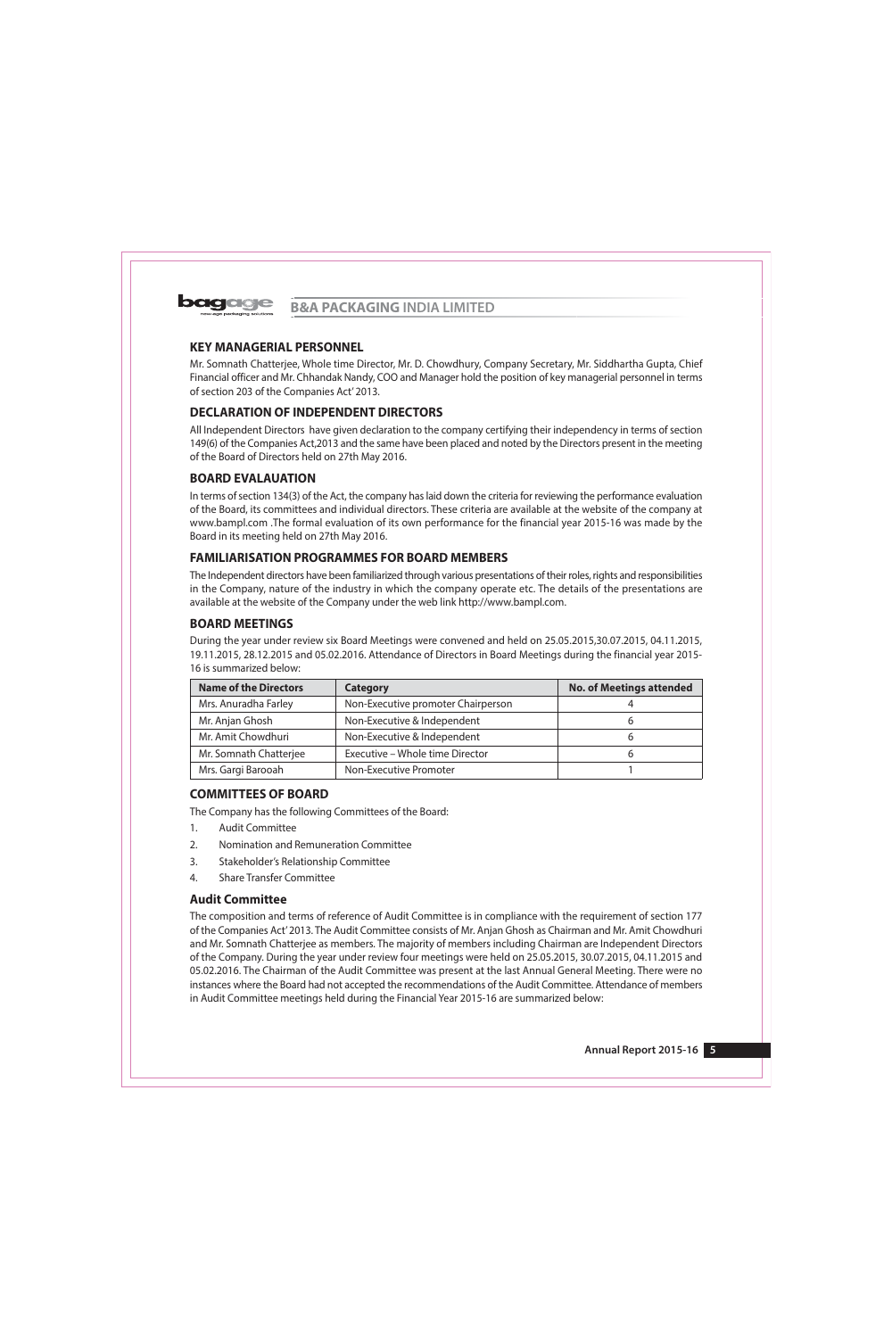## KEY MANAGERIAL PERSONNEL

Mr. Somnath Chatterjee, Whole time Director, Mr. D. Chowdhury, Company Secretary, Mr. Siddhartha Gupta, Chief Financial officer and Mr. Chhandak Nandy, COO and Manager hold the position of key managerial personnel in terms of section 203 of the Companies Act' 2013.

## DECLARATION OF INDEPENDENT DIRECTORS

All Independent Directors have given declaration to the company certifying their independency in terms of section 149(6) of the Companies Act,2013 and the same have been placed and noted by the Directors present in the meeting of the Board of Directors held on 27th May 2016.

## BOARD EVALAUATION

In terms of section 134(3) of the Act, the company has laid down the criteria for reviewing the performance evaluation of the Board, its committees and individual directors. These criteria are available at the website of the company at www.bampl.com .The formal evaluation of its own performance for the financial year 2015-16 was made by the Board in its meeting held on 27th May 2016.

## FAMILIARISATION PROGRAMMES FOR BOARD MEMBERS

The Independent directors have been familiarized through various presentations of their roles, rights and responsibilities in the Company, nature of the industry in which the company operate etc. The details of the presentations are available at the website of the Company under the web link http://www.bampl.com.

## BOARD MEETINGS

During the year under review six Board Meetings were convened and held on 25.05.2015,30.07.2015, 04.11.2015, 19.11.2015, 28.12.2015 and 05.02.2016. Attendance of Directors in Board Meetings during the financial year 2015-16 is summarized below:

| Name of the Directors | Category | No. of Meetings attended |
|---|---|---|
| Mrs. Anuradha Farley | Non-Executive promoter Chairperson | 4 |
| Mr. Anjan Ghosh | Non-Executive & Independent | 6 |
| Mr. Amit Chowdhuri | Non-Executive & Independent | 6 |
| Mr. Somnath Chatterjee | Executive – Whole time Director | 6 |
| Mrs. Gargi Barooah | Non-Executive Promoter | 1 |

## COMMITTEES OF BOARD

The Company has the following Committees of the Board:

1. Audit Committee
2. Nomination and Remuneration Committee
3. Stakeholder's Relationship Committee
4. Share Transfer Committee

### Audit Committee

The composition and terms of reference of Audit Committee is in compliance with the requirement of section 177 of the Companies Act' 2013. The Audit Committee consists of Mr. Anjan Ghosh as Chairman and Mr. Amit Chowdhuri and Mr. Somnath Chatterjee as members. The majority of members including Chairman are Independent Directors of the Company. During the year under review four meetings were held on 25.05.2015, 30.07.2015, 04.11.2015 and 05.02.2016. The Chairman of the Audit Committee was present at the last Annual General Meeting. There were no instances where the Board had not accepted the recommendations of the Audit Committee. Attendance of members in Audit Committee meetings held during the Financial Year 2015-16 are summarized below: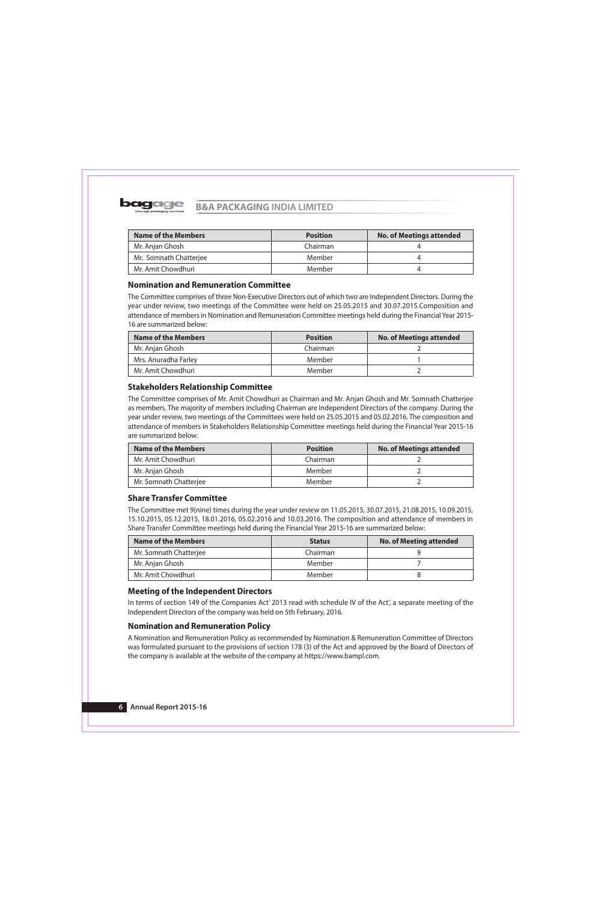| Name of the Members | Position | No. of Meetings attended |
|---|---|---|
| Mr. Anjan Ghosh | Chairman | 4 |
| Mr. Somnath Chatterjee | Member | 4 |
| Mr. Amit Chowdhuri | Member | 4 |

### Nomination and Remuneration Committee

The Committee comprises of three Non-Executive Directors out of which two are Independent Directors. During the year under review, two meetings of the Committee were held on 25.05.2015 and 30.07.2015.Composition and attendance of members in Nomination and Remuneration Committee meetings held during the Financial Year 2015-16 are summarized below:

| Name of the Members | Position | No. of Meetings attended |
|---|---|---|
| Mr. Anjan Ghosh | Chairman | 2 |
| Mrs. Anuradha Farley | Member | 1 |
| Mr. Amit Chowdhuri | Member | 2 |

### Stakeholders Relationship Committee

The Committee comprises of Mr. Amit Chowdhuri as Chairman and Mr. Anjan Ghosh and Mr. Somnath Chatterjee as members. The majority of members including Chairman are Independent Directors of the company. During the year under review, two meetings of the Committees were held on 25.05.2015 and 05.02.2016. The composition and attendance of members in Stakeholders Relationship Committee meetings held during the Financial Year 2015-16 are summarized below:

| Name of the Members | Position | No. of Meetings attended |
|---|---|---|
| Mr. Amit Chowdhuri | Chairman | 2 |
| Mr. Anjan Ghosh | Member | 2 |
| Mr. Somnath Chatterjee | Member | 2 |

### Share Transfer Committee

The Committee met 9(nine) times during the year under review on 11.05.2015, 30.07.2015, 21.08.2015, 10.09.2015, 15.10.2015, 05.12.2015, 18.01.2016, 05.02.2016 and 10.03.2016. The composition and attendance of members in Share Transfer Committee meetings held during the Financial Year 2015-16 are summarized below:

| Name of the Members | Status | No. of Meeting attended |
|---|---|---|
| Mr. Somnath Chatterjee | Chairman | 9 |
| Mr. Anjan Ghosh | Member | 7 |
| Mr. Amit Chowdhuri | Member | 8 |

### Meeting of the Independent Directors

In terms of section 149 of the Companies Act' 2013 read with schedule IV of the Act', a separate meeting of the Independent Directors of the company was held on 5th February, 2016.

### Nomination and Remuneration Policy

A Nomination and Remuneration Policy as recommended by Nomination & Remuneration Committee of Directors was formulated pursuant to the provisions of section 178 (3) of the Act and approved by the Board of Directors of the company is available at the website of the company at https://www.bampl.com.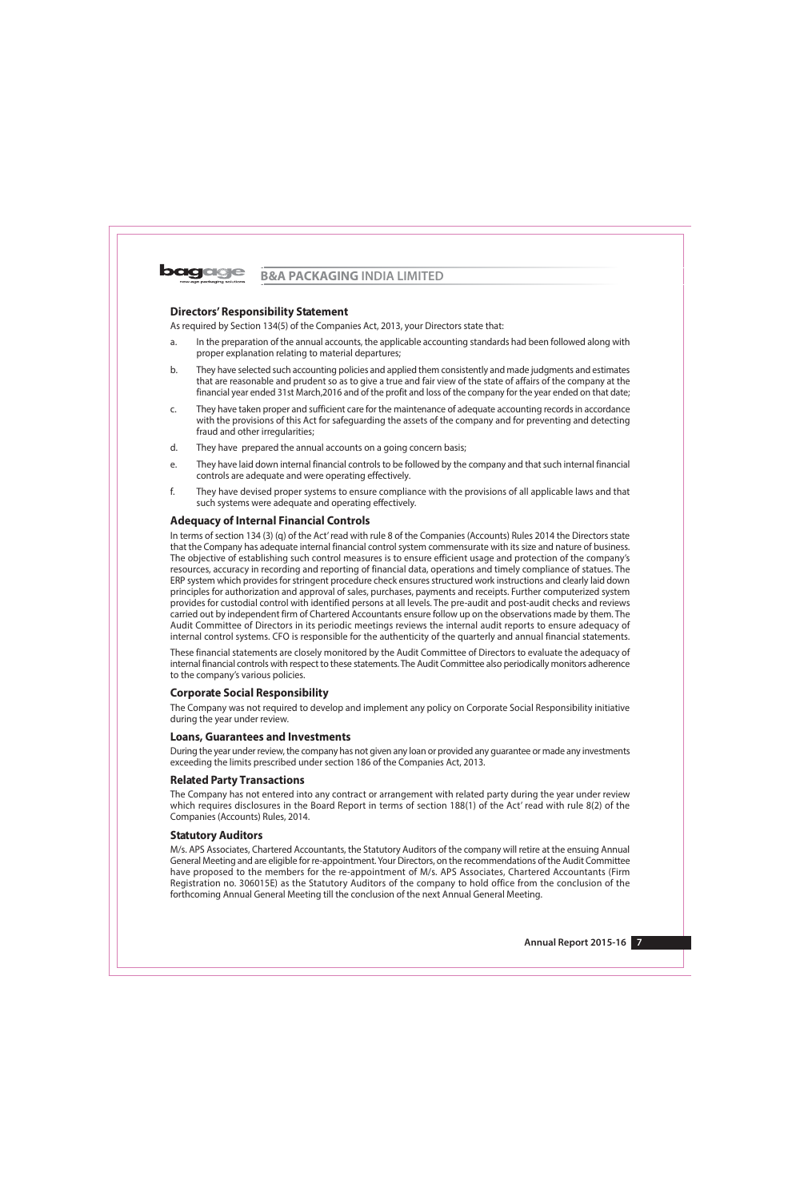## Directors' Responsibility Statement

As required by Section 134(5) of the Companies Act, 2013, your Directors state that:

a. In the preparation of the annual accounts, the applicable accounting standards had been followed along with proper explanation relating to material departures;

b. They have selected such accounting policies and applied them consistently and made judgments and estimates that are reasonable and prudent so as to give a true and fair view of the state of affairs of the company at the financial year ended 31st March,2016 and of the profit and loss of the company for the year ended on that date;

c. They have taken proper and sufficient care for the maintenance of adequate accounting records in accordance with the provisions of this Act for safeguarding the assets of the company and for preventing and detecting fraud and other irregularities;

d. They have prepared the annual accounts on a going concern basis;

e. They have laid down internal financial controls to be followed by the company and that such internal financial controls are adequate and were operating effectively.

f. They have devised proper systems to ensure compliance with the provisions of all applicable laws and that such systems were adequate and operating effectively.

## Adequacy of Internal Financial Controls

In terms of section 134 (3) (q) of the Act' read with rule 8 of the Companies (Accounts) Rules 2014 the Directors state that the Company has adequate internal financial control system commensurate with its size and nature of business. The objective of establishing such control measures is to ensure efficient usage and protection of the company's resources, accuracy in recording and reporting of financial data, operations and timely compliance of statues. The ERP system which provides for stringent procedure check ensures structured work instructions and clearly laid down principles for authorization and approval of sales, purchases, payments and receipts. Further computerized system provides for custodial control with identified persons at all levels. The pre-audit and post-audit checks and reviews carried out by independent firm of Chartered Accountants ensure follow up on the observations made by them. The Audit Committee of Directors in its periodic meetings reviews the internal audit reports to ensure adequacy of internal control systems. CFO is responsible for the authenticity of the quarterly and annual financial statements.

These financial statements are closely monitored by the Audit Committee of Directors to evaluate the adequacy of internal financial controls with respect to these statements. The Audit Committee also periodically monitors adherence to the company's various policies.

## Corporate Social Responsibility

The Company was not required to develop and implement any policy on Corporate Social Responsibility initiative during the year under review.

## Loans, Guarantees and Investments

During the year under review, the company has not given any loan or provided any guarantee or made any investments exceeding the limits prescribed under section 186 of the Companies Act, 2013.

## Related Party Transactions

The Company has not entered into any contract or arrangement with related party during the year under review which requires disclosures in the Board Report in terms of section 188(1) of the Act' read with rule 8(2) of the Companies (Accounts) Rules, 2014.

## Statutory Auditors

M/s. APS Associates, Chartered Accountants, the Statutory Auditors of the company will retire at the ensuing Annual General Meeting and are eligible for re-appointment. Your Directors, on the recommendations of the Audit Committee have proposed to the members for the re-appointment of M/s. APS Associates, Chartered Accountants (Firm Registration no. 306015E) as the Statutory Auditors of the company to hold office from the conclusion of the forthcoming Annual General Meeting till the conclusion of the next Annual General Meeting.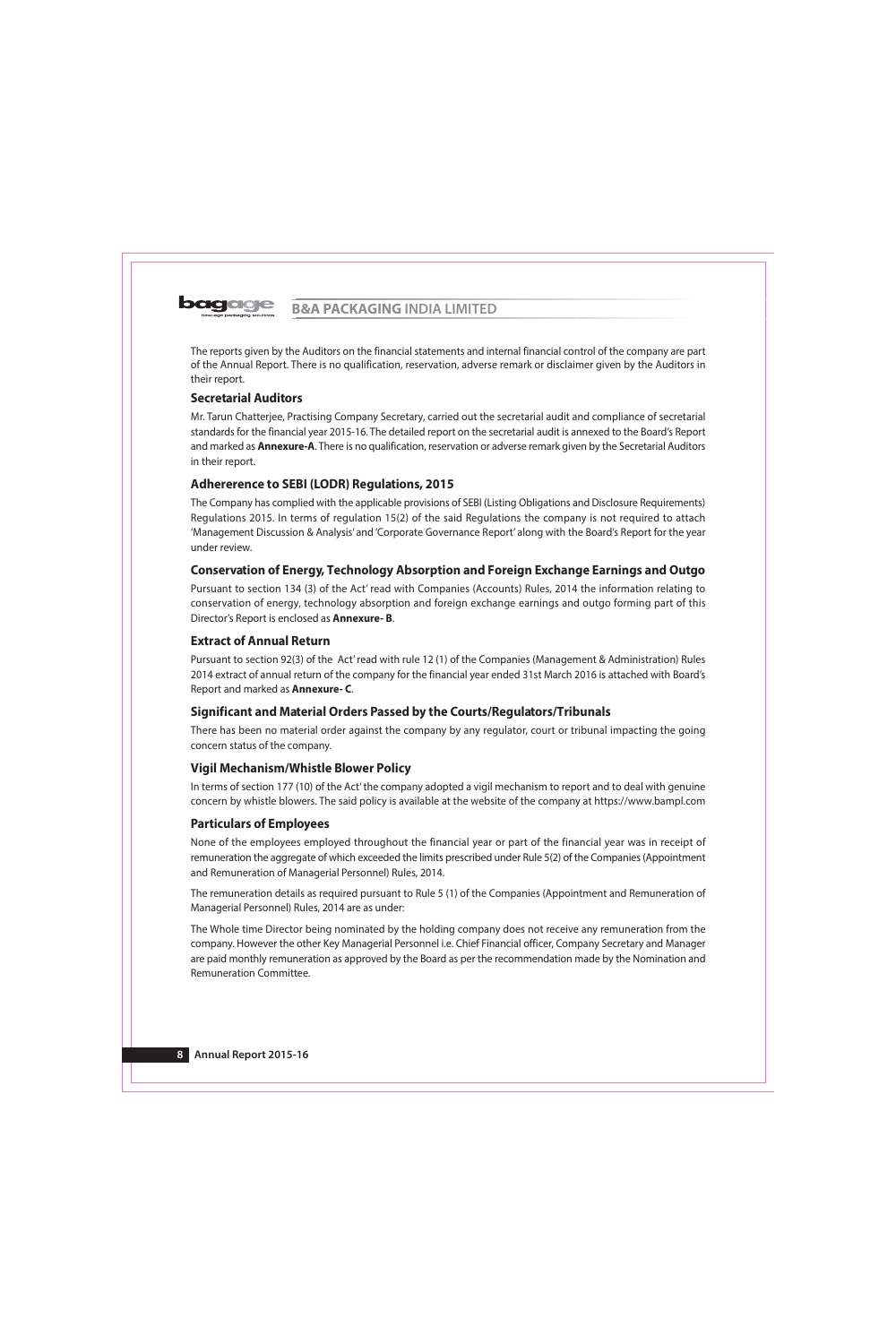The reports given by the Auditors on the financial statements and internal financial control of the company are part of the Annual Report. There is no qualification, reservation, adverse remark or disclaimer given by the Auditors in their report.

### Secretarial Auditors

Mr. Tarun Chatterjee, Practising Company Secretary, carried out the secretarial audit and compliance of secretarial standards for the financial year 2015-16. The detailed report on the secretarial audit is annexed to the Board's Report and marked as **Annexure-A**. There is no qualification, reservation or adverse remark given by the Secretarial Auditors in their report.

### Adhererence to SEBI (LODR) Regulations, 2015

The Company has complied with the applicable provisions of SEBI (Listing Obligations and Disclosure Requirements) Regulations 2015. In terms of regulation 15(2) of the said Regulations the company is not required to attach 'Management Discussion & Analysis' and 'Corporate Governance Report' along with the Board's Report for the year under review.

### Conservation of Energy, Technology Absorption and Foreign Exchange Earnings and Outgo

Pursuant to section 134 (3) of the Act' read with Companies (Accounts) Rules, 2014 the information relating to conservation of energy, technology absorption and foreign exchange earnings and outgo forming part of this Director's Report is enclosed as **Annexure- B**.

### Extract of Annual Return

Pursuant to section 92(3) of the Act' read with rule 12 (1) of the Companies (Management & Administration) Rules 2014 extract of annual return of the company for the financial year ended 31st March 2016 is attached with Board's Report and marked as **Annexure- C**.

### Significant and Material Orders Passed by the Courts/Regulators/Tribunals

There has been no material order against the company by any regulator, court or tribunal impacting the going concern status of the company.

### Vigil Mechanism/Whistle Blower Policy

In terms of section 177 (10) of the Act' the company adopted a vigil mechanism to report and to deal with genuine concern by whistle blowers. The said policy is available at the website of the company at https://www.bampl.com

### Particulars of Employees

None of the employees employed throughout the financial year or part of the financial year was in receipt of remuneration the aggregate of which exceeded the limits prescribed under Rule 5(2) of the Companies (Appointment and Remuneration of Managerial Personnel) Rules, 2014.

The remuneration details as required pursuant to Rule 5 (1) of the Companies (Appointment and Remuneration of Managerial Personnel) Rules, 2014 are as under:

The Whole time Director being nominated by the holding company does not receive any remuneration from the company. However the other Key Managerial Personnel i.e. Chief Financial officer, Company Secretary and Manager are paid monthly remuneration as approved by the Board as per the recommendation made by the Nomination and Remuneration Committee.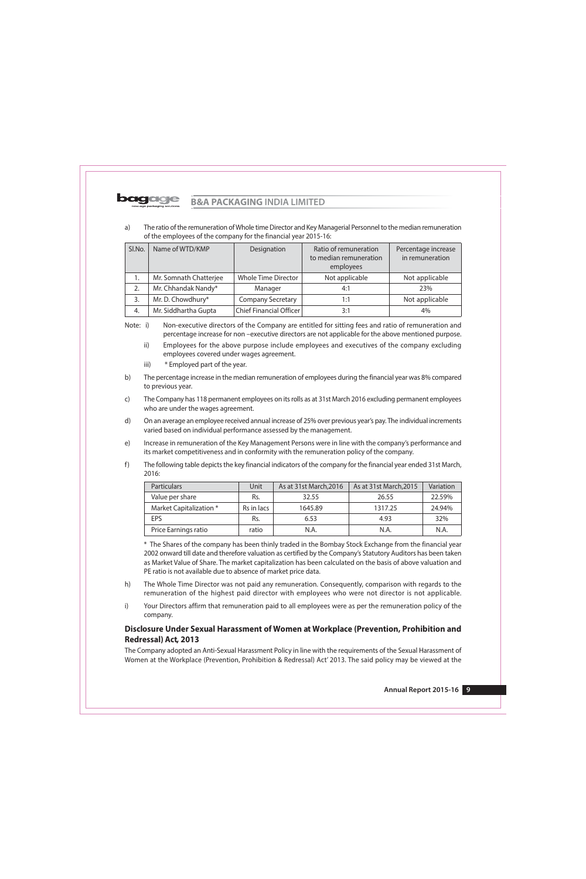a) The ratio of the remuneration of Whole time Director and Key Managerial Personnel to the median remuneration of the employees of the company for the financial year 2015-16:

| Sl.No. | Name of WTD/KMP | Designation | Ratio of remuneration to median remuneration employees | Percentage increase in remuneration |
|---|---|---|---|---|
| 1. | Mr. Somnath Chatterjee | Whole Time Director | Not applicable | Not applicable |
| 2. | Mr. Chhandak Nandy* | Manager | 4:1 | 23% |
| 3. | Mr. D. Chowdhury* | Company Secretary | 1:1 | Not applicable |
| 4. | Mr. Siddhartha Gupta | Chief Financial Officer | 3:1 | 4% |

Note: i) Non-executive directors of the Company are entitled for sitting fees and ratio of remuneration and percentage increase for non –executive directors are not applicable for the above mentioned purpose.

ii) Employees for the above purpose include employees and executives of the company excluding employees covered under wages agreement.

iii) * Employed part of the year.

b) The percentage increase in the median remuneration of employees during the financial year was 8% compared to previous year.

c) The Company has 118 permanent employees on its rolls as at 31st March 2016 excluding permanent employees who are under the wages agreement.

d) On an average an employee received annual increase of 25% over previous year's pay. The individual increments varied based on individual performance assessed by the management.

e) Increase in remuneration of the Key Management Persons were in line with the company's performance and its market competitiveness and in conformity with the remuneration policy of the company.

f) The following table depicts the key financial indicators of the company for the financial year ended 31st March, 2016:

| Particulars | Unit | As at 31st March,2016 | As at 31st March,2015 | Variation |
|---|---|---|---|---|
| Value per share | Rs. | 32.55 | 26.55 | 22.59% |
| Market Capitalization * | Rs in lacs | 1645.89 | 1317.25 | 24.94% |
| EPS | Rs. | 6.53 | 4.93 | 32% |
| Price Earnings ratio | ratio | N.A. | N.A. | N.A. |

* The Shares of the company has been thinly traded in the Bombay Stock Exchange from the financial year 2002 onward till date and therefore valuation as certified by the Company's Statutory Auditors has been taken as Market Value of Share. The market capitalization has been calculated on the basis of above valuation and PE ratio is not available due to absence of market price data.

h) The Whole Time Director was not paid any remuneration. Consequently, comparison with regards to the remuneration of the highest paid director with employees who were not director is not applicable.

i) Your Directors affirm that remuneration paid to all employees were as per the remuneration policy of the company.

## Disclosure Under Sexual Harassment of Women at Workplace (Prevention, Prohibition and Redressal) Act, 2013

The Company adopted an Anti-Sexual Harassment Policy in line with the requirements of the Sexual Harassment of Women at the Workplace (Prevention, Prohibition & Redressal) Act' 2013. The said policy may be viewed at the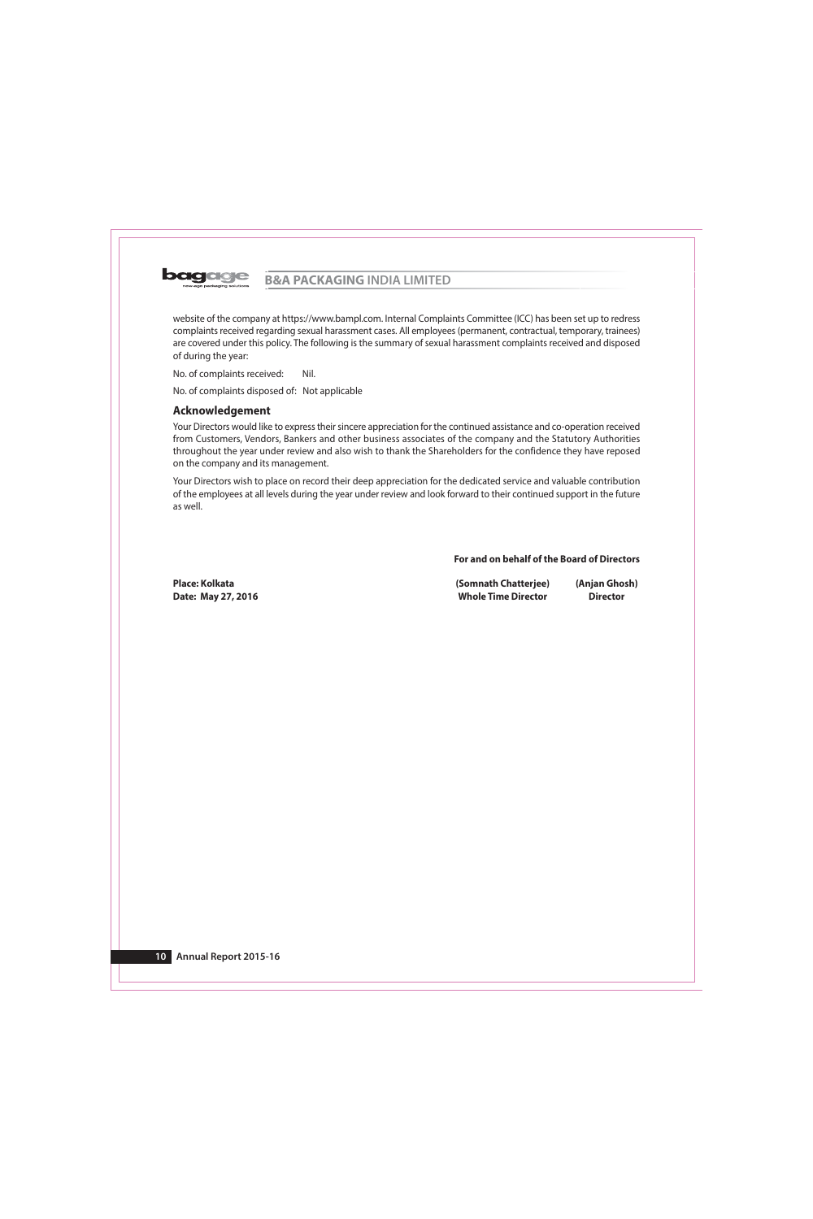website of the company at https://www.bampl.com. Internal Complaints Committee (ICC) has been set up to redress complaints received regarding sexual harassment cases. All employees (permanent, contractual, temporary, trainees) are covered under this policy. The following is the summary of sexual harassment complaints received and disposed of during the year:

No. of complaints received: Nil.

No. of complaints disposed of: Not applicable

## Acknowledgement

Your Directors would like to express their sincere appreciation for the continued assistance and co-operation received from Customers, Vendors, Bankers and other business associates of the company and the Statutory Authorities throughout the year under review and also wish to thank the Shareholders for the confidence they have reposed on the company and its management.

Your Directors wish to place on record their deep appreciation for the dedicated service and valuable contribution of the employees at all levels during the year under review and look forward to their continued support in the future as well.

**For and on behalf of the Board of Directors**

**Place: Kolkata**
**Date: May 27, 2016**

**(Somnath Chatterjee)**
**Whole Time Director**

**(Anjan Ghosh)**
**Director**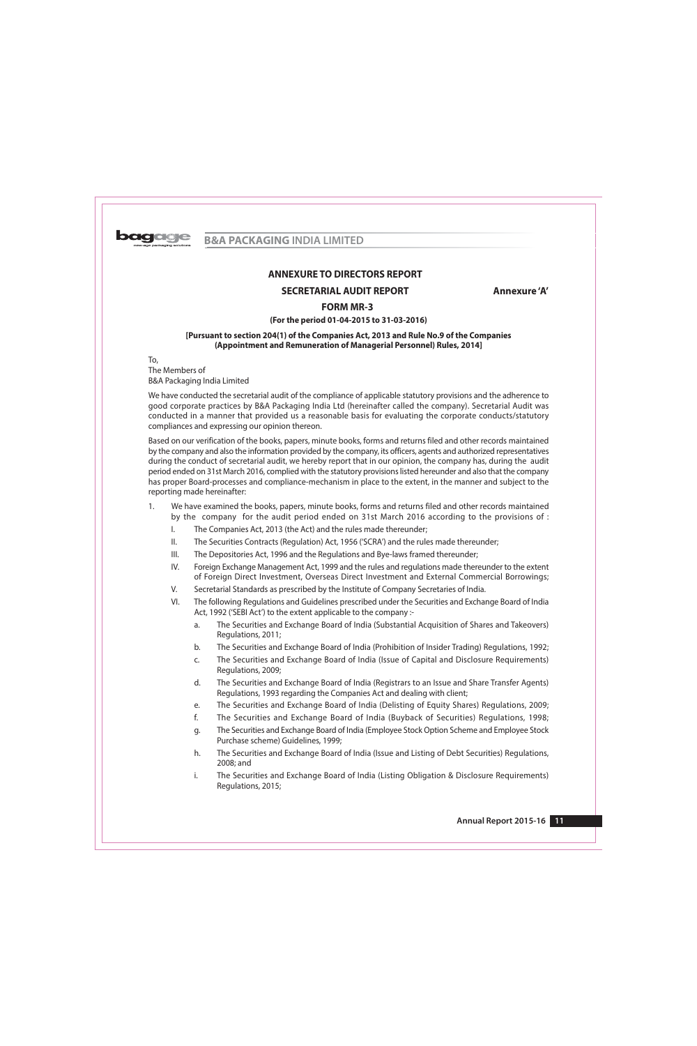## ANNEXURE TO DIRECTORS REPORT

### SECRETARIAL AUDIT REPORT

**Annexure 'A'**

### FORM MR-3

**(For the period 01-04-2015 to 31-03-2016)**

**[Pursuant to section 204(1) of the Companies Act, 2013 and Rule No.9 of the Companies (Appointment and Remuneration of Managerial Personnel) Rules, 2014]**

To,
The Members of
B&A Packaging India Limited

We have conducted the secretarial audit of the compliance of applicable statutory provisions and the adherence to good corporate practices by B&A Packaging India Ltd (hereinafter called the company). Secretarial Audit was conducted in a manner that provided us a reasonable basis for evaluating the corporate conducts/statutory compliances and expressing our opinion thereon.

Based on our verification of the books, papers, minute books, forms and returns filed and other records maintained by the company and also the information provided by the company, its officers, agents and authorized representatives during the conduct of secretarial audit, we hereby report that in our opinion, the company has, during the audit period ended on 31st March 2016, complied with the statutory provisions listed hereunder and also that the company has proper Board-processes and compliance-mechanism in place to the extent, in the manner and subject to the reporting made hereinafter:

1. We have examined the books, papers, minute books, forms and returns filed and other records maintained by the company for the audit period ended on 31st March 2016 according to the provisions of :
   - I. The Companies Act, 2013 (the Act) and the rules made thereunder;
   - II. The Securities Contracts (Regulation) Act, 1956 ('SCRA') and the rules made thereunder;
   - III. The Depositories Act, 1996 and the Regulations and Bye-laws framed thereunder;
   - IV. Foreign Exchange Management Act, 1999 and the rules and regulations made thereunder to the extent of Foreign Direct Investment, Overseas Direct Investment and External Commercial Borrowings;
   - V. Secretarial Standards as prescribed by the Institute of Company Secretaries of India.
   - VI. The following Regulations and Guidelines prescribed under the Securities and Exchange Board of India Act, 1992 ('SEBI Act') to the extent applicable to the company :-
     - a. The Securities and Exchange Board of India (Substantial Acquisition of Shares and Takeovers) Regulations, 2011;
     - b. The Securities and Exchange Board of India (Prohibition of Insider Trading) Regulations, 1992;
     - c. The Securities and Exchange Board of India (Issue of Capital and Disclosure Requirements) Regulations, 2009;
     - d. The Securities and Exchange Board of India (Registrars to an Issue and Share Transfer Agents) Regulations, 1993 regarding the Companies Act and dealing with client;
     - e. The Securities and Exchange Board of India (Delisting of Equity Shares) Regulations, 2009;
     - f. The Securities and Exchange Board of India (Buyback of Securities) Regulations, 1998;
     - g. The Securities and Exchange Board of India (Employee Stock Option Scheme and Employee Stock Purchase scheme) Guidelines, 1999;
     - h. The Securities and Exchange Board of India (Issue and Listing of Debt Securities) Regulations, 2008; and
     - i. The Securities and Exchange Board of India (Listing Obligation & Disclosure Requirements) Regulations, 2015;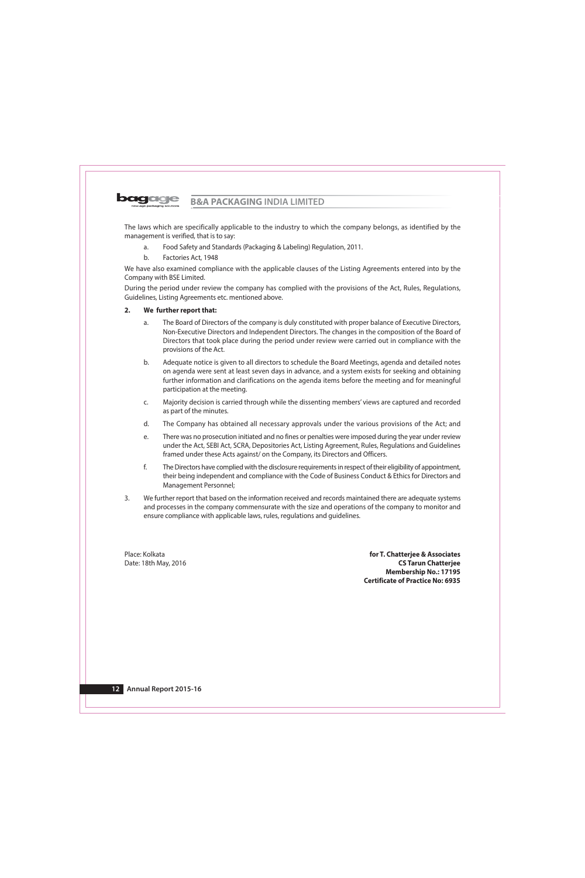The laws which are specifically applicable to the industry to which the company belongs, as identified by the management is verified, that is to say:

a. Food Safety and Standards (Packaging & Labeling) Regulation, 2011.

b. Factories Act, 1948

We have also examined compliance with the applicable clauses of the Listing Agreements entered into by the Company with BSE Limited.

During the period under review the company has complied with the provisions of the Act, Rules, Regulations, Guidelines, Listing Agreements etc. mentioned above.

**2. We further report that:**

a. The Board of Directors of the company is duly constituted with proper balance of Executive Directors, Non-Executive Directors and Independent Directors. The changes in the composition of the Board of Directors that took place during the period under review were carried out in compliance with the provisions of the Act.

b. Adequate notice is given to all directors to schedule the Board Meetings, agenda and detailed notes on agenda were sent at least seven days in advance, and a system exists for seeking and obtaining further information and clarifications on the agenda items before the meeting and for meaningful participation at the meeting.

c. Majority decision is carried through while the dissenting members' views are captured and recorded as part of the minutes.

d. The Company has obtained all necessary approvals under the various provisions of the Act; and

e. There was no prosecution initiated and no fines or penalties were imposed during the year under review under the Act, SEBI Act, SCRA, Depositories Act, Listing Agreement, Rules, Regulations and Guidelines framed under these Acts against/ on the Company, its Directors and Officers.

f. The Directors have complied with the disclosure requirements in respect of their eligibility of appointment, their being independent and compliance with the Code of Business Conduct & Ethics for Directors and Management Personnel;

3. We further report that based on the information received and records maintained there are adequate systems and processes in the company commensurate with the size and operations of the company to monitor and ensure compliance with applicable laws, rules, regulations and guidelines.

Place: Kolkata
Date: 18th May, 2016

**for T. Chatterjee & Associates**
**CS Tarun Chatterjee**
**Membership No.: 17195**
**Certificate of Practice No: 6935**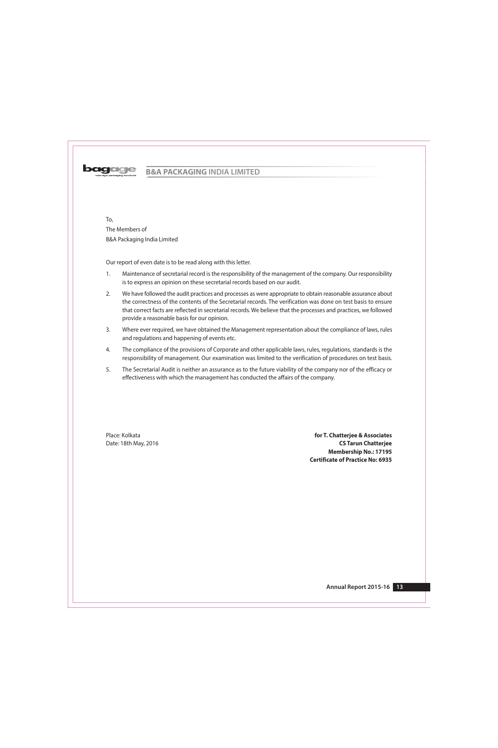To,

The Members of

B&A Packaging India Limited

Our report of even date is to be read along with this letter.

1. Maintenance of secretarial record is the responsibility of the management of the company. Our responsibility is to express an opinion on these secretarial records based on our audit.
2. We have followed the audit practices and processes as were appropriate to obtain reasonable assurance about the correctness of the contents of the Secretarial records. The verification was done on test basis to ensure that correct facts are reflected in secretarial records. We believe that the processes and practices, we followed provide a reasonable basis for our opinion.
3. Where ever required, we have obtained the Management representation about the compliance of laws, rules and regulations and happening of events etc.
4. The compliance of the provisions of Corporate and other applicable laws, rules, regulations, standards is the responsibility of management. Our examination was limited to the verification of procedures on test basis.
5. The Secretarial Audit is neither an assurance as to the future viability of the company nor of the efficacy or effectiveness with which the management has conducted the affairs of the company.

Place: Kolkata
Date: 18th May, 2016

**for T. Chatterjee & Associates**
**CS Tarun Chatterjee**
**Membership No.: 17195**
**Certificate of Practice No: 6935**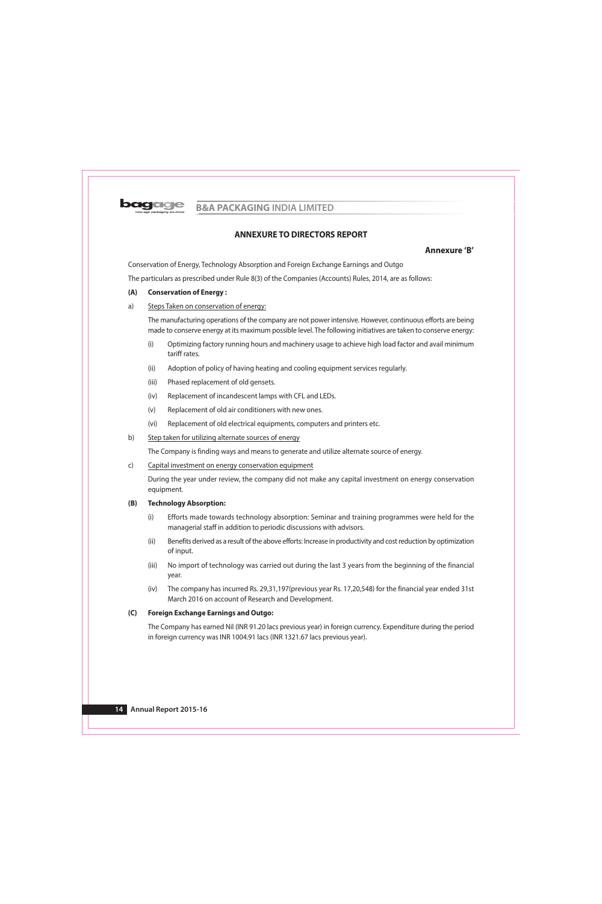# ANNEXURE TO DIRECTORS REPORT

**Annexure 'B'**

Conservation of Energy, Technology Absorption and Foreign Exchange Earnings and Outgo

The particulars as prescribed under Rule 8(3) of the Companies (Accounts) Rules, 2014, are as follows:

## (A) Conservation of Energy :

a) Steps Taken on conservation of energy:

The manufacturing operations of the company are not power intensive. However, continuous efforts are being made to conserve energy at its maximum possible level. The following initiatives are taken to conserve energy:

(i) Optimizing factory running hours and machinery usage to achieve high load factor and avail minimum tariff rates.

(ii) Adoption of policy of having heating and cooling equipment services regularly.

(iii) Phased replacement of old gensets.

(iv) Replacement of incandescent lamps with CFL and LEDs.

(v) Replacement of old air conditioners with new ones.

(vi) Replacement of old electrical equipments, computers and printers etc.

b) Step taken for utilizing alternate sources of energy

The Company is finding ways and means to generate and utilize alternate source of energy.

c) Capital investment on energy conservation equipment

During the year under review, the company did not make any capital investment on energy conservation equipment.

## (B) Technology Absorption:

(i) Efforts made towards technology absorption: Seminar and training programmes were held for the managerial staff in addition to periodic discussions with advisors.

(ii) Benefits derived as a result of the above efforts: Increase in productivity and cost reduction by optimization of input.

(iii) No import of technology was carried out during the last 3 years from the beginning of the financial year.

(iv) The company has incurred Rs. 29,31,197(previous year Rs. 17,20,548) for the financial year ended 31st March 2016 on account of Research and Development.

## (C) Foreign Exchange Earnings and Outgo:

The Company has earned Nil (INR 91.20 lacs previous year) in foreign currency. Expenditure during the period in foreign currency was INR 1004.91 lacs (INR 1321.67 lacs previous year).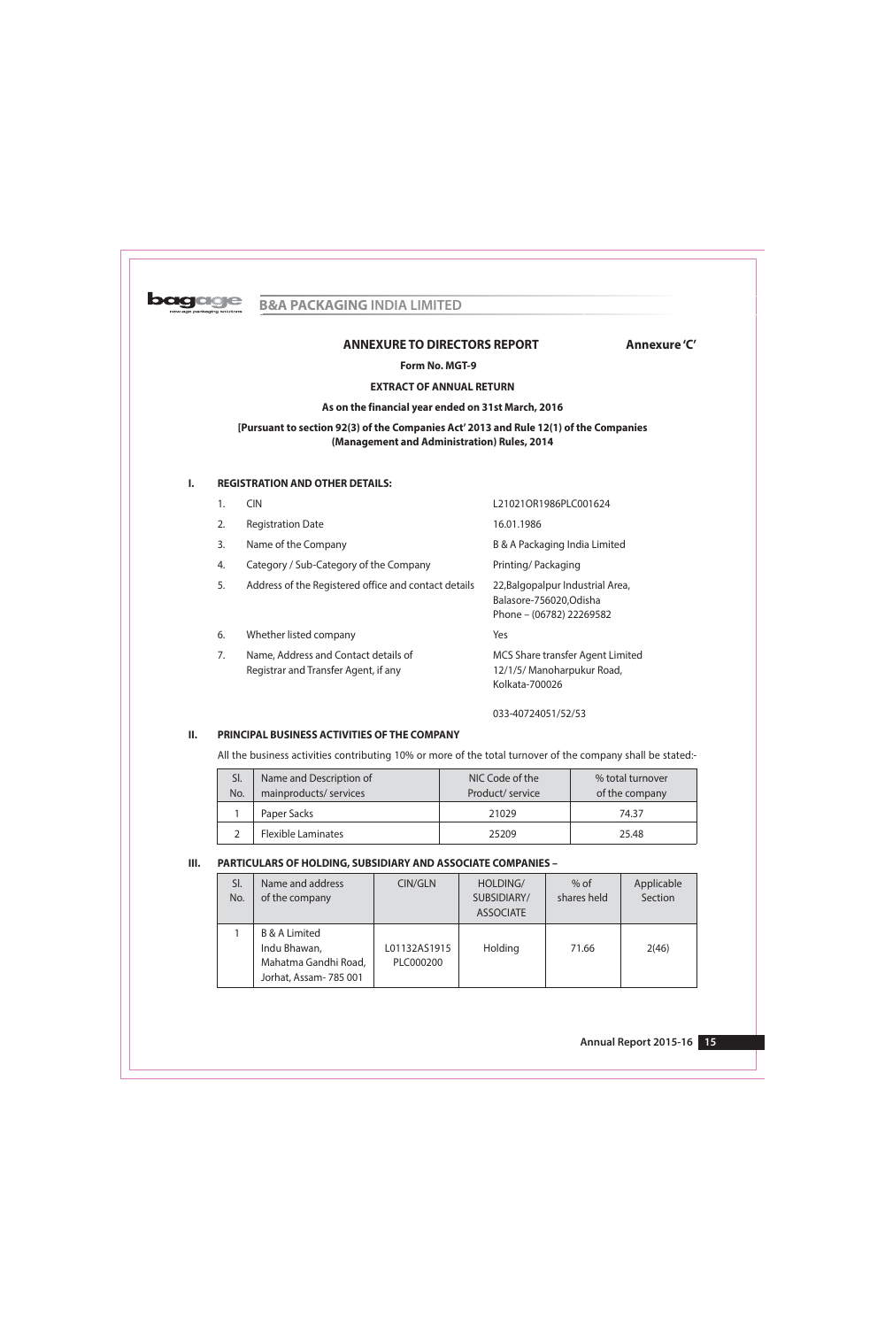## ANNEXURE TO DIRECTORS REPORT

**Annexure 'C'**

**Form No. MGT-9**

**EXTRACT OF ANNUAL RETURN**

**As on the financial year ended on 31st March, 2016**

**[Pursuant to section 92(3) of the Companies Act' 2013 and Rule 12(1) of the Companies (Management and Administration) Rules, 2014**

### I. REGISTRATION AND OTHER DETAILS:

1. CIN — L21021OR1986PLC001624
2. Registration Date — 16.01.1986
3. Name of the Company — B & A Packaging India Limited
4. Category / Sub-Category of the Company — Printing/ Packaging
5. Address of the Registered office and contact details — 22,Balgopalpur Industrial Area, Balasore-756020,Odisha Phone – (06782) 22269582
6. Whether listed company — Yes
7. Name, Address and Contact details of Registrar and Transfer Agent, if any — MCS Share transfer Agent Limited 12/1/5/ Manoharpukur Road, Kolkata-700026

   033-40724051/52/53

### II. PRINCIPAL BUSINESS ACTIVITIES OF THE COMPANY

All the business activities contributing 10% or more of the total turnover of the company shall be stated:-

| Sl. No. | Name and Description of mainproducts/ services | NIC Code of the Product/ service | % total turnover of the company |
|---|---|---|---|
| 1 | Paper Sacks | 21029 | 74.37 |
| 2 | Flexible Laminates | 25209 | 25.48 |

### III. PARTICULARS OF HOLDING, SUBSIDIARY AND ASSOCIATE COMPANIES –

| Sl. No. | Name and address of the company | CIN/GLN | HOLDING/ SUBSIDIARY/ ASSOCIATE | % of shares held | Applicable Section |
|---|---|---|---|---|---|
| 1 | B & A Limited Indu Bhawan, Mahatma Gandhi Road, Jorhat, Assam- 785 001 | L01132AS1915 PLC000200 | Holding | 71.66 | 2(46) |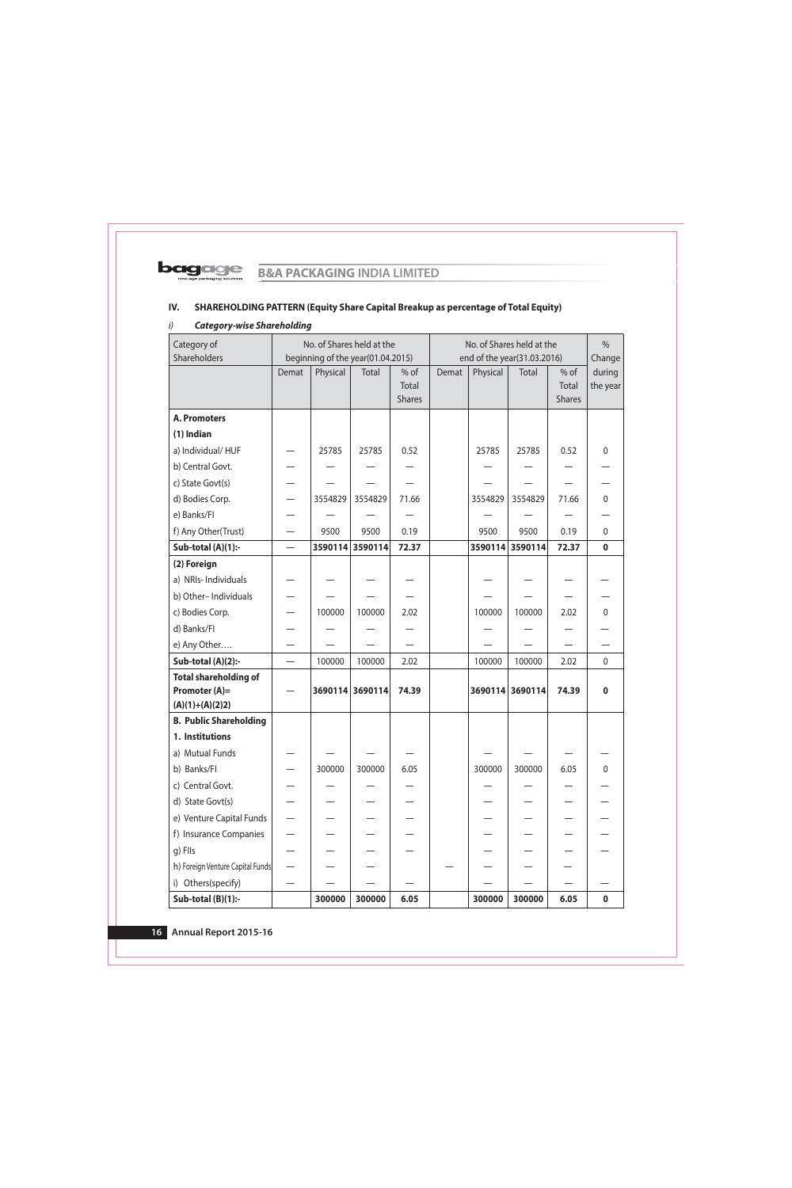## IV. SHAREHOLDING PATTERN (Equity Share Capital Breakup as percentage of Total Equity)

### i) *Category-wise Shareholding*

| Category of Shareholders | No. of Shares held at the beginning of the year(01.04.2015) | | | | No. of Shares held at the end of the year(31.03.2016) | | | | % Change |
|---|---|---|---|---|---|---|---|---|---|
| | Demat | Physical | Total | % of Total Shares | Demat | Physical | Total | % of Total Shares | during the year |
| **A. Promoters** | | | | | | | | | |
| **(1) Indian** | | | | | | | | | |
| a) Individual/ HUF | — | 25785 | 25785 | 0.52 | | 25785 | 25785 | 0.52 | 0 |
| b) Central Govt. | — | — | — | — | | — | — | — | — |
| c) State Govt(s) | — | — | — | — | | — | — | — | — |
| d) Bodies Corp. | — | 3554829 | 3554829 | 71.66 | | 3554829 | 3554829 | 71.66 | 0 |
| e) Banks/FI | — | — | — | — | | — | — | — | — |
| f) Any Other(Trust) | — | 9500 | 9500 | 0.19 | | 9500 | 9500 | 0.19 | 0 |
| **Sub-total (A)(1):-** | — | **3590114** | **3590114** | **72.37** | | **3590114** | **3590114** | **72.37** | **0** |
| **(2) Foreign** | | | | | | | | | |
| a) NRIs- Individuals | — | — | — | — | | — | — | — | — |
| b) Other– Individuals | — | — | — | — | | — | — | — | — |
| c) Bodies Corp. | — | 100000 | 100000 | 2.02 | | 100000 | 100000 | 2.02 | 0 |
| d) Banks/FI | — | — | — | — | | — | — | — | — |
| e) Any Other…. | — | — | — | — | | — | — | — | — |
| **Sub-total (A)(2):-** | — | 100000 | 100000 | 2.02 | | 100000 | 100000 | 2.02 | 0 |
| **Total shareholding of Promoter (A)= (A)(1)+(A)(2)2)** | — | **3690114** | **3690114** | **74.39** | | **3690114** | **3690114** | **74.39** | **0** |
| **B. Public Shareholding** | | | | | | | | | |
| **1. Institutions** | | | | | | | | | |
| a) Mutual Funds | — | — | — | — | | — | — | — | — |
| b) Banks/FI | — | 300000 | 300000 | 6.05 | | 300000 | 300000 | 6.05 | 0 |
| c) Central Govt. | — | — | — | — | | — | — | — | — |
| d) State Govt(s) | — | — | — | — | | — | — | — | — |
| e) Venture Capital Funds | — | — | — | — | | — | — | — | — |
| f) Insurance Companies | — | — | — | — | | — | — | — | — |
| g) FIIs | — | — | — | — | | — | — | — | — |
| h) Foreign Venture Capital Funds | — | — | — | | — | — | — | — | |
| i) Others(specify) | — | — | — | — | | — | — | — | — |
| **Sub-total (B)(1):-** | | **300000** | **300000** | **6.05** | | **300000** | **300000** | **6.05** | **0** |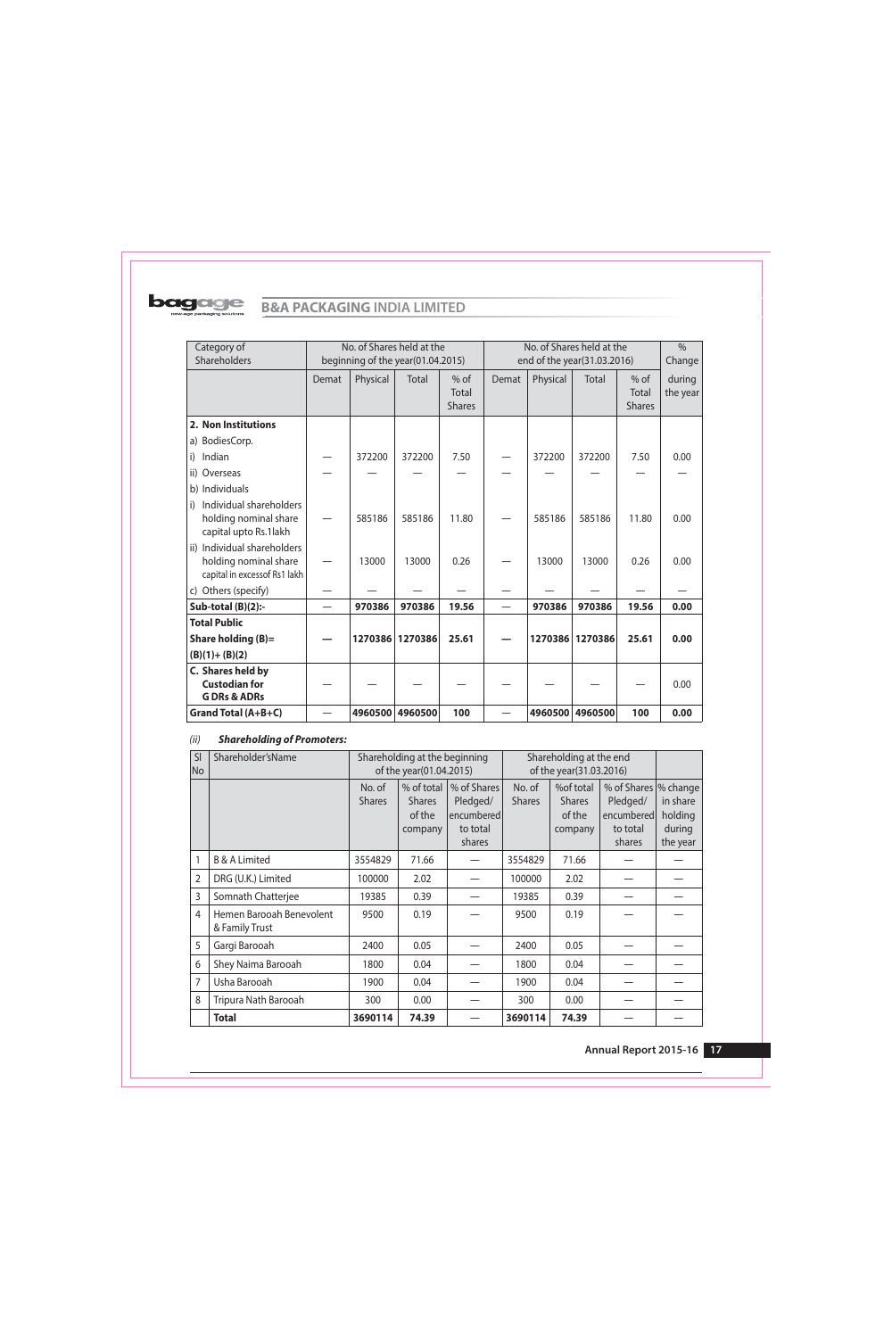| Category of Shareholders | No. of Shares held at the beginning of the year(01.04.2015) | | | | No. of Shares held at the end of the year(31.03.2016) | | | | % Change |
|---|---|---|---|---|---|---|---|---|---|
| | Demat | Physical | Total | % of Total Shares | Demat | Physical | Total | % of Total Shares | during the year |
| **2. Non Institutions** | | | | | | | | | |
| a) BodiesCorp. | | | | | | | | | |
| i) Indian | — | 372200 | 372200 | 7.50 | — | 372200 | 372200 | 7.50 | 0.00 |
| ii) Overseas | — | — | — | — | — | — | — | — | — |
| b) Individuals | | | | | | | | | |
| i) Individual shareholders holding nominal share capital upto Rs.1lakh | — | 585186 | 585186 | 11.80 | — | 585186 | 585186 | 11.80 | 0.00 |
| ii) Individual shareholders holding nominal share capital in excessof Rs1 lakh | — | 13000 | 13000 | 0.26 | — | 13000 | 13000 | 0.26 | 0.00 |
| c) Others (specify) | — | — | — | — | — | — | — | — | — |
| **Sub-total (B)(2):-** | — | **970386** | **970386** | **19.56** | — | **970386** | **970386** | **19.56** | **0.00** |
| **Total Public Share holding (B)= (B)(1)+ (B)(2)** | — | **1270386** | **1270386** | **25.61** | — | **1270386** | **1270386** | **25.61** | **0.00** |
| **C. Shares held by Custodian for GDRs & ADRs** | — | — | — | — | — | — | — | — | 0.00 |
| **Grand Total (A+B+C)** | — | **4960500** | **4960500** | **100** | — | **4960500** | **4960500** | **100** | **0.00** |

*(ii)* ***Shareholding of Promoters:***

| Sl No | Shareholder'sName | Shareholding at the beginning of the year(01.04.2015) | | | Shareholding at the end of the year(31.03.2016) | | | |
|---|---|---|---|---|---|---|---|---|
| | | No. of Shares | % of total Shares of the company | % of Shares Pledged/ encumbered to total shares | No. of Shares | %of total Shares of the company | % of Shares Pledged/ encumbered to total shares | % change in share holding during the year |
| 1 | B & A Limited | 3554829 | 71.66 | — | 3554829 | 71.66 | — | — |
| 2 | DRG (U.K.) Limited | 100000 | 2.02 | — | 100000 | 2.02 | — | — |
| 3 | Somnath Chatterjee | 19385 | 0.39 | — | 19385 | 0.39 | — | — |
| 4 | Hemen Barooah Benevolent & Family Trust | 9500 | 0.19 | — | 9500 | 0.19 | — | — |
| 5 | Gargi Barooah | 2400 | 0.05 | — | 2400 | 0.05 | — | — |
| 6 | Shey Naima Barooah | 1800 | 0.04 | — | 1800 | 0.04 | — | — |
| 7 | Usha Barooah | 1900 | 0.04 | — | 1900 | 0.04 | — | — |
| 8 | Tripura Nath Barooah | 300 | 0.00 | — | 300 | 0.00 | — | — |
| | **Total** | **3690114** | **74.39** | — | **3690114** | **74.39** | — | — |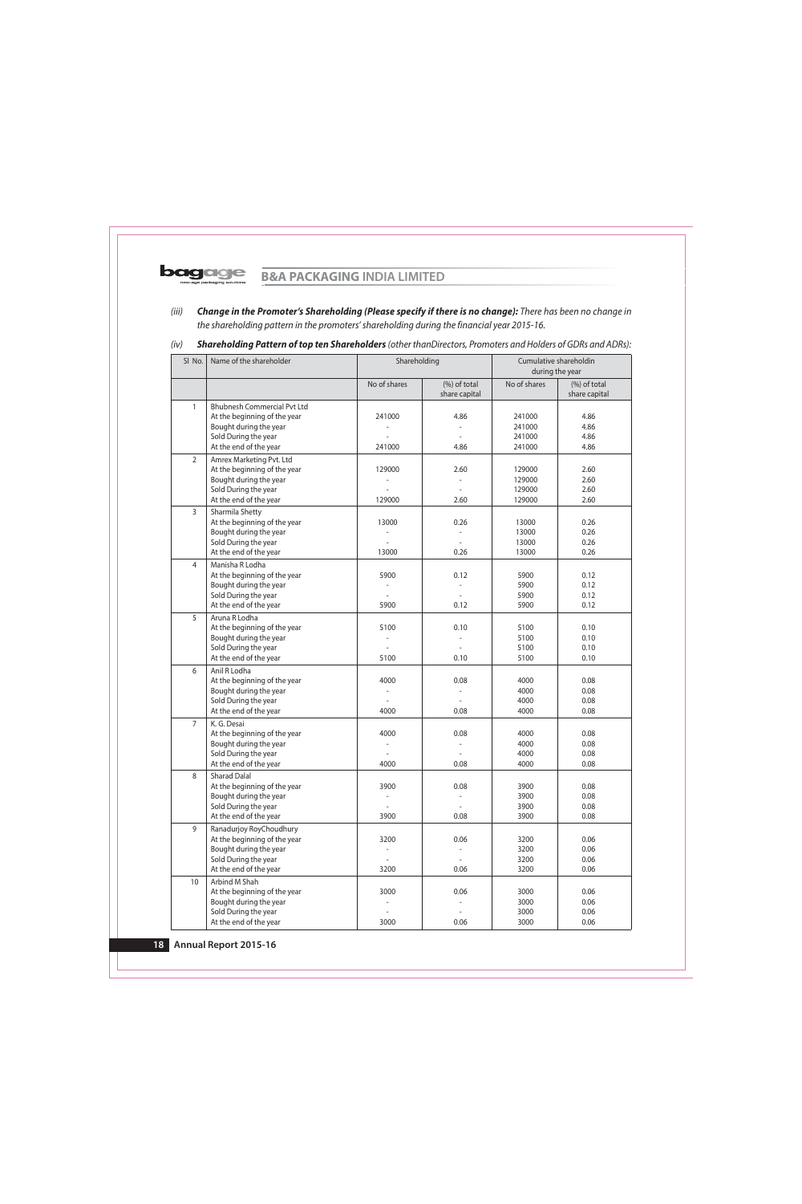*(iii)* ***Change in the Promoter's Shareholding (Please specify if there is no change):*** *There has been no change in the shareholding pattern in the promoters' shareholding during the financial year 2015-16.*

*(iv)* ***Shareholding Pattern of top ten Shareholders*** *(other thanDirectors, Promoters and Holders of GDRs and ADRs):*

| Sl No. | Name of the shareholder | Shareholding | | Cumulative shareholdin during the year | |
|---|---|---|---|---|---|
| | | No of shares | (%) of total share capital | No of shares | (%) of total share capital |
| 1 | Bhubnesh Commercial Pvt Ltd | | | | |
| | At the beginning of the year | 241000 | 4.86 | 241000 | 4.86 |
| | Bought during the year | - | - | 241000 | 4.86 |
| | Sold During the year | - | - | 241000 | 4.86 |
| | At the end of the year | 241000 | 4.86 | 241000 | 4.86 |
| 2 | Amrex Marketing Pvt. Ltd | | | | |
| | At the beginning of the year | 129000 | 2.60 | 129000 | 2.60 |
| | Bought during the year | - | - | 129000 | 2.60 |
| | Sold During the year | - | - | 129000 | 2.60 |
| | At the end of the year | 129000 | 2.60 | 129000 | 2.60 |
| 3 | Sharmila Shetty | | | | |
| | At the beginning of the year | 13000 | 0.26 | 13000 | 0.26 |
| | Bought during the year | - | - | 13000 | 0.26 |
| | Sold During the year | - | - | 13000 | 0.26 |
| | At the end of the year | 13000 | 0.26 | 13000 | 0.26 |
| 4 | Manisha R Lodha | | | | |
| | At the beginning of the year | 5900 | 0.12 | 5900 | 0.12 |
| | Bought during the year | - | - | 5900 | 0.12 |
| | Sold During the year | - | - | 5900 | 0.12 |
| | At the end of the year | 5900 | 0.12 | 5900 | 0.12 |
| 5 | Aruna R Lodha | | | | |
| | At the beginning of the year | 5100 | 0.10 | 5100 | 0.10 |
| | Bought during the year | - | - | 5100 | 0.10 |
| | Sold During the year | - | - | 5100 | 0.10 |
| | At the end of the year | 5100 | 0.10 | 5100 | 0.10 |
| 6 | Anil R Lodha | | | | |
| | At the beginning of the year | 4000 | 0.08 | 4000 | 0.08 |
| | Bought during the year | - | - | 4000 | 0.08 |
| | Sold During the year | - | - | 4000 | 0.08 |
| | At the end of the year | 4000 | 0.08 | 4000 | 0.08 |
| 7 | K. G. Desai | | | | |
| | At the beginning of the year | 4000 | 0.08 | 4000 | 0.08 |
| | Bought during the year | - | - | 4000 | 0.08 |
| | Sold During the year | - | - | 4000 | 0.08 |
| | At the end of the year | 4000 | 0.08 | 4000 | 0.08 |
| 8 | Sharad Dalal | | | | |
| | At the beginning of the year | 3900 | 0.08 | 3900 | 0.08 |
| | Bought during the year | - | - | 3900 | 0.08 |
| | Sold During the year | - | - | 3900 | 0.08 |
| | At the end of the year | 3900 | 0.08 | 3900 | 0.08 |
| 9 | Ranadurjoy RoyChoudhury | | | | |
| | At the beginning of the year | 3200 | 0.06 | 3200 | 0.06 |
| | Bought during the year | - | - | 3200 | 0.06 |
| | Sold During the year | - | - | 3200 | 0.06 |
| | At the end of the year | 3200 | 0.06 | 3200 | 0.06 |
| 10 | Arbind M Shah | | | | |
| | At the beginning of the year | 3000 | 0.06 | 3000 | 0.06 |
| | Bought during the year | - | - | 3000 | 0.06 |
| | Sold During the year | - | - | 3000 | 0.06 |
| | At the end of the year | 3000 | 0.06 | 3000 | 0.06 |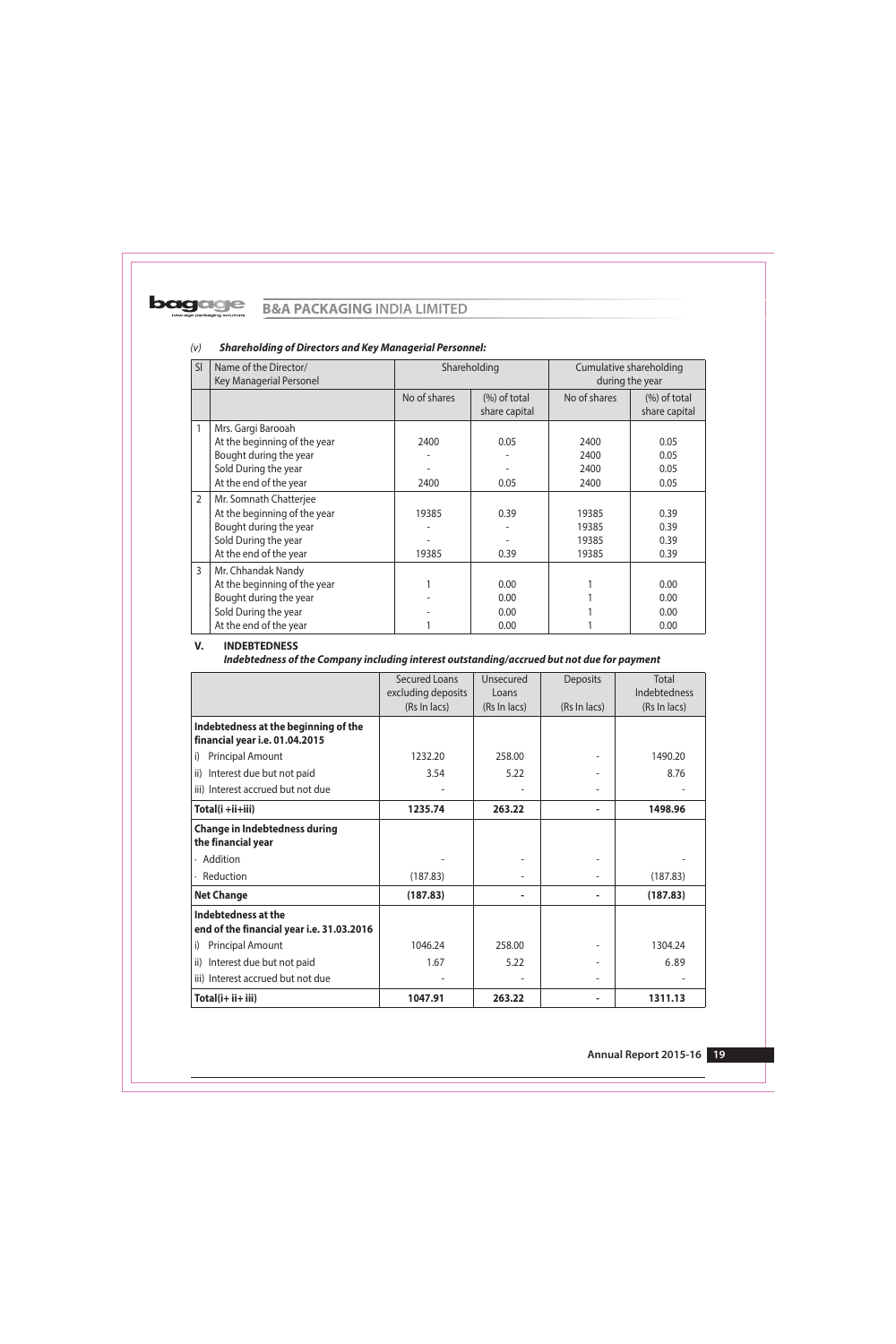*(v)* ***Shareholding of Directors and Key Managerial Personnel:***

| Sl | Name of the Director/ Key Managerial Personel | Shareholding | | Cumulative shareholding during the year | |
|---|---|---|---|---|---|
| | | No of shares | (%) of total share capital | No of shares | (%) of total share capital |
| 1 | Mrs. Gargi Barooah | | | | |
| | At the beginning of the year | 2400 | 0.05 | 2400 | 0.05 |
| | Bought during the year | - | - | 2400 | 0.05 |
| | Sold During the year | - | - | 2400 | 0.05 |
| | At the end of the year | 2400 | 0.05 | 2400 | 0.05 |
| 2 | Mr. Somnath Chatterjee | | | | |
| | At the beginning of the year | 19385 | 0.39 | 19385 | 0.39 |
| | Bought during the year | - | - | 19385 | 0.39 |
| | Sold During the year | - | - | 19385 | 0.39 |
| | At the end of the year | 19385 | 0.39 | 19385 | 0.39 |
| 3 | Mr. Chhandak Nandy | | | | |
| | At the beginning of the year | 1 | 0.00 | 1 | 0.00 |
| | Bought during the year | - | 0.00 | 1 | 0.00 |
| | Sold During the year | - | 0.00 | 1 | 0.00 |
| | At the end of the year | 1 | 0.00 | 1 | 0.00 |

## V. INDEBTEDNESS

***Indebtedness of the Company including interest outstanding/accrued but not due for payment***

| | Secured Loans excluding deposits (Rs In lacs) | Unsecured Loans (Rs In lacs) | Deposits (Rs In lacs) | Total Indebtedness (Rs In lacs) |
|---|---|---|---|---|
| **Indebtedness at the beginning of the financial year i.e. 01.04.2015** | | | | |
| i) Principal Amount | 1232.20 | 258.00 | - | 1490.20 |
| ii) Interest due but not paid | 3.54 | 5.22 | - | 8.76 |
| iii) Interest accrued but not due | - | - | - | - |
| **Total(i +ii+iii)** | **1235.74** | **263.22** | **-** | **1498.96** |
| **Change in Indebtedness during the financial year** | | | | |
| · Addition | - | - | - | - |
| · Reduction | (187.83) | - | - | (187.83) |
| **Net Change** | **(187.83)** | **-** | **-** | **(187.83)** |
| **Indebtedness at the end of the financial year i.e. 31.03.2016** | | | | |
| i) Principal Amount | 1046.24 | 258.00 | - | 1304.24 |
| ii) Interest due but not paid | 1.67 | 5.22 | - | 6.89 |
| iii) Interest accrued but not due | - | - | - | - |
| **Total(i+ ii+ iii)** | **1047.91** | **263.22** | **-** | **1311.13** |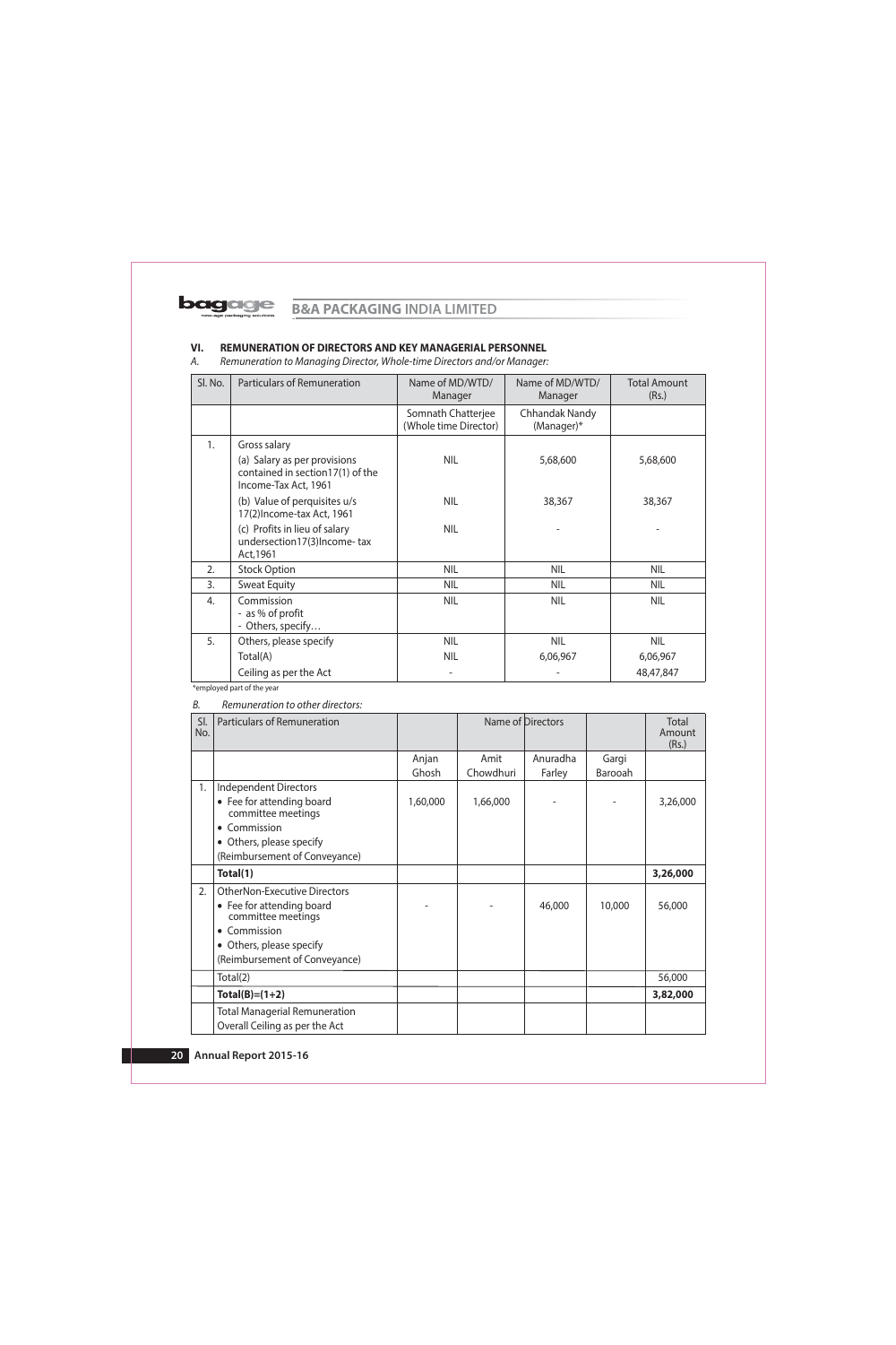### VI. REMUNERATION OF DIRECTORS AND KEY MANAGERIAL PERSONNEL

*A. Remuneration to Managing Director, Whole-time Directors and/or Manager:*

| Sl. No. | Particulars of Remuneration | Name of MD/WTD/ Manager | Name of MD/WTD/ Manager | Total Amount (Rs.) |
|---|---|---|---|---|
| | | Somnath Chatterjee (Whole time Director) | Chhandak Nandy (Manager)* | |
| 1. | Gross salary | | | |
| | (a) Salary as per provisions contained in section17(1) of the Income-Tax Act, 1961 | NIL | 5,68,600 | 5,68,600 |
| | (b) Value of perquisites u/s 17(2)Income-tax Act, 1961 | NIL | 38,367 | 38,367 |
| | (c) Profits in lieu of salary undersection17(3)Income- tax Act,1961 | NIL | - | - |
| 2. | Stock Option | NIL | NIL | NIL |
| 3. | Sweat Equity | NIL | NIL | NIL |
| 4. | Commission<br>- as % of profit<br>- Others, specify… | NIL | NIL | NIL |
| 5. | Others, please specify | NIL | NIL | NIL |
| | Total(A) | NIL | 6,06,967 | 6,06,967 |
| | Ceiling as per the Act | - | - | 48,47,847 |

*employed part of the year

*B. Remuneration to other directors:*

| Sl. No. | Particulars of Remuneration | Name of Directors | | | | Total Amount (Rs.) |
|---|---|---|---|---|---|---|
| | | Anjan Ghosh | Amit Chowdhuri | Anuradha Farley | Gargi Barooah | |
| 1. | Independent Directors<br>• Fee for attending board committee meetings<br>• Commission<br>• Others, please specify<br>(Reimbursement of Conveyance) | 1,60,000 | 1,66,000 | - | - | 3,26,000 |
| | **Total(1)** | | | | | **3,26,000** |
| 2. | OtherNon-Executive Directors<br>• Fee for attending board committee meetings<br>• Commission<br>• Others, please specify<br>(Reimbursement of Conveyance) | - | - | 46,000 | 10,000 | 56,000 |
| | Total(2) | | | | | 56,000 |
| | **Total(B)=(1+2)** | | | | | **3,82,000** |
| | Total Managerial Remuneration<br>Overall Ceiling as per the Act | | | | | |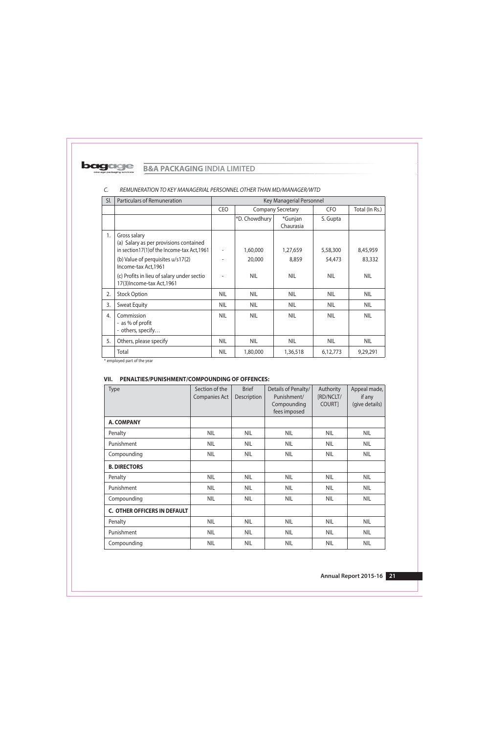### C. REMUNERATION TO KEY MANAGERIAL PERSONNEL OTHER THAN MD/MANAGER/WTD

| Sl. | Particulars of Remuneration | Key Managerial Personnel | | | | |
|---|---|---|---|---|---|---|
| | | CEO | Company Secretary | | CFO | Total (In Rs.) |
| | | | *D. Chowdhury | *Gunjan Chaurasia | S. Gupta | |
| 1. | Gross salary<br>(a) Salary as per provisions contained in section17(1)of the Income-tax Act,1961 | - | 1,60,000 | 1,27,659 | 5,58,300 | 8,45,959 |
| | (b) Value of perquisites u/s17(2) Income-tax Act,1961 | - | 20,000 | 8,859 | 54,473 | 83,332 |
| | (c) Profits in lieu of salary under sectio 17(3)Income-tax Act,1961 | - | NIL | NIL | NIL | NIL |
| 2. | Stock Option | NIL | NIL | NIL | NIL | NIL |
| 3. | Sweat Equity | NIL | NIL | NIL | NIL | NIL |
| 4. | Commission<br>- as % of profit<br>- others, specify… | NIL | NIL | NIL | NIL | NIL |
| 5. | Others, please specify | NIL | NIL | NIL | NIL | NIL |
| | Total | NIL | 1,80,000 | 1,36,518 | 6,12,773 | 9,29,291 |

* employed part of the year

## VII. PENALTIES/PUNISHMENT/COMPOUNDING OF OFFENCES:

| Type | Section of the Companies Act | Brief Description | Details of Penalty/ Punishment/ Compounding fees imposed | Authority [RD/NCLT/ COURT] | Appeal made, if any (give details) |
|---|---|---|---|---|---|
| **A. COMPANY** | | | | | |
| Penalty | NIL | NIL | NIL | NIL | NIL |
| Punishment | NIL | NIL | NIL | NIL | NIL |
| Compounding | NIL | NIL | NIL | NIL | NIL |
| **B. DIRECTORS** | | | | | |
| Penalty | NIL | NIL | NIL | NIL | NIL |
| Punishment | NIL | NIL | NIL | NIL | NIL |
| Compounding | NIL | NIL | NIL | NIL | NIL |
| **C. OTHER OFFICERS IN DEFAULT** | | | | | |
| Penalty | NIL | NIL | NIL | NIL | NIL |
| Punishment | NIL | NIL | NIL | NIL | NIL |
| Compounding | NIL | NIL | NIL | NIL | NIL |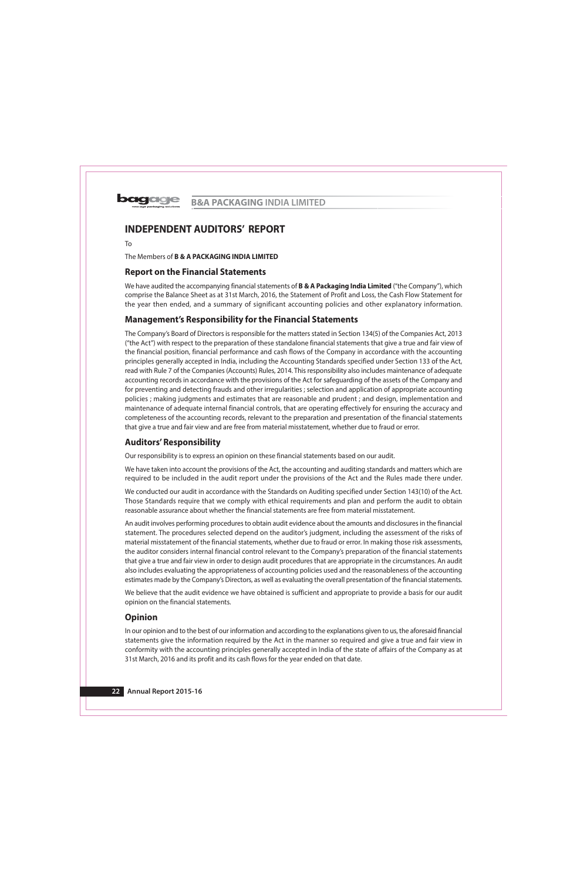# INDEPENDENT AUDITORS' REPORT

To

The Members of **B & A PACKAGING INDIA LIMITED**

## Report on the Financial Statements

We have audited the accompanying financial statements of **B & A Packaging India Limited** ("the Company"), which comprise the Balance Sheet as at 31st March, 2016, the Statement of Profit and Loss, the Cash Flow Statement for the year then ended, and a summary of significant accounting policies and other explanatory information.

## Management's Responsibility for the Financial Statements

The Company's Board of Directors is responsible for the matters stated in Section 134(5) of the Companies Act, 2013 ("the Act") with respect to the preparation of these standalone financial statements that give a true and fair view of the financial position, financial performance and cash flows of the Company in accordance with the accounting principles generally accepted in India, including the Accounting Standards specified under Section 133 of the Act, read with Rule 7 of the Companies (Accounts) Rules, 2014. This responsibility also includes maintenance of adequate accounting records in accordance with the provisions of the Act for safeguarding of the assets of the Company and for preventing and detecting frauds and other irregularities ; selection and application of appropriate accounting policies ; making judgments and estimates that are reasonable and prudent ; and design, implementation and maintenance of adequate internal financial controls, that are operating effectively for ensuring the accuracy and completeness of the accounting records, relevant to the preparation and presentation of the financial statements that give a true and fair view and are free from material misstatement, whether due to fraud or error.

## Auditors' Responsibility

Our responsibility is to express an opinion on these financial statements based on our audit.

We have taken into account the provisions of the Act, the accounting and auditing standards and matters which are required to be included in the audit report under the provisions of the Act and the Rules made there under.

We conducted our audit in accordance with the Standards on Auditing specified under Section 143(10) of the Act. Those Standards require that we comply with ethical requirements and plan and perform the audit to obtain reasonable assurance about whether the financial statements are free from material misstatement.

An audit involves performing procedures to obtain audit evidence about the amounts and disclosures in the financial statement. The procedures selected depend on the auditor's judgment, including the assessment of the risks of material misstatement of the financial statements, whether due to fraud or error. In making those risk assessments, the auditor considers internal financial control relevant to the Company's preparation of the financial statements that give a true and fair view in order to design audit procedures that are appropriate in the circumstances. An audit also includes evaluating the appropriateness of accounting policies used and the reasonableness of the accounting estimates made by the Company's Directors, as well as evaluating the overall presentation of the financial statements.

We believe that the audit evidence we have obtained is sufficient and appropriate to provide a basis for our audit opinion on the financial statements.

## Opinion

In our opinion and to the best of our information and according to the explanations given to us, the aforesaid financial statements give the information required by the Act in the manner so required and give a true and fair view in conformity with the accounting principles generally accepted in India of the state of affairs of the Company as at 31st March, 2016 and its profit and its cash flows for the year ended on that date.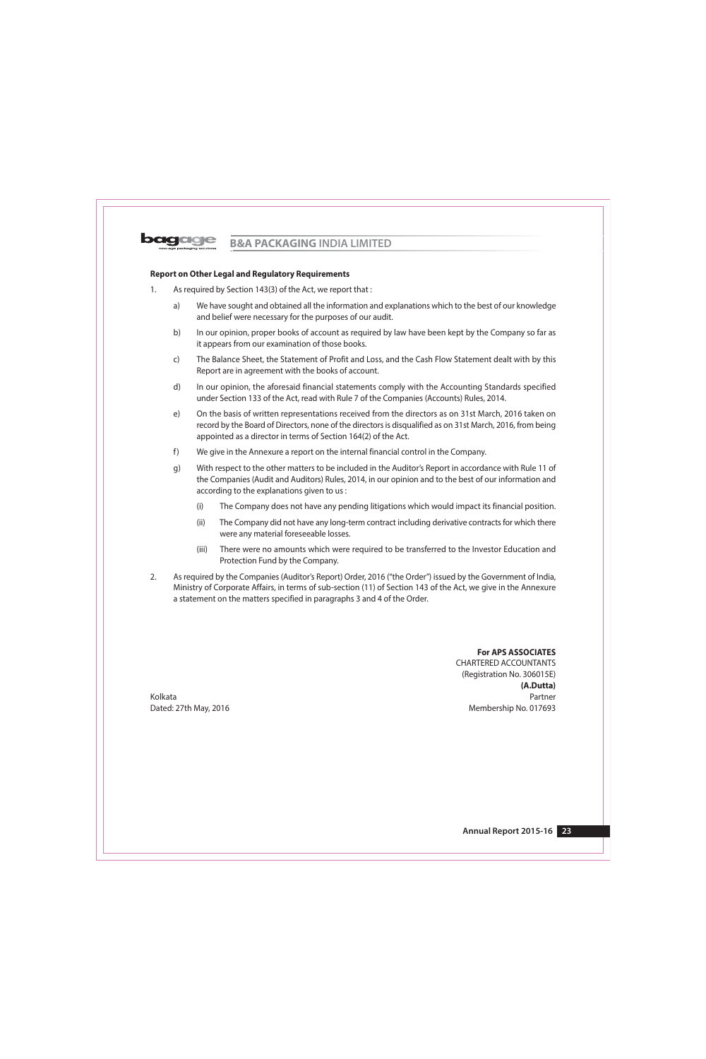**Report on Other Legal and Regulatory Requirements**

1. As required by Section 143(3) of the Act, we report that :

   a) We have sought and obtained all the information and explanations which to the best of our knowledge and belief were necessary for the purposes of our audit.

   b) In our opinion, proper books of account as required by law have been kept by the Company so far as it appears from our examination of those books.

   c) The Balance Sheet, the Statement of Profit and Loss, and the Cash Flow Statement dealt with by this Report are in agreement with the books of account.

   d) In our opinion, the aforesaid financial statements comply with the Accounting Standards specified under Section 133 of the Act, read with Rule 7 of the Companies (Accounts) Rules, 2014.

   e) On the basis of written representations received from the directors as on 31st March, 2016 taken on record by the Board of Directors, none of the directors is disqualified as on 31st March, 2016, from being appointed as a director in terms of Section 164(2) of the Act.

   f) We give in the Annexure a report on the internal financial control in the Company.

   g) With respect to the other matters to be included in the Auditor's Report in accordance with Rule 11 of the Companies (Audit and Auditors) Rules, 2014, in our opinion and to the best of our information and according to the explanations given to us :

      (i) The Company does not have any pending litigations which would impact its financial position.

      (ii) The Company did not have any long-term contract including derivative contracts for which there were any material foreseeable losses.

      (iii) There were no amounts which were required to be transferred to the Investor Education and Protection Fund by the Company.

2. As required by the Companies (Auditor's Report) Order, 2016 ("the Order") issued by the Government of India, Ministry of Corporate Affairs, in terms of sub-section (11) of Section 143 of the Act, we give in the Annexure a statement on the matters specified in paragraphs 3 and 4 of the Order.

**For APS ASSOCIATES**
CHARTERED ACCOUNTANTS
(Registration No. 306015E)
**(A.Dutta)**
Partner
Membership No. 017693

Kolkata
Dated: 27th May, 2016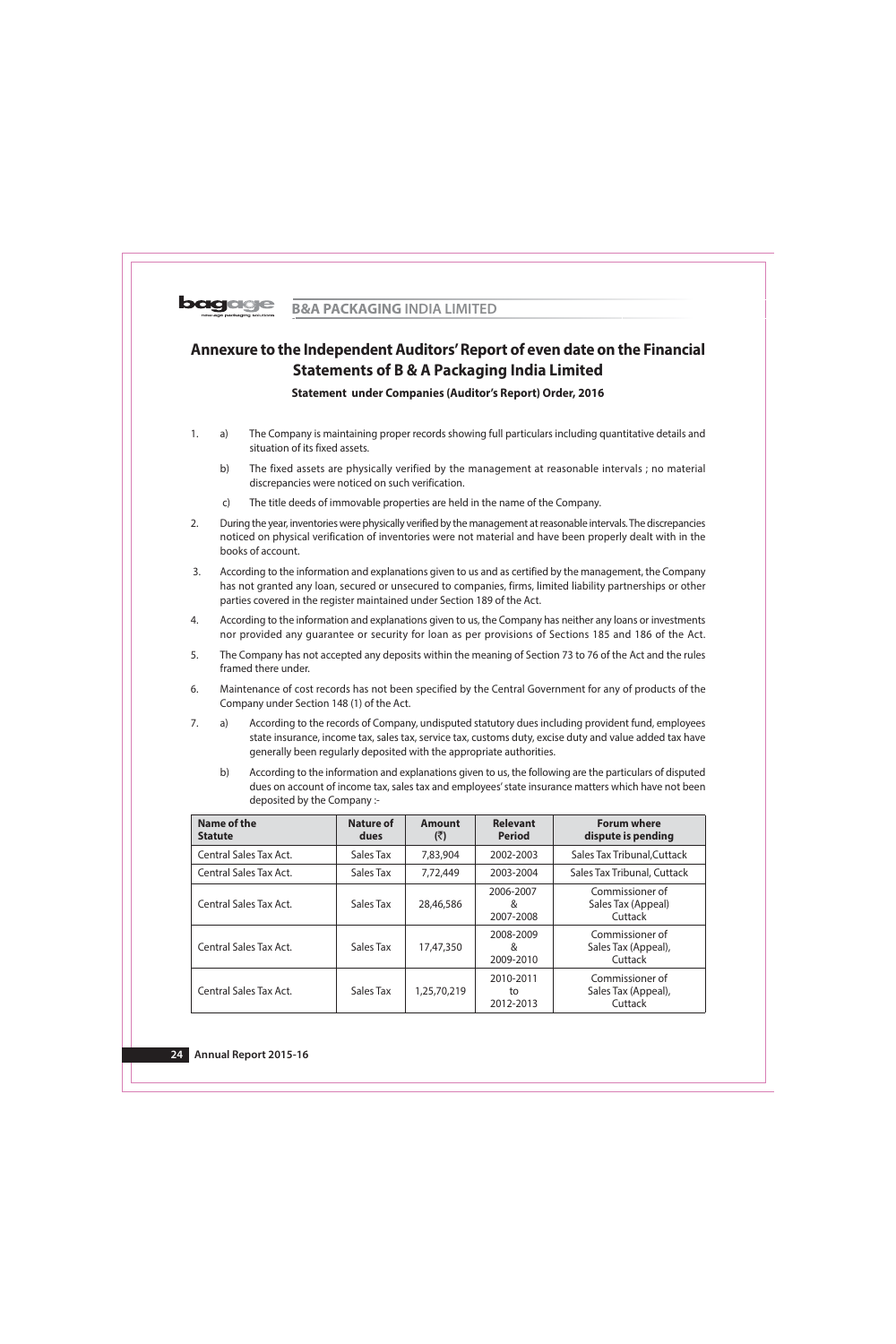# Annexure to the Independent Auditors' Report of even date on the Financial Statements of B & A Packaging India Limited

**Statement under Companies (Auditor's Report) Order, 2016**

1. a) The Company is maintaining proper records showing full particulars including quantitative details and situation of its fixed assets.

   b) The fixed assets are physically verified by the management at reasonable intervals ; no material discrepancies were noticed on such verification.

   c) The title deeds of immovable properties are held in the name of the Company.

2. During the year, inventories were physically verified by the management at reasonable intervals. The discrepancies noticed on physical verification of inventories were not material and have been properly dealt with in the books of account.

3. According to the information and explanations given to us and as certified by the management, the Company has not granted any loan, secured or unsecured to companies, firms, limited liability partnerships or other parties covered in the register maintained under Section 189 of the Act.

4. According to the information and explanations given to us, the Company has neither any loans or investments nor provided any guarantee or security for loan as per provisions of Sections 185 and 186 of the Act.

5. The Company has not accepted any deposits within the meaning of Section 73 to 76 of the Act and the rules framed there under.

6. Maintenance of cost records has not been specified by the Central Government for any of products of the Company under Section 148 (1) of the Act.

7. a) According to the records of Company, undisputed statutory dues including provident fund, employees state insurance, income tax, sales tax, service tax, customs duty, excise duty and value added tax have generally been regularly deposited with the appropriate authorities.

   b) According to the information and explanations given to us, the following are the particulars of disputed dues on account of income tax, sales tax and employees' state insurance matters which have not been deposited by the Company :-

| Name of the Statute | Nature of dues | Amount (₹) | Relevant Period | Forum where dispute is pending |
|---|---|---|---|---|
| Central Sales Tax Act. | Sales Tax | 7,83,904 | 2002-2003 | Sales Tax Tribunal,Cuttack |
| Central Sales Tax Act. | Sales Tax | 7,72,449 | 2003-2004 | Sales Tax Tribunal, Cuttack |
| Central Sales Tax Act. | Sales Tax | 28,46,586 | 2006-2007 & 2007-2008 | Commissioner of Sales Tax (Appeal) Cuttack |
| Central Sales Tax Act. | Sales Tax | 17,47,350 | 2008-2009 & 2009-2010 | Commissioner of Sales Tax (Appeal), Cuttack |
| Central Sales Tax Act. | Sales Tax | 1,25,70,219 | 2010-2011 to 2012-2013 | Commissioner of Sales Tax (Appeal), Cuttack |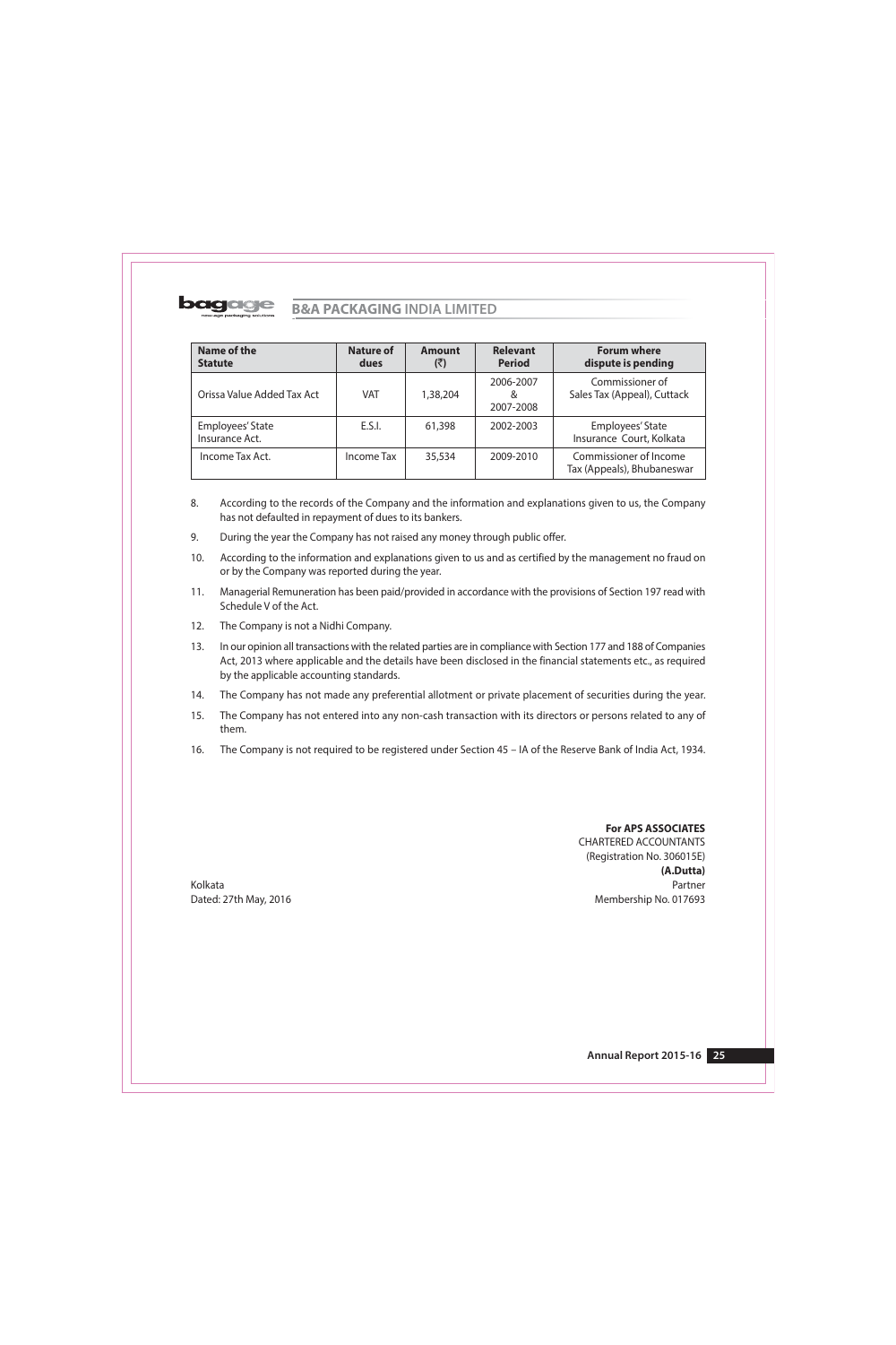| Name of the Statute | Nature of dues | Amount (₹) | Relevant Period | Forum where dispute is pending |
|---|---|---|---|---|
| Orissa Value Added Tax Act | VAT | 1,38,204 | 2006-2007 & 2007-2008 | Commissioner of Sales Tax (Appeal), Cuttack |
| Employees' State Insurance Act. | E.S.I. | 61,398 | 2002-2003 | Employees' State Insurance Court, Kolkata |
| Income Tax Act. | Income Tax | 35,534 | 2009-2010 | Commissioner of Income Tax (Appeals), Bhubaneswar |

8. According to the records of the Company and the information and explanations given to us, the Company has not defaulted in repayment of dues to its bankers.

9. During the year the Company has not raised any money through public offer.

10. According to the information and explanations given to us and as certified by the management no fraud on or by the Company was reported during the year.

11. Managerial Remuneration has been paid/provided in accordance with the provisions of Section 197 read with Schedule V of the Act.

12. The Company is not a Nidhi Company.

13. In our opinion all transactions with the related parties are in compliance with Section 177 and 188 of Companies Act, 2013 where applicable and the details have been disclosed in the financial statements etc., as required by the applicable accounting standards.

14. The Company has not made any preferential allotment or private placement of securities during the year.

15. The Company has not entered into any non-cash transaction with its directors or persons related to any of them.

16. The Company is not required to be registered under Section 45 – IA of the Reserve Bank of India Act, 1934.

**For APS ASSOCIATES**
CHARTERED ACCOUNTANTS
(Registration No. 306015E)
**(A.Dutta)**
Partner
Membership No. 017693

Kolkata
Dated: 27th May, 2016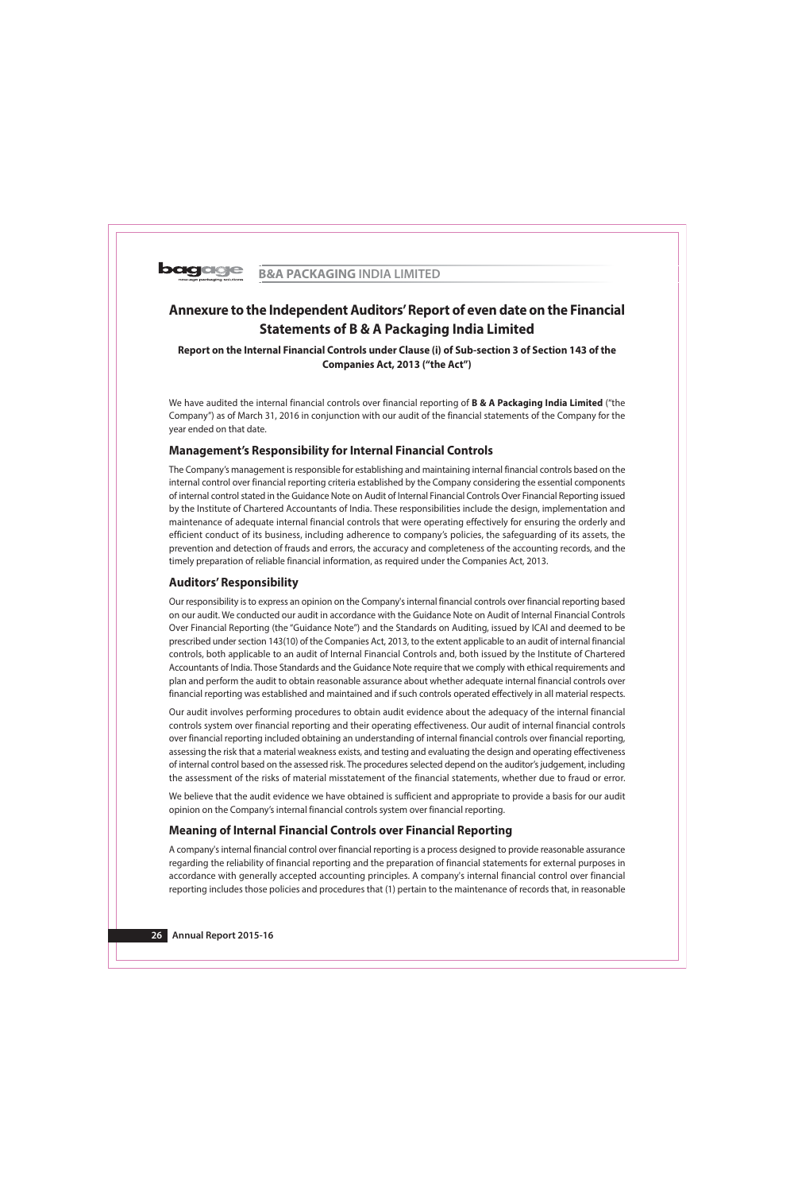# Annexure to the Independent Auditors' Report of even date on the Financial Statements of B & A Packaging India Limited

### Report on the Internal Financial Controls under Clause (i) of Sub-section 3 of Section 143 of the Companies Act, 2013 ("the Act")

We have audited the internal financial controls over financial reporting of **B & A Packaging India Limited** ("the Company") as of March 31, 2016 in conjunction with our audit of the financial statements of the Company for the year ended on that date.

## Management's Responsibility for Internal Financial Controls

The Company's management is responsible for establishing and maintaining internal financial controls based on the internal control over financial reporting criteria established by the Company considering the essential components of internal control stated in the Guidance Note on Audit of Internal Financial Controls Over Financial Reporting issued by the Institute of Chartered Accountants of India. These responsibilities include the design, implementation and maintenance of adequate internal financial controls that were operating effectively for ensuring the orderly and efficient conduct of its business, including adherence to company's policies, the safeguarding of its assets, the prevention and detection of frauds and errors, the accuracy and completeness of the accounting records, and the timely preparation of reliable financial information, as required under the Companies Act, 2013.

## Auditors' Responsibility

Our responsibility is to express an opinion on the Company's internal financial controls over financial reporting based on our audit. We conducted our audit in accordance with the Guidance Note on Audit of Internal Financial Controls Over Financial Reporting (the "Guidance Note") and the Standards on Auditing, issued by ICAI and deemed to be prescribed under section 143(10) of the Companies Act, 2013, to the extent applicable to an audit of internal financial controls, both applicable to an audit of Internal Financial Controls and, both issued by the Institute of Chartered Accountants of India. Those Standards and the Guidance Note require that we comply with ethical requirements and plan and perform the audit to obtain reasonable assurance about whether adequate internal financial controls over financial reporting was established and maintained and if such controls operated effectively in all material respects.

Our audit involves performing procedures to obtain audit evidence about the adequacy of the internal financial controls system over financial reporting and their operating effectiveness. Our audit of internal financial controls over financial reporting included obtaining an understanding of internal financial controls over financial reporting, assessing the risk that a material weakness exists, and testing and evaluating the design and operating effectiveness of internal control based on the assessed risk. The procedures selected depend on the auditor's judgement, including the assessment of the risks of material misstatement of the financial statements, whether due to fraud or error.

We believe that the audit evidence we have obtained is sufficient and appropriate to provide a basis for our audit opinion on the Company's internal financial controls system over financial reporting.

## Meaning of Internal Financial Controls over Financial Reporting

A company's internal financial control over financial reporting is a process designed to provide reasonable assurance regarding the reliability of financial reporting and the preparation of financial statements for external purposes in accordance with generally accepted accounting principles. A company's internal financial control over financial reporting includes those policies and procedures that (1) pertain to the maintenance of records that, in reasonable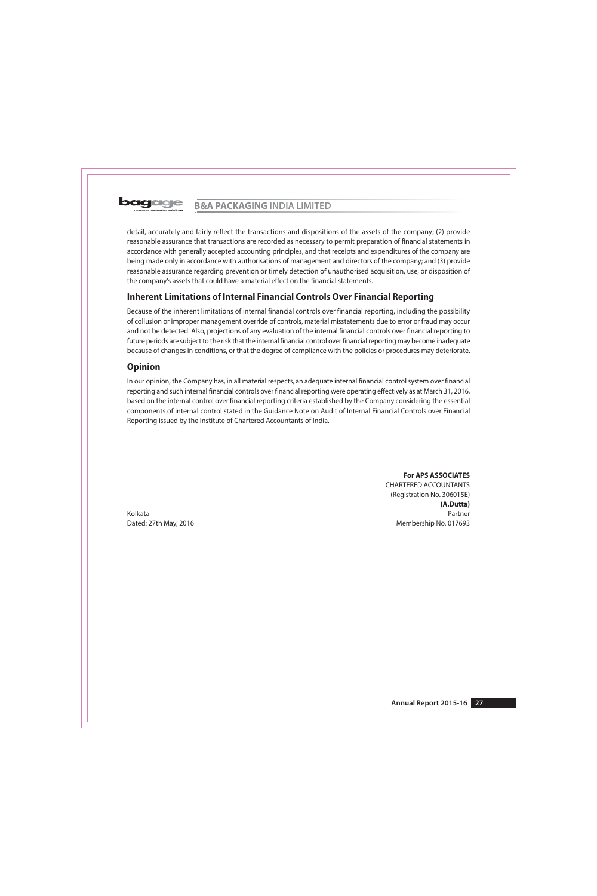detail, accurately and fairly reflect the transactions and dispositions of the assets of the company; (2) provide reasonable assurance that transactions are recorded as necessary to permit preparation of financial statements in accordance with generally accepted accounting principles, and that receipts and expenditures of the company are being made only in accordance with authorisations of management and directors of the company; and (3) provide reasonable assurance regarding prevention or timely detection of unauthorised acquisition, use, or disposition of the company's assets that could have a material effect on the financial statements.

## Inherent Limitations of Internal Financial Controls Over Financial Reporting

Because of the inherent limitations of internal financial controls over financial reporting, including the possibility of collusion or improper management override of controls, material misstatements due to error or fraud may occur and not be detected. Also, projections of any evaluation of the internal financial controls over financial reporting to future periods are subject to the risk that the internal financial control over financial reporting may become inadequate because of changes in conditions, or that the degree of compliance with the policies or procedures may deteriorate.

## Opinion

In our opinion, the Company has, in all material respects, an adequate internal financial control system over financial reporting and such internal financial controls over financial reporting were operating effectively as at March 31, 2016, based on the internal control over financial reporting criteria established by the Company considering the essential components of internal control stated in the Guidance Note on Audit of Internal Financial Controls over Financial Reporting issued by the Institute of Chartered Accountants of India.

**For APS ASSOCIATES**
CHARTERED ACCOUNTANTS
(Registration No. 306015E)
**(A.Dutta)**
Partner
Membership No. 017693

Kolkata
Dated: 27th May, 2016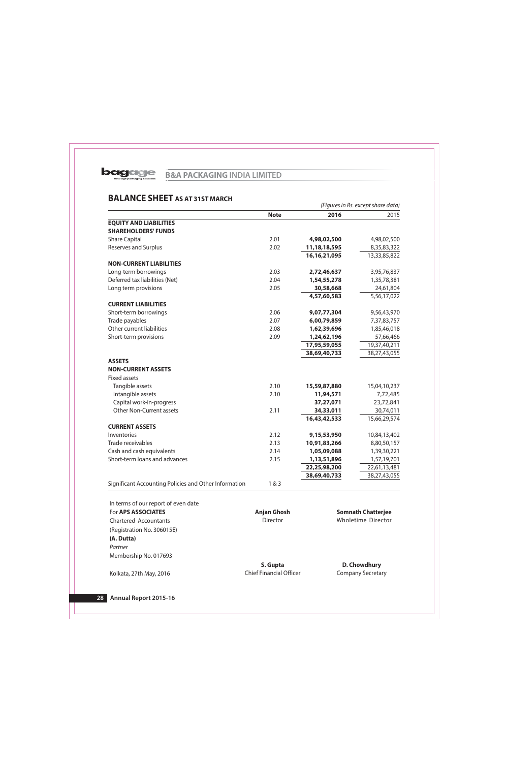## BALANCE SHEET AS AT 31ST MARCH

*(Figures in Rs. except share data)*

| | Note | 2016 | 2015 |
|---|---|---|---|
| **EQUITY AND LIABILITIES** | | | |
| **SHAREHOLDERS' FUNDS** | | | |
| Share Capital | 2.01 | **4,98,02,500** | 4,98,02,500 |
| Reserves and Surplus | 2.02 | **11,18,18,595** | 8,35,83,322 |
| | | **16,16,21,095** | 13,33,85,822 |
| **NON-CURRENT LIABILITIES** | | | |
| Long-term borrowings | 2.03 | **2,72,46,637** | 3,95,76,837 |
| Deferred tax liabilities (Net) | 2.04 | **1,54,55,278** | 1,35,78,381 |
| Long term provisions | 2.05 | **30,58,668** | 24,61,804 |
| | | **4,57,60,583** | 5,56,17,022 |
| **CURRENT LIABILITIES** | | | |
| Short-term borrowings | 2.06 | **9,07,77,304** | 9,56,43,970 |
| Trade payables | 2.07 | **6,00,79,859** | 7,37,83,757 |
| Other current liabilities | 2.08 | **1,62,39,696** | 1,85,46,018 |
| Short-term provisions | 2.09 | **1,24,62,196** | 57,66,466 |
| | | **17,95,59,055** | 19,37,40,211 |
| | | **38,69,40,733** | 38,27,43,055 |
| **ASSETS** | | | |
| **NON-CURRENT ASSETS** | | | |
| Fixed assets | | | |
| Tangible assets | 2.10 | **15,59,87,880** | 15,04,10,237 |
| Intangible assets | 2.10 | **11,94,571** | 7,72,485 |
| Capital work-in-progress | | **37,27,071** | 23,72,841 |
| Other Non-Current assets | 2.11 | **34,33,011** | 30,74,011 |
| | | **16,43,42,533** | 15,66,29,574 |
| **CURRENT ASSETS** | | | |
| Inventories | 2.12 | **9,15,53,950** | 10,84,13,402 |
| Trade receivables | 2.13 | **10,91,83,266** | 8,80,50,157 |
| Cash and cash equivalents | 2.14 | **1,05,09,088** | 1,39,30,221 |
| Short-term loans and advances | 2.15 | **1,13,51,896** | 1,57,19,701 |
| | | **22,25,98,200** | 22,61,13,481 |
| | | **38,69,40,733** | 38,27,43,055 |
| Significant Accounting Policies and Other Information | 1 & 3 | | |

In terms of our report of even date
For **APS ASSOCIATES**
Chartered Accountants
(Registration No. 306015E)
**(A. Dutta)**
*Partner*
Membership No. 017693

Kolkata, 27th May, 2016

**Anjan Ghosh**
Director

**Somnath Chatterjee**
Wholetime Director

**S. Gupta**
Chief Financial Officer

**D. Chowdhury**
Company Secretary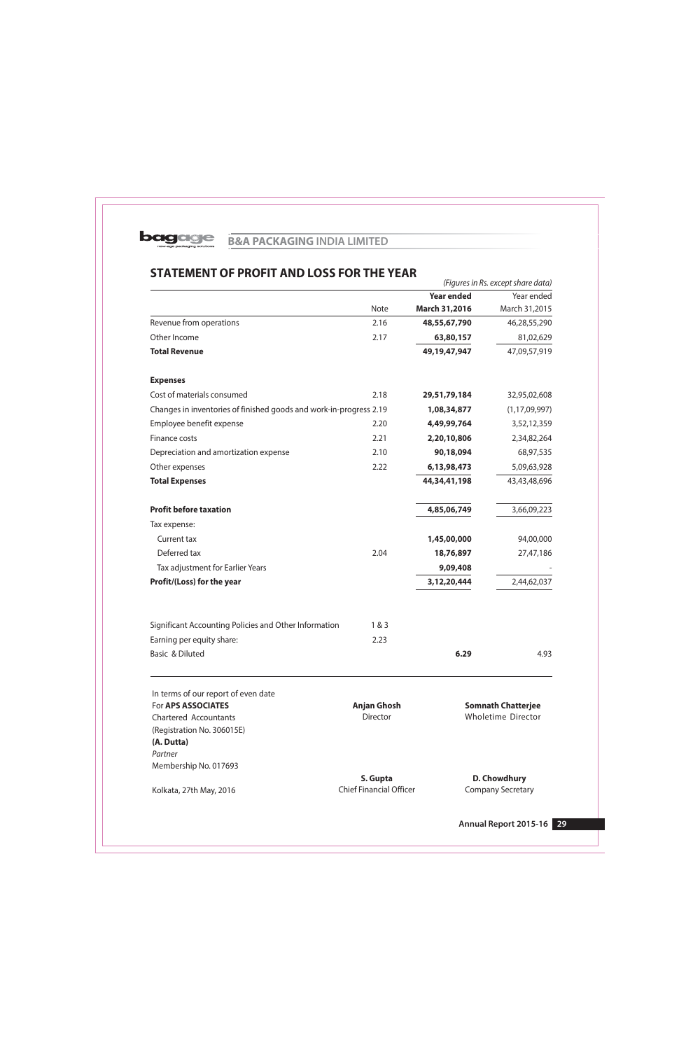## STATEMENT OF PROFIT AND LOSS FOR THE YEAR

*(Figures in Rs. except share data)*

| | Note | Year ended March 31,2016 | Year ended March 31,2015 |
|---|---|---|---|
| Revenue from operations | 2.16 | **48,55,67,790** | 46,28,55,290 |
| Other Income | 2.17 | **63,80,157** | 81,02,629 |
| **Total Revenue** | | **49,19,47,947** | 47,09,57,919 |
| **Expenses** | | | |
| Cost of materials consumed | 2.18 | **29,51,79,184** | 32,95,02,608 |
| Changes in inventories of finished goods and work-in-progress | 2.19 | **1,08,34,877** | (1,17,09,997) |
| Employee benefit expense | 2.20 | **4,49,99,764** | 3,52,12,359 |
| Finance costs | 2.21 | **2,20,10,806** | 2,34,82,264 |
| Depreciation and amortization expense | 2.10 | **90,18,094** | 68,97,535 |
| Other expenses | 2.22 | **6,13,98,473** | 5,09,63,928 |
| **Total Expenses** | | **44,34,41,198** | 43,43,48,696 |
| **Profit before taxation** | | **4,85,06,749** | 3,66,09,223 |
| Tax expense: | | | |
| Current tax | | **1,45,00,000** | 94,00,000 |
| Deferred tax | 2.04 | **18,76,897** | 27,47,186 |
| Tax adjustment for Earlier Years | | **9,09,408** | - |
| **Profit/(Loss) for the year** | | **3,12,20,444** | 2,44,62,037 |
| Significant Accounting Policies and Other Information | 1 & 3 | | |
| Earning per equity share: | 2.23 | | |
| Basic & Diluted | | **6.29** | 4.93 |

In terms of our report of even date
For **APS ASSOCIATES**
Chartered Accountants
(Registration No. 306015E)
**(A. Dutta)**
*Partner*
Membership No. 017693

Kolkata, 27th May, 2016

**Anjan Ghosh**
Director

**Somnath Chatterjee**
Wholetime Director

**S. Gupta**
Chief Financial Officer

**D. Chowdhury**
Company Secretary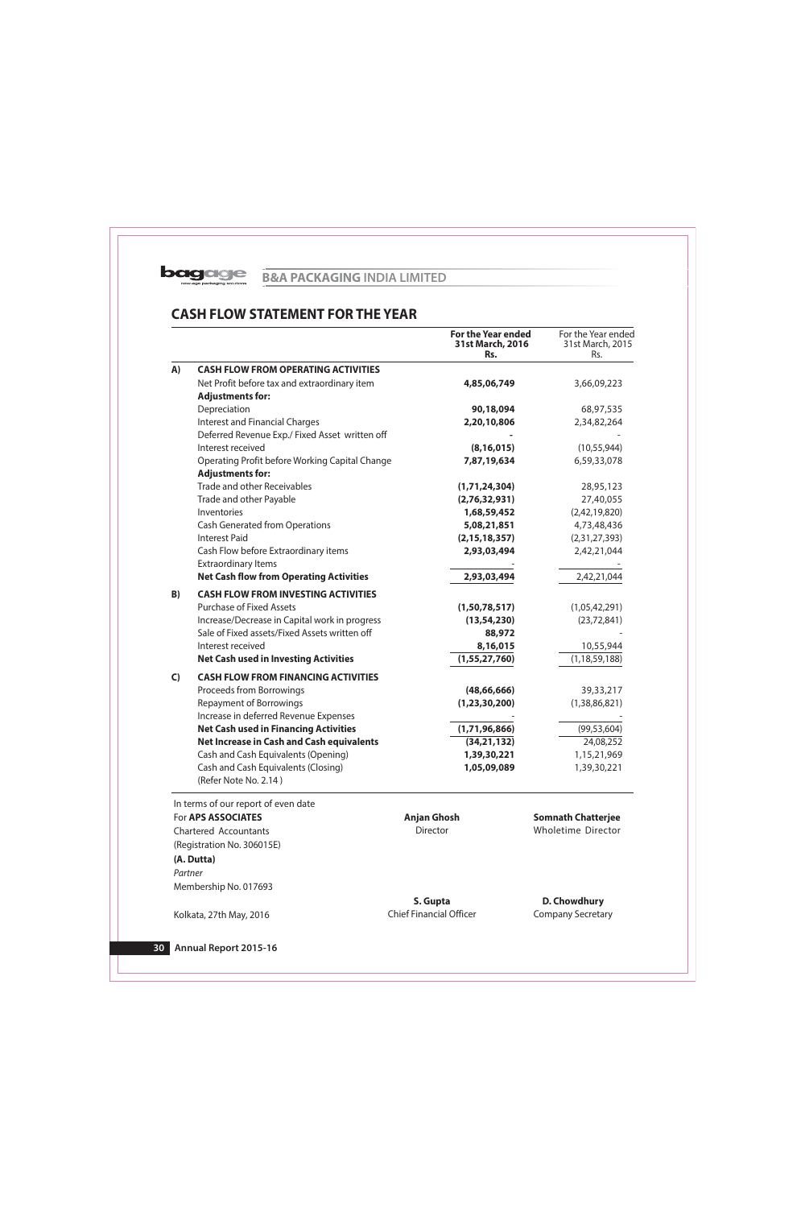## CASH FLOW STATEMENT FOR THE YEAR

| | | **For the Year ended 31st March, 2016 Rs.** | For the Year ended 31st March, 2015 Rs. |
|---|---|---|---|
| **A)** | **CASH FLOW FROM OPERATING ACTIVITIES** | | |
| | Net Profit before tax and extraordinary item | **4,85,06,749** | 3,66,09,223 |
| | **Adjustments for:** | | |
| | Depreciation | **90,18,094** | 68,97,535 |
| | Interest and Financial Charges | **2,20,10,806** | 2,34,82,264 |
| | Deferred Revenue Exp./ Fixed Asset written off | **-** | - |
| | Interest received | **(8,16,015)** | (10,55,944) |
| | Operating Profit before Working Capital Change | **7,87,19,634** | 6,59,33,078 |
| | **Adjustments for:** | | |
| | Trade and other Receivables | **(1,71,24,304)** | 28,95,123 |
| | Trade and other Payable | **(2,76,32,931)** | 27,40,055 |
| | Inventories | **1,68,59,452** | (2,42,19,820) |
| | Cash Generated from Operations | **5,08,21,851** | 4,73,48,436 |
| | Interest Paid | **(2,15,18,357)** | (2,31,27,393) |
| | Cash Flow before Extraordinary items | **2,93,03,494** | 2,42,21,044 |
| | Extraordinary Items | **-** | - |
| | **Net Cash flow from Operating Activities** | **2,93,03,494** | 2,42,21,044 |
| **B)** | **CASH FLOW FROM INVESTING ACTIVITIES** | | |
| | Purchase of Fixed Assets | **(1,50,78,517)** | (1,05,42,291) |
| | Increase/Decrease in Capital work in progress | **(13,54,230)** | (23,72,841) |
| | Sale of Fixed assets/Fixed Assets written off | **88,972** | - |
| | Interest received | **8,16,015** | 10,55,944 |
| | **Net Cash used in Investing Activities** | **(1,55,27,760)** | (1,18,59,188) |
| **C)** | **CASH FLOW FROM FINANCING ACTIVITIES** | | |
| | Proceeds from Borrowings | **(48,66,666)** | 39,33,217 |
| | Repayment of Borrowings | **(1,23,30,200)** | (1,38,86,821) |
| | Increase in deferred Revenue Expenses | **-** | - |
| | **Net Cash used in Financing Activities** | **(1,71,96,866)** | (99,53,604) |
| | **Net Increase in Cash and Cash equivalents** | **(34,21,132)** | 24,08,252 |
| | Cash and Cash Equivalents (Opening) | **1,39,30,221** | 1,15,21,969 |
| | Cash and Cash Equivalents (Closing) (Refer Note No. 2.14 ) | **1,05,09,089** | 1,39,30,221 |

In terms of our report of even date

For **APS ASSOCIATES**
Chartered Accountants
(Registration No. 306015E)

**(A. Dutta)**
*Partner*
Membership No. 017693

Kolkata, 27th May, 2016

**Anjan Ghosh**
Director

**Somnath Chatterjee**
Wholetime Director

**S. Gupta**
Chief Financial Officer

**D. Chowdhury**
Company Secretary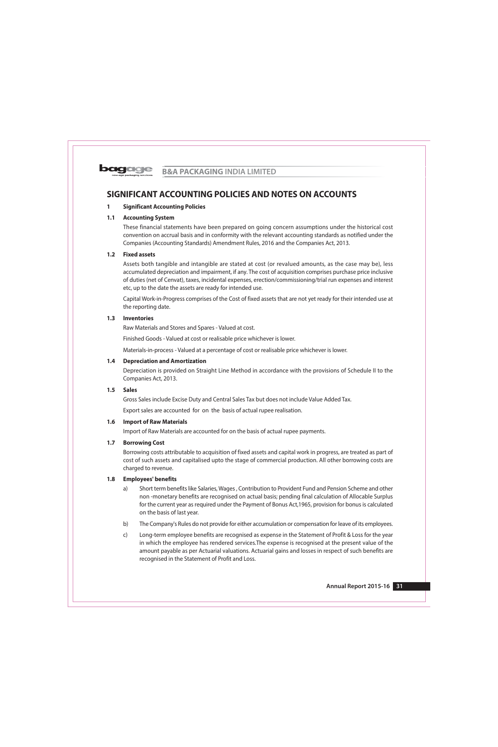# SIGNIFICANT ACCOUNTING POLICIES AND NOTES ON ACCOUNTS

## 1 Significant Accounting Policies

### 1.1 Accounting System

These financial statements have been prepared on going concern assumptions under the historical cost convention on accrual basis and in conformity with the relevant accounting standards as notified under the Companies (Accounting Standards) Amendment Rules, 2016 and the Companies Act, 2013.

### 1.2 Fixed assets

Assets both tangible and intangible are stated at cost (or revalued amounts, as the case may be), less accumulated depreciation and impairment, if any. The cost of acquisition comprises purchase price inclusive of duties (net of Cenvat), taxes, incidental expenses, erection/commissioning/trial run expenses and interest etc, up to the date the assets are ready for intended use.

Capital Work-in-Progress comprises of the Cost of fixed assets that are not yet ready for their intended use at the reporting date.

### 1.3 Inventories

Raw Materials and Stores and Spares - Valued at cost.

Finished Goods - Valued at cost or realisable price whichever is lower.

Materials-in-process - Valued at a percentage of cost or realisable price whichever is lower.

### 1.4 Depreciation and Amortization

Depreciation is provided on Straight Line Method in accordance with the provisions of Schedule II to the Companies Act, 2013.

### 1.5 Sales

Gross Sales include Excise Duty and Central Sales Tax but does not include Value Added Tax.

Export sales are accounted for on the basis of actual rupee realisation.

### 1.6 Import of Raw Materials

Import of Raw Materials are accounted for on the basis of actual rupee payments.

### 1.7 Borrowing Cost

Borrowing costs attributable to acquisition of fixed assets and capital work in progress, are treated as part of cost of such assets and capitalised upto the stage of commercial production. All other borrowing costs are charged to revenue.

### 1.8 Employees' benefits

a) Short term benefits like Salaries, Wages , Contribution to Provident Fund and Pension Scheme and other non -monetary benefits are recognised on actual basis; pending final calculation of Allocable Surplus for the current year as required under the Payment of Bonus Act,1965, provision for bonus is calculated on the basis of last year.

b) The Company's Rules do not provide for either accumulation or compensation for leave of its employees.

c) Long-term employee benefits are recognised as expense in the Statement of Profit & Loss for the year in which the employee has rendered services.The expense is recognised at the present value of the amount payable as per Actuarial valuations. Actuarial gains and losses in respect of such benefits are recognised in the Statement of Profit and Loss.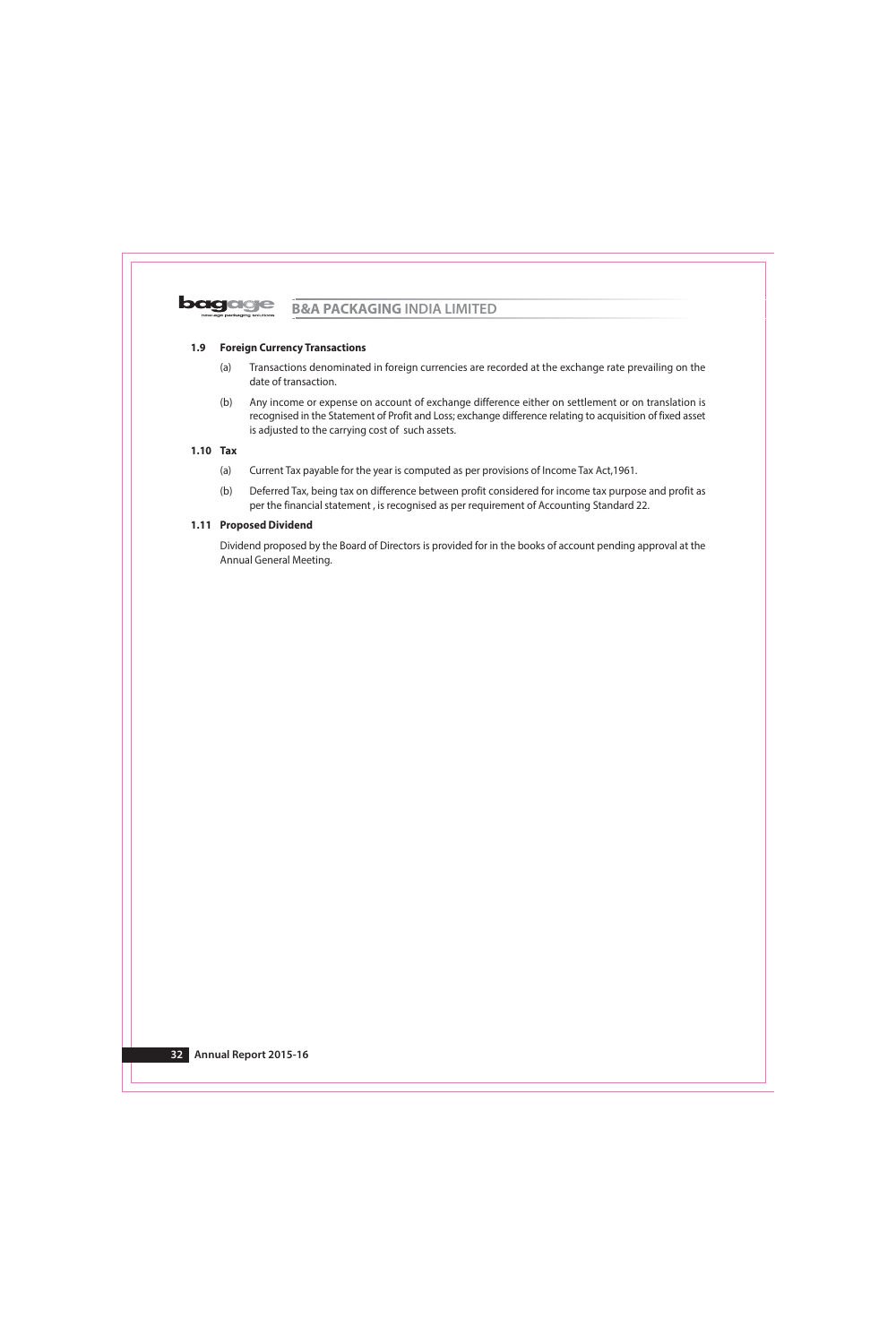### 1.9 Foreign Currency Transactions

(a) Transactions denominated in foreign currencies are recorded at the exchange rate prevailing on the date of transaction.

(b) Any income or expense on account of exchange difference either on settlement or on translation is recognised in the Statement of Profit and Loss; exchange difference relating to acquisition of fixed asset is adjusted to the carrying cost of such assets.

### 1.10 Tax

(a) Current Tax payable for the year is computed as per provisions of Income Tax Act,1961.

(b) Deferred Tax, being tax on difference between profit considered for income tax purpose and profit as per the financial statement , is recognised as per requirement of Accounting Standard 22.

### 1.11 Proposed Dividend

Dividend proposed by the Board of Directors is provided for in the books of account pending approval at the Annual General Meeting.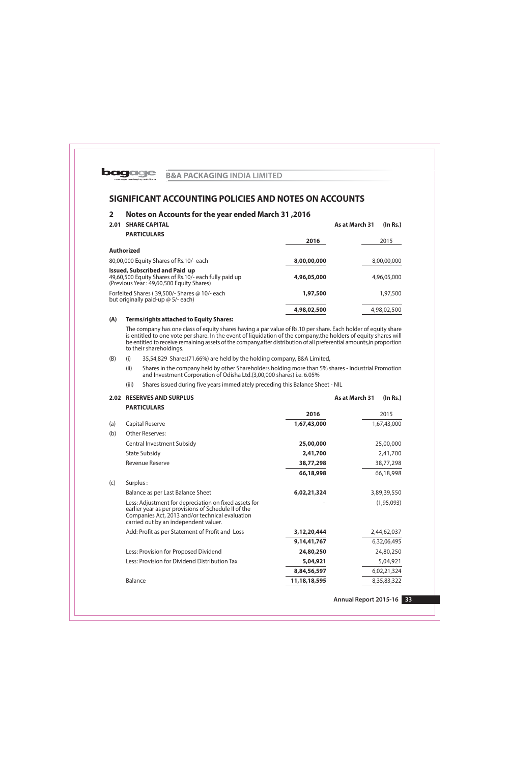# SIGNIFICANT ACCOUNTING POLICIES AND NOTES ON ACCOUNTS

## 2 Notes on Accounts for the year ended March 31 ,2016

### 2.01 SHARE CAPITAL

| PARTICULARS | As at March 31 2016 (In Rs.) | 2015 |
|---|---|---|
| **Authorized** | | |
| 80,00,000 Equity Shares of Rs.10/- each | **8,00,00,000** | 8,00,00,000 |
| **Issued, Subscribed and Paid up** 49,60,500 Equity Shares of Rs.10/- each fully paid up (Previous Year : 49,60,500 Equity Shares) | **4,96,05,000** | 4,96,05,000 |
| Forfeited Shares ( 39,500/- Shares @ 10/- each but originally paid-up @ 5/- each) | **1,97,500** | 1,97,500 |
| | **4,98,02,500** | 4,98,02,500 |

**(A) Terms/rights attached to Equity Shares:**

The company has one class of equity shares having a par value of Rs.10 per share. Each holder of equity share is entitled to one vote per share. In the event of liquidation of the company,the holders of equity shares will be entitled to receive remaining assets of the company,after distribution of all preferential amounts,in proportion to their shareholdings.

(B)
(i) 35,54,829 Shares(71.66%) are held by the holding company, B&A Limited,

(ii) Shares in the company held by other Shareholders holding more than 5% shares - Industrial Promotion and Investment Corporation of Odisha Ltd.(3,00,000 shares) i.e. 6.05%

(iii) Shares issued during five years immediately preceding this Balance Sheet - NIL

### 2.02 RESERVES AND SURPLUS

| | PARTICULARS | As at March 31 2016 (In Rs.) | 2015 |
|---|---|---|---|
| (a) | Capital Reserve | **1,67,43,000** | 1,67,43,000 |
| (b) | Other Reserves: | | |
| | Central Investment Subsidy | **25,00,000** | 25,00,000 |
| | State Subsidy | **2,41,700** | 2,41,700 |
| | Revenue Reserve | **38,77,298** | 38,77,298 |
| | | **66,18,998** | 66,18,998 |
| (c) | Surplus : | | |
| | Balance as per Last Balance Sheet | **6,02,21,324** | 3,89,39,550 |
| | Less: Adjustment for depreciation on fixed assets for earlier year as per provisions of Schedule II of the Companies Act, 2013 and/or technical evaluation carried out by an independent valuer. | - | (1,95,093) |
| | Add: Profit as per Statement of Profit and Loss | **3,12,20,444** | 2,44,62,037 |
| | | **9,14,41,767** | 6,32,06,495 |
| | Less: Provision for Proposed Dividend | **24,80,250** | 24,80,250 |
| | Less: Provision for Dividend Distribution Tax | **5,04,921** | 5,04,921 |
| | | **8,84,56,597** | 6,02,21,324 |
| | Balance | **11,18,18,595** | 8,35,83,322 |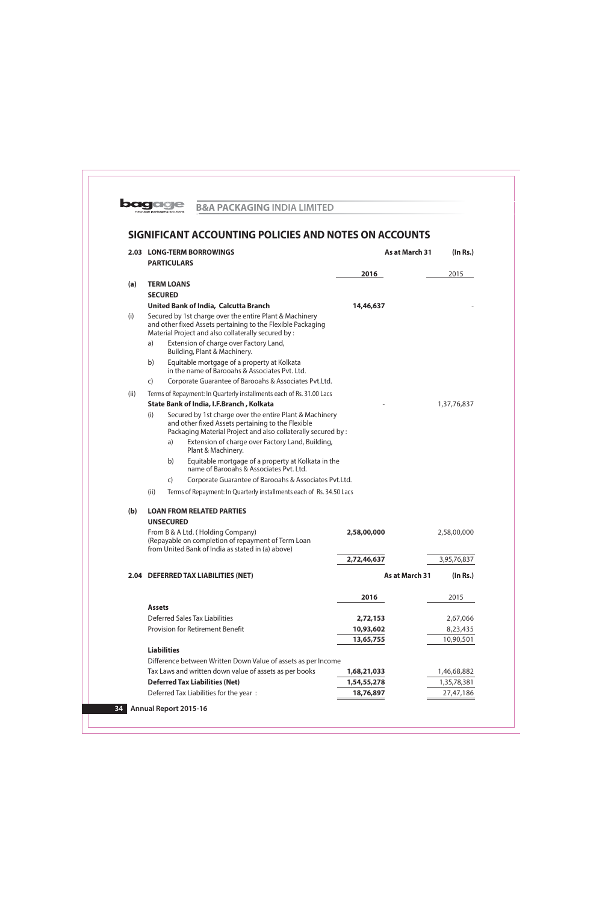## SIGNIFICANT ACCOUNTING POLICIES AND NOTES ON ACCOUNTS

### 2.03 LONG-TERM BORROWINGS

| | PARTICULARS | As at March 31 2016 | (In Rs.) 2015 |
|---|---|---|---|
| **(a)** | **TERM LOANS** | | |
| | **SECURED** | | |
| | **United Bank of India, Calcutta Branch** | **14,46,637** | - |
| (i) | Secured by 1st charge over the entire Plant & Machinery and other fixed Assets pertaining to the Flexible Packaging Material Project and also collaterally secured by : | | |
| | a) Extension of charge over Factory Land, Building, Plant & Machinery. | | |
| | b) Equitable mortgage of a property at Kolkata in the name of Barooahs & Associates Pvt. Ltd. | | |
| | c) Corporate Guarantee of Barooahs & Associates Pvt.Ltd. | | |
| (ii) | Terms of Repayment: In Quarterly installments each of Rs. 31.00 Lacs | | |
| | **State Bank of India, I.F.Branch , Kolkata** | - | 1,37,76,837 |
| | (i) Secured by 1st charge over the entire Plant & Machinery and other fixed Assets pertaining to the Flexible Packaging Material Project and also collaterally secured by : | | |
| | a) Extension of charge over Factory Land, Building, Plant & Machinery. | | |
| | b) Equitable mortgage of a property at Kolkata in the name of Barooahs & Associates Pvt. Ltd. | | |
| | c) Corporate Guarantee of Barooahs & Associates Pvt.Ltd. | | |
| | (ii) Terms of Repayment: In Quarterly installments each of Rs. 34.50 Lacs | | |
| **(b)** | **LOAN FROM RELATED PARTIES** | | |
| | **UNSECURED** | | |
| | From B & A Ltd. ( Holding Company) (Repayable on completion of repayment of Term Loan from United Bank of India as stated in (a) above) | **2,58,00,000** | 2,58,00,000 |
| | | **2,72,46,637** | 3,95,76,837 |

### 2.04 DEFERRED TAX LIABILITIES (NET)

| | As at March 31 2016 | (In Rs.) 2015 |
|---|---|---|
| **Assets** | | |
| Deferred Sales Tax Liabilities | **2,72,153** | 2,67,066 |
| Provision for Retirement Benefit | **10,93,602** | 8,23,435 |
| | **13,65,755** | 10,90,501 |
| **Liabilities** | | |
| Difference between Written Down Value of assets as per Income Tax Laws and written down value of assets as per books | **1,68,21,033** | 1,46,68,882 |
| **Deferred Tax Liabilities (Net)** | **1,54,55,278** | 1,35,78,381 |
| Deferred Tax Liabilities for the year : | **18,76,897** | 27,47,186 |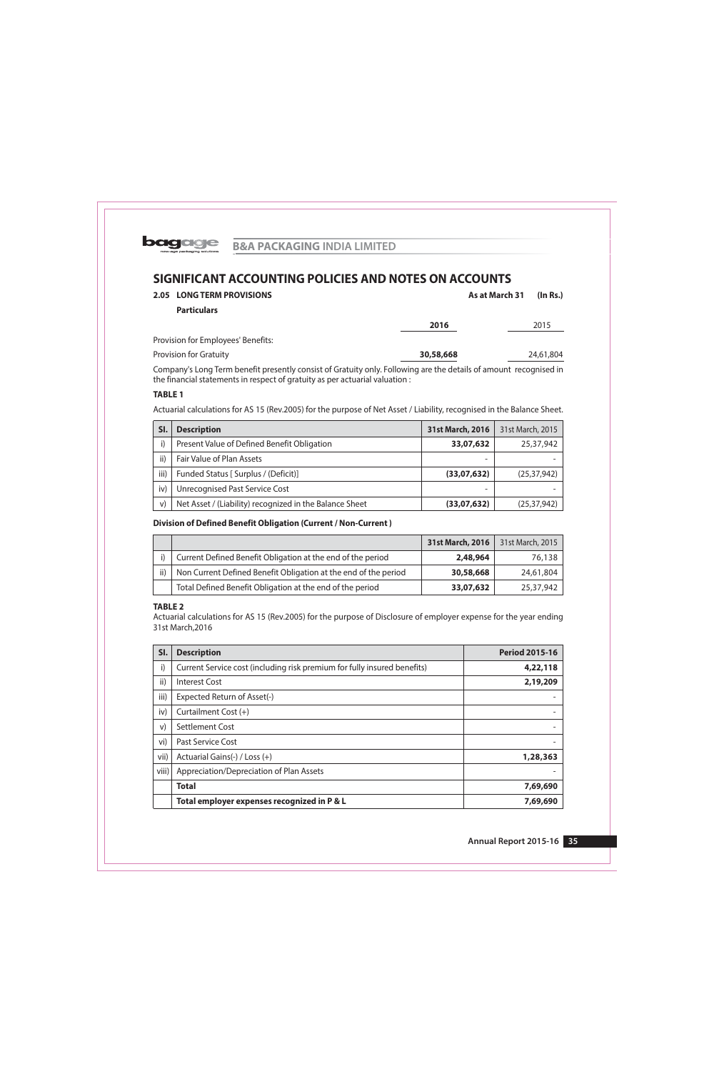# SIGNIFICANT ACCOUNTING POLICIES AND NOTES ON ACCOUNTS

## 2.05 LONG TERM PROVISIONS

| Particulars | As at March 31 2016 | (In Rs.) 2015 |
|---|---|---|
| Provision for Employees' Benefits: | | |
| Provision for Gratuity | **30,58,668** | 24,61,804 |

Company's Long Term benefit presently consist of Gratuity only. Following are the details of amount recognised in the financial statements in respect of gratuity as per actuarial valuation :

**TABLE 1**

Actuarial calculations for AS 15 (Rev.2005) for the purpose of Net Asset / Liability, recognised in the Balance Sheet.

| Sl. | Description | 31st March, 2016 | 31st March, 2015 |
|---|---|---|---|
| i) | Present Value of Defined Benefit Obligation | **33,07,632** | 25,37,942 |
| ii) | Fair Value of Plan Assets | - | - |
| iii) | Funded Status [ Surplus / (Deficit)] | **(33,07,632)** | (25,37,942) |
| iv) | Unrecognised Past Service Cost | - | - |
| v) | Net Asset / (Liability) recognized in the Balance Sheet | **(33,07,632)** | (25,37,942) |

**Division of Defined Benefit Obligation (Current / Non-Current )**

| | | 31st March, 2016 | 31st March, 2015 |
|---|---|---|---|
| i) | Current Defined Benefit Obligation at the end of the period | **2,48,964** | 76,138 |
| ii) | Non Current Defined Benefit Obligation at the end of the period | **30,58,668** | 24,61,804 |
| | Total Defined Benefit Obligation at the end of the period | **33,07,632** | 25,37,942 |

**TABLE 2**

Actuarial calculations for AS 15 (Rev.2005) for the purpose of Disclosure of employer expense for the year ending 31st March,2016

| Sl. | Description | Period 2015-16 |
|---|---|---|
| i) | Current Service cost (including risk premium for fully insured benefits) | **4,22,118** |
| ii) | Interest Cost | **2,19,209** |
| iii) | Expected Return of Asset(-) | - |
| iv) | Curtailment Cost (+) | - |
| v) | Settlement Cost | - |
| vi) | Past Service Cost | - |
| vii) | Actuarial Gains(-) / Loss (+) | **1,28,363** |
| viii) | Appreciation/Depreciation of Plan Assets | - |
| | **Total** | **7,69,690** |
| | **Total employer expenses recognized in P & L** | **7,69,690** |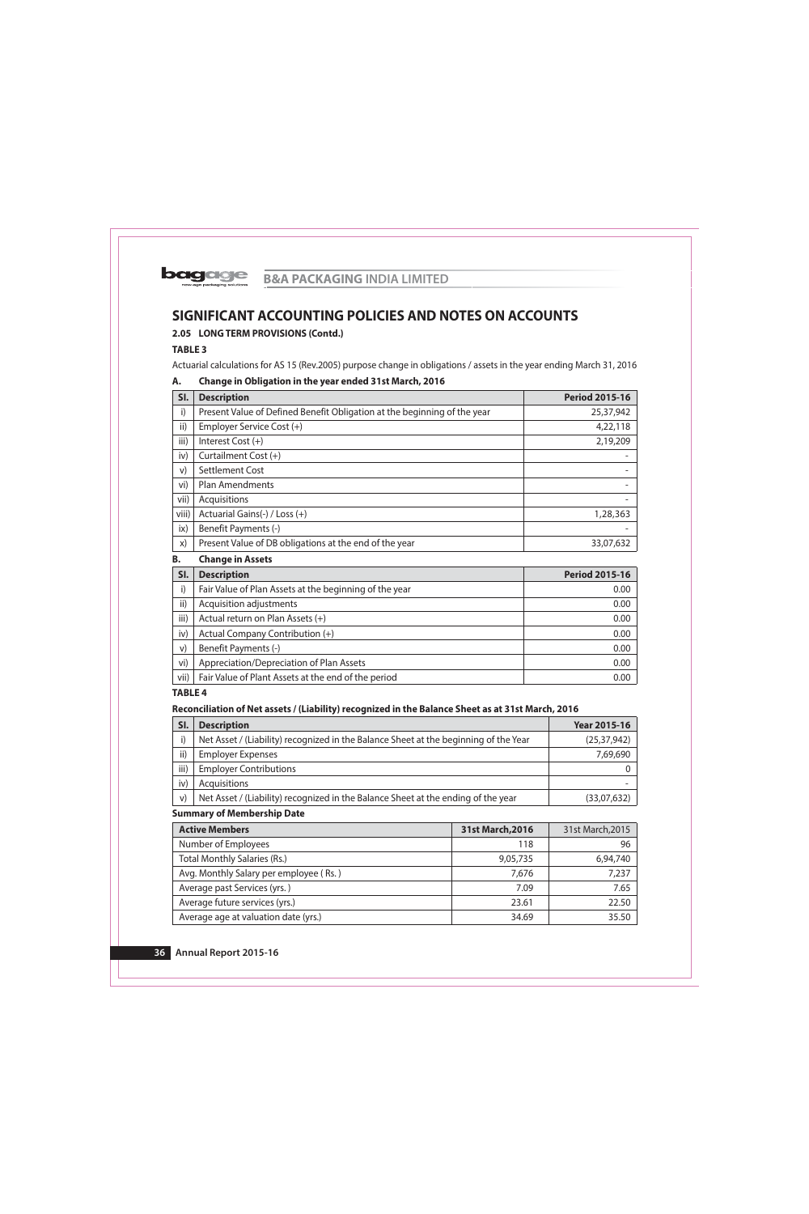# SIGNIFICANT ACCOUNTING POLICIES AND NOTES ON ACCOUNTS

**2.05 LONG TERM PROVISIONS (Contd.)**

**TABLE 3**

Actuarial calculations for AS 15 (Rev.2005) purpose change in obligations / assets in the year ending March 31, 2016

**A. Change in Obligation in the year ended 31st March, 2016**

| Sl. | Description | Period 2015-16 |
|---|---|---|
| i) | Present Value of Defined Benefit Obligation at the beginning of the year | 25,37,942 |
| ii) | Employer Service Cost (+) | 4,22,118 |
| iii) | Interest Cost (+) | 2,19,209 |
| iv) | Curtailment Cost (+) | - |
| v) | Settlement Cost | - |
| vi) | Plan Amendments | - |
| vii) | Acquisitions | - |
| viii) | Actuarial Gains(-) / Loss (+) | 1,28,363 |
| ix) | Benefit Payments (-) | - |
| x) | Present Value of DB obligations at the end of the year | 33,07,632 |

**B. Change in Assets**

| Sl. | Description | Period 2015-16 |
|---|---|---|
| i) | Fair Value of Plan Assets at the beginning of the year | 0.00 |
| ii) | Acquisition adjustments | 0.00 |
| iii) | Actual return on Plan Assets (+) | 0.00 |
| iv) | Actual Company Contribution (+) | 0.00 |
| v) | Benefit Payments (-) | 0.00 |
| vi) | Appreciation/Depreciation of Plan Assets | 0.00 |
| vii) | Fair Value of Plant Assets at the end of the period | 0.00 |

**TABLE 4**

**Reconciliation of Net assets / (Liability) recognized in the Balance Sheet as at 31st March, 2016**

| Sl. | Description | Year 2015-16 |
|---|---|---|
| i) | Net Asset / (Liability) recognized in the Balance Sheet at the beginning of the Year | (25,37,942) |
| ii) | Employer Expenses | 7,69,690 |
| iii) | Employer Contributions | 0 |
| iv) | Acquisitions | - |
| v) | Net Asset / (Liability) recognized in the Balance Sheet at the ending of the year | (33,07,632) |

**Summary of Membership Date**

| Active Members | 31st March,2016 | 31st March,2015 |
|---|---|---|
| Number of Employees | 118 | 96 |
| Total Monthly Salaries (Rs.) | 9,05,735 | 6,94,740 |
| Avg. Monthly Salary per employee ( Rs. ) | 7,676 | 7,237 |
| Average past Services (yrs. ) | 7.09 | 7.65 |
| Average future services (yrs.) | 23.61 | 22.50 |
| Average age at valuation date (yrs.) | 34.69 | 35.50 |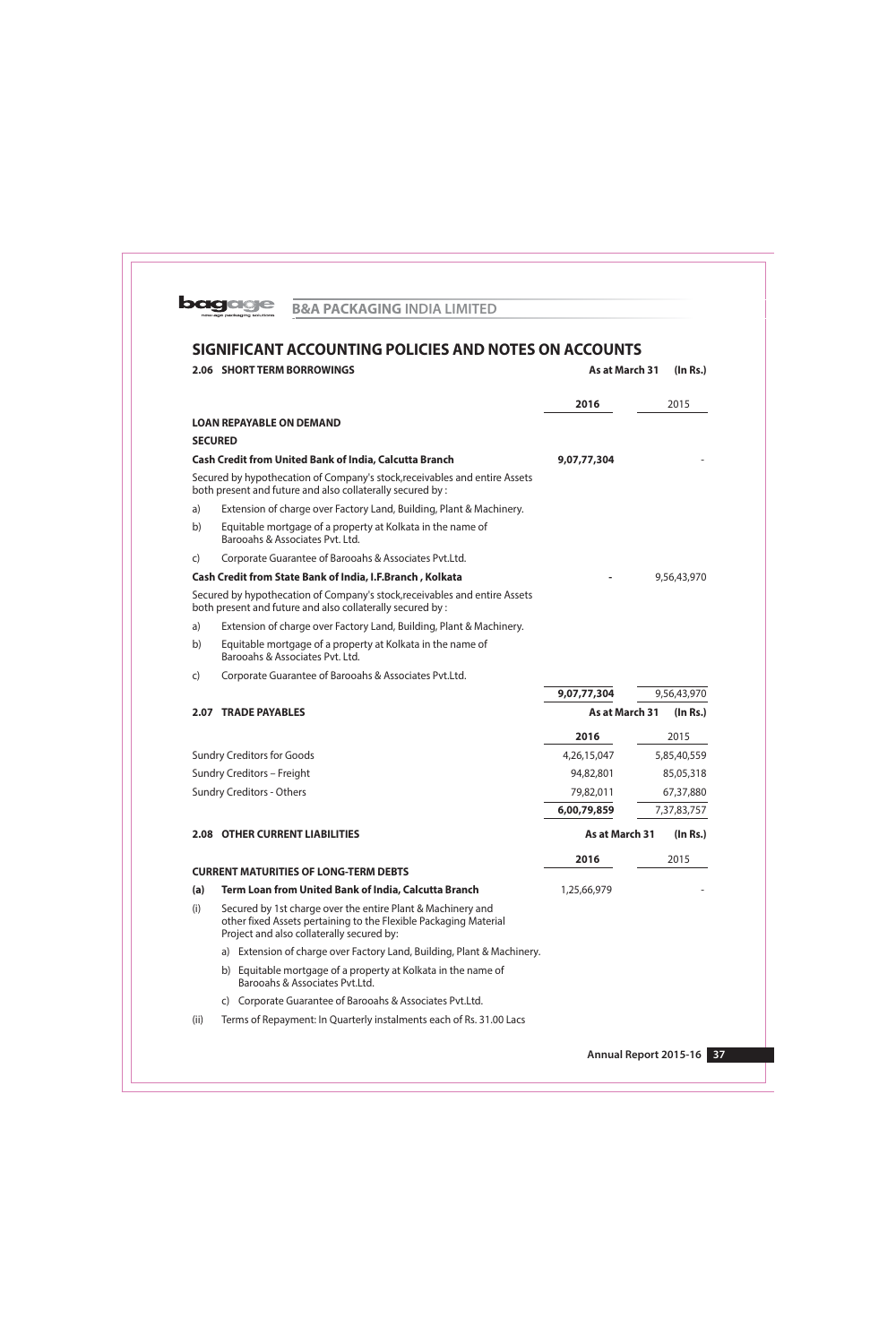# SIGNIFICANT ACCOUNTING POLICIES AND NOTES ON ACCOUNTS

## 2.06 SHORT TERM BORROWINGS

As at March 31 (In Rs.)

| | 2016 | 2015 |
|---|---|---|
| **LOAN REPAYABLE ON DEMAND** | | |
| **SECURED** | | |
| **Cash Credit from United Bank of India, Calcutta Branch** | **9,07,77,304** | - |
| Secured by hypothecation of Company's stock,receivables and entire Assets both present and future and also collaterally secured by : | | |
| a) Extension of charge over Factory Land, Building, Plant & Machinery. | | |
| b) Equitable mortgage of a property at Kolkata in the name of Barooahs & Associates Pvt. Ltd. | | |
| c) Corporate Guarantee of Barooahs & Associates Pvt.Ltd. | | |
| **Cash Credit from State Bank of India, I.F.Branch , Kolkata** | - | 9,56,43,970 |
| Secured by hypothecation of Company's stock,receivables and entire Assets both present and future and also collaterally secured by : | | |
| a) Extension of charge over Factory Land, Building, Plant & Machinery. | | |
| b) Equitable mortgage of a property at Kolkata in the name of Barooahs & Associates Pvt. Ltd. | | |
| c) Corporate Guarantee of Barooahs & Associates Pvt.Ltd. | | |
| | **9,07,77,304** | 9,56,43,970 |

## 2.07 TRADE PAYABLES

As at March 31 (In Rs.)

| | 2016 | 2015 |
|---|---|---|
| Sundry Creditors for Goods | 4,26,15,047 | 5,85,40,559 |
| Sundry Creditors – Freight | 94,82,801 | 85,05,318 |
| Sundry Creditors - Others | 79,82,011 | 67,37,880 |
| | **6,00,79,859** | 7,37,83,757 |

## 2.08 OTHER CURRENT LIABILITIES

As at March 31 (In Rs.)

| | 2016 | 2015 |
|---|---|---|
| **CURRENT MATURITIES OF LONG-TERM DEBTS** | | |
| **(a) Term Loan from United Bank of India, Calcutta Branch** | 1,25,66,979 | - |
| (i) Secured by 1st charge over the entire Plant & Machinery and other fixed Assets pertaining to the Flexible Packaging Material Project and also collaterally secured by: | | |
| a) Extension of charge over Factory Land, Building, Plant & Machinery. | | |
| b) Equitable mortgage of a property at Kolkata in the name of Barooahs & Associates Pvt.Ltd. | | |
| c) Corporate Guarantee of Barooahs & Associates Pvt.Ltd. | | |
| (ii) Terms of Repayment: In Quarterly instalments each of Rs. 31.00 Lacs | | |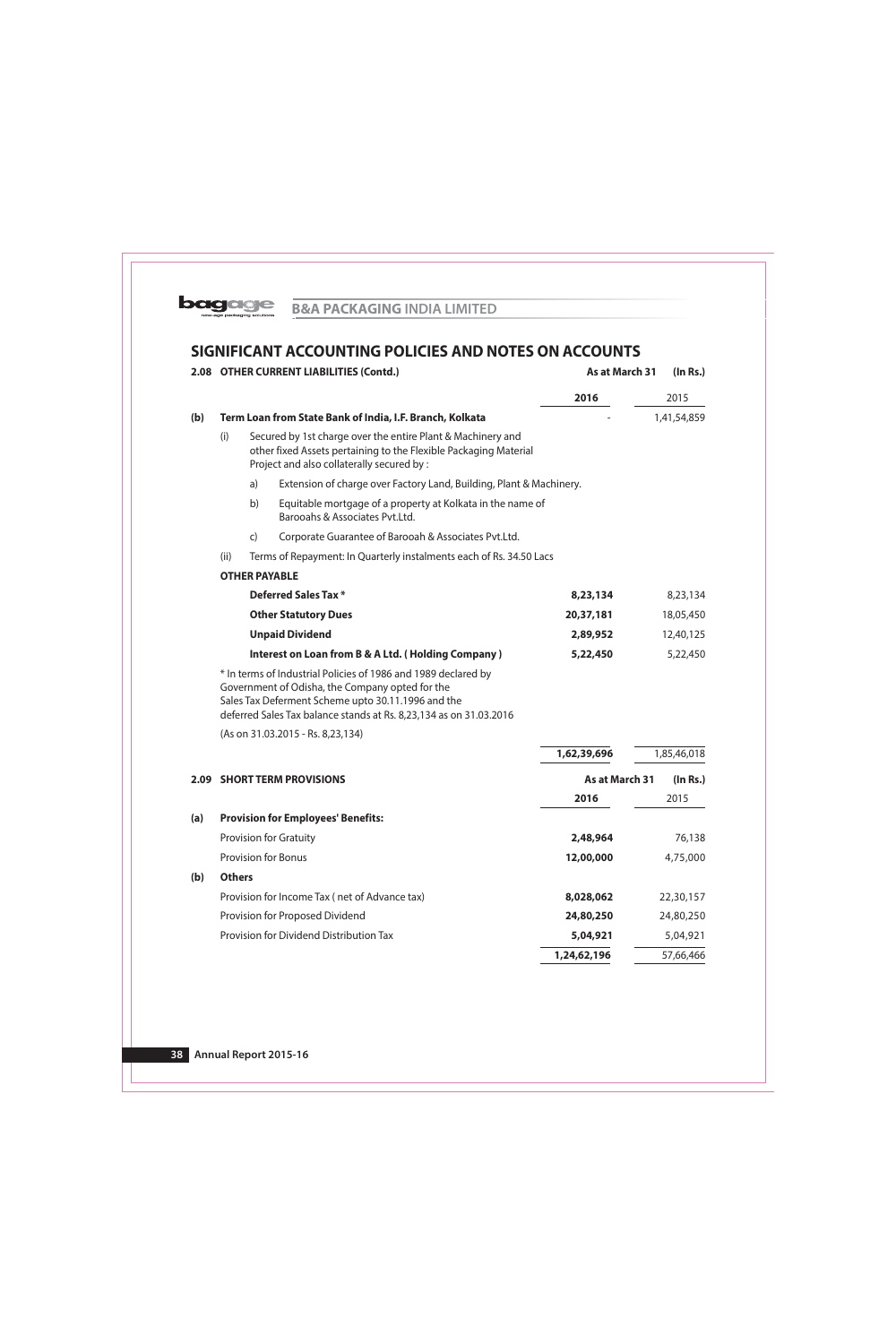## SIGNIFICANT ACCOUNTING POLICIES AND NOTES ON ACCOUNTS

### 2.08 OTHER CURRENT LIABILITIES (Contd.)

| | As at March 31 2016 | (In Rs.) 2015 |
|---|---|---|
| **(b) Term Loan from State Bank of India, I.F. Branch, Kolkata** | - | 1,41,54,859 |
| (i) Secured by 1st charge over the entire Plant & Machinery and other fixed Assets pertaining to the Flexible Packaging Material Project and also collaterally secured by : | | |
| a) Extension of charge over Factory Land, Building, Plant & Machinery. | | |
| b) Equitable mortgage of a property at Kolkata in the name of Barooahs & Associates Pvt.Ltd. | | |
| c) Corporate Guarantee of Barooah & Associates Pvt.Ltd. | | |
| (ii) Terms of Repayment: In Quarterly instalments each of Rs. 34.50 Lacs | | |
| **OTHER PAYABLE** | | |
| **Deferred Sales Tax \*** | **8,23,134** | 8,23,134 |
| **Other Statutory Dues** | **20,37,181** | 18,05,450 |
| **Unpaid Dividend** | **2,89,952** | 12,40,125 |
| **Interest on Loan from B & A Ltd. ( Holding Company )** | **5,22,450** | 5,22,450 |
| | **1,62,39,696** | 1,85,46,018 |

\* In terms of Industrial Policies of 1986 and 1989 declared by Government of Odisha, the Company opted for the Sales Tax Deferment Scheme upto 30.11.1996 and the deferred Sales Tax balance stands at Rs. 8,23,134 as on 31.03.2016

(As on 31.03.2015 - Rs. 8,23,134)

### 2.09 SHORT TERM PROVISIONS

| | As at March 31 2016 | (In Rs.) 2015 |
|---|---|---|
| **(a) Provision for Employees' Benefits:** | | |
| Provision for Gratuity | **2,48,964** | 76,138 |
| Provision for Bonus | **12,00,000** | 4,75,000 |
| **(b) Others** | | |
| Provision for Income Tax ( net of Advance tax) | **8,028,062** | 22,30,157 |
| Provision for Proposed Dividend | **24,80,250** | 24,80,250 |
| Provision for Dividend Distribution Tax | **5,04,921** | 5,04,921 |
| | **1,24,62,196** | 57,66,466 |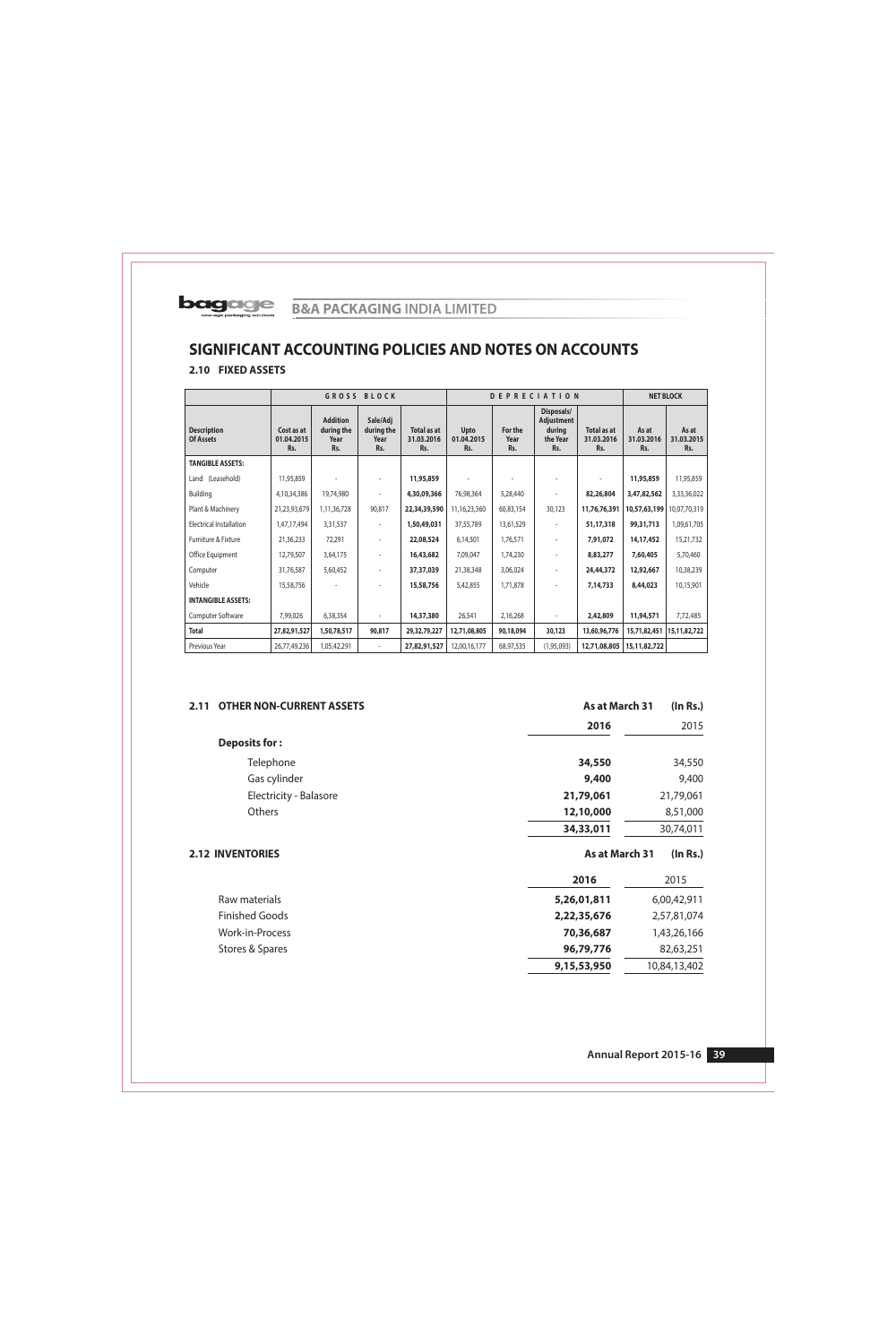# SIGNIFICANT ACCOUNTING POLICIES AND NOTES ON ACCOUNTS

## 2.10 FIXED ASSETS

| | GROSS BLOCK | | | | DEPRECIATION | | | | NET BLOCK | |
|---|---|---|---|---|---|---|---|---|---|---|
| **Description Of Assets** | **Cost as at 01.04.2015 Rs.** | **Addition during the Year Rs.** | **Sale/Adj during the Year Rs.** | **Total as at 31.03.2016 Rs.** | **Upto 01.04.2015 Rs.** | **For the Year Rs.** | **Disposals/ Adjustment during the Year Rs.** | **Total as at 31.03.2016 Rs.** | **As at 31.03.2016 Rs.** | **As at 31.03.2015 Rs.** |
| **TANGIBLE ASSETS:** | | | | | | | | | | |
| Land (Leasehold) | 11,95,859 | - | - | **11,95,859** | - | - | - | - | **11,95,859** | 11,95,859 |
| Building | 4,10,34,386 | 19,74,980 | - | **4,30,09,366** | 76,98,364 | 5,28,440 | - | **82,26,804** | **3,47,82,562** | 3,33,36,022 |
| Plant & Machinery | 21,23,93,679 | 1,11,36,728 | 90,817 | **22,34,39,590** | 11,16,23,360 | 60,83,154 | 30,123 | **11,76,76,391** | **10,57,63,199** | 10,07,70,319 |
| Electrical Installation | 1,47,17,494 | 3,31,537 | - | **1,50,49,031** | 37,55,789 | 13,61,529 | - | **51,17,318** | **99,31,713** | 1,09,61,705 |
| Furniture & Fixture | 21,36,233 | 72,291 | - | **22,08,524** | 6,14,501 | 1,76,571 | - | **7,91,072** | **14,17,452** | 15,21,732 |
| Office Equipment | 12,79,507 | 3,64,175 | - | **16,43,682** | 7,09,047 | 1,74,230 | - | **8,83,277** | **7,60,405** | 5,70,460 |
| Computer | 31,76,587 | 5,60,452 | - | **37,37,039** | 21,38,348 | 3,06,024 | - | **24,44,372** | **12,92,667** | 10,38,239 |
| Vehicle | 15,58,756 | - | - | **15,58,756** | 5,42,855 | 1,71,878 | - | **7,14,733** | **8,44,023** | 10,15,901 |
| **INTANGIBLE ASSETS:** | | | | | | | | | | |
| Computer Software | 7,99,026 | 6,38,354 | - | **14,37,380** | 26,541 | 2,16,268 | - | **2,42,809** | **11,94,571** | 7,72,485 |
| **Total** | **27,82,91,527** | **1,50,78,517** | **90,817** | **29,32,79,227** | **12,71,08,805** | **90,18,094** | **30,123** | **13,60,96,776** | **15,71,82,451** | **15,11,82,722** |
| Previous Year | 26,77,49,236 | 1,05,42,291 | - | **27,82,91,527** | 12,00,16,177 | 68,97,535 | (1,95,093) | **12,71,08,805** | **15,11,82,722** | |

## 2.11 OTHER NON-CURRENT ASSETS

| | As at March 31 | (In Rs.) |
|---|---|---|
| | **2016** | 2015 |
| **Deposits for :** | | |
| Telephone | **34,550** | 34,550 |
| Gas cylinder | **9,400** | 9,400 |
| Electricity - Balasore | **21,79,061** | 21,79,061 |
| Others | **12,10,000** | 8,51,000 |
| | **34,33,011** | 30,74,011 |

## 2.12 INVENTORIES

| | As at March 31 | (In Rs.) |
|---|---|---|
| | **2016** | 2015 |
| Raw materials | **5,26,01,811** | 6,00,42,911 |
| Finished Goods | **2,22,35,676** | 2,57,81,074 |
| Work-in-Process | **70,36,687** | 1,43,26,166 |
| Stores & Spares | **96,79,776** | 82,63,251 |
| | **9,15,53,950** | 10,84,13,402 |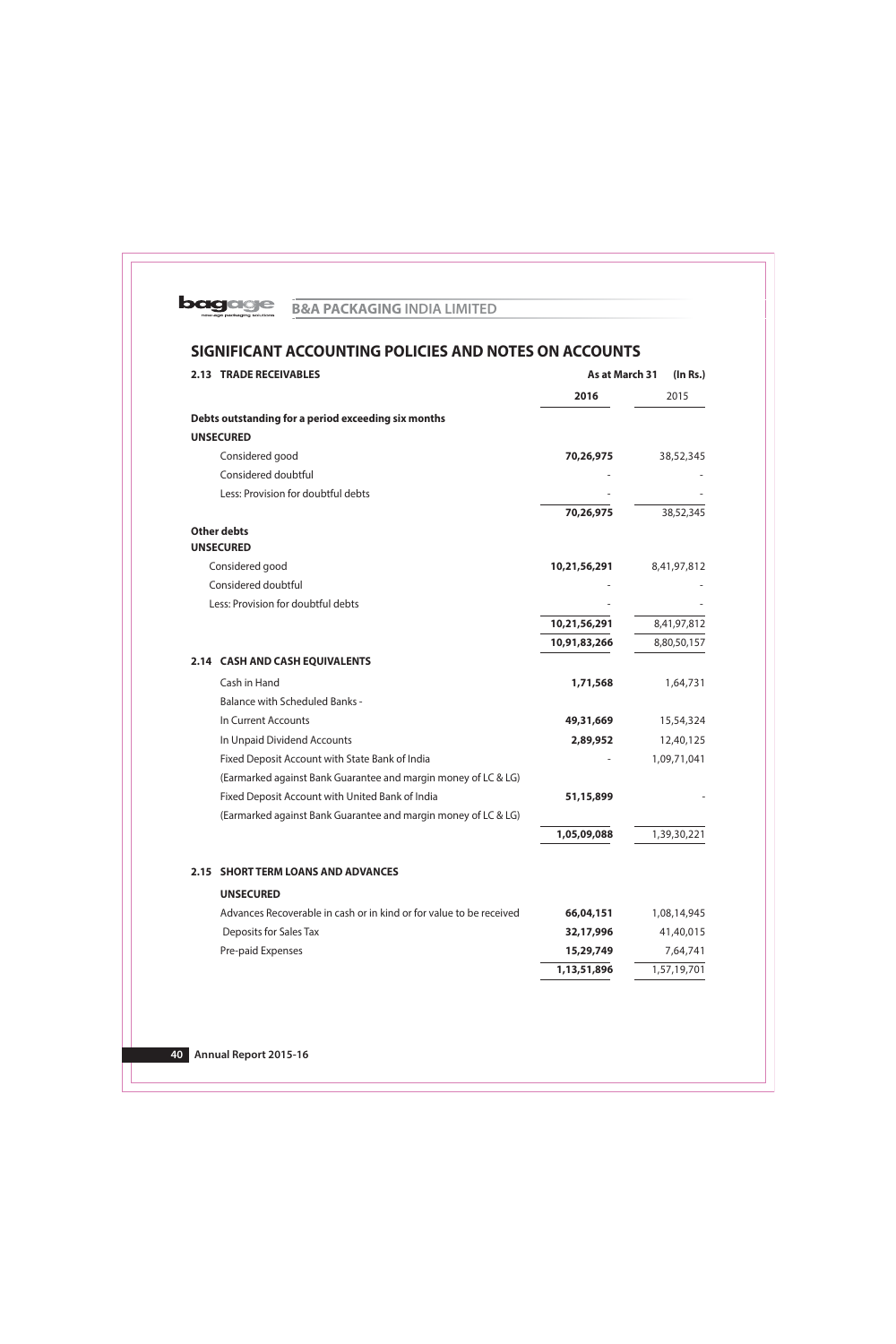## SIGNIFICANT ACCOUNTING POLICIES AND NOTES ON ACCOUNTS

### 2.13 TRADE RECEIVABLES

| | As at March 31 2016 | (In Rs.) 2015 |
|---|---|---|
| **Debts outstanding for a period exceeding six months** | | |
| **UNSECURED** | | |
| Considered good | **70,26,975** | 38,52,345 |
| Considered doubtful | - | - |
| Less: Provision for doubtful debts | - | - |
| | **70,26,975** | 38,52,345 |
| **Other debts** | | |
| **UNSECURED** | | |
| Considered good | **10,21,56,291** | 8,41,97,812 |
| Considered doubtful | - | - |
| Less: Provision for doubtful debts | - | - |
| | **10,21,56,291** | 8,41,97,812 |
| | **10,91,83,266** | 8,80,50,157 |

### 2.14 CASH AND CASH EQUIVALENTS

| | 2016 | 2015 |
|---|---|---|
| Cash in Hand | **1,71,568** | 1,64,731 |
| Balance with Scheduled Banks - | | |
| In Current Accounts | **49,31,669** | 15,54,324 |
| In Unpaid Dividend Accounts | **2,89,952** | 12,40,125 |
| Fixed Deposit Account with State Bank of India | - | 1,09,71,041 |
| (Earmarked against Bank Guarantee and margin money of LC & LG) | | |
| Fixed Deposit Account with United Bank of India | **51,15,899** | - |
| (Earmarked against Bank Guarantee and margin money of LC & LG) | | |
| | **1,05,09,088** | 1,39,30,221 |

### 2.15 SHORT TERM LOANS AND ADVANCES

| | 2016 | 2015 |
|---|---|---|
| **UNSECURED** | | |
| Advances Recoverable in cash or in kind or for value to be received | **66,04,151** | 1,08,14,945 |
| Deposits for Sales Tax | **32,17,996** | 41,40,015 |
| Pre-paid Expenses | **15,29,749** | 7,64,741 |
| | **1,13,51,896** | 1,57,19,701 |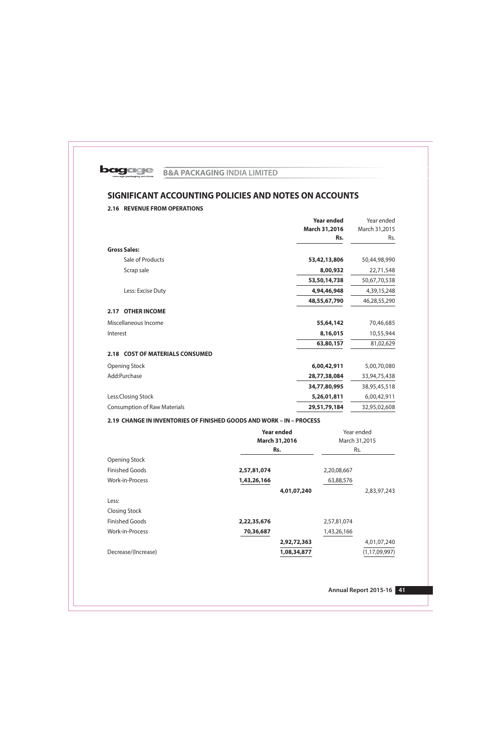# SIGNIFICANT ACCOUNTING POLICIES AND NOTES ON ACCOUNTS

## 2.16 REVENUE FROM OPERATIONS

| | **Year ended March 31,2016 Rs.** | Year ended March 31,2015 Rs. |
|---|---|---|
| **Gross Sales:** | | |
| Sale of Products | **53,42,13,806** | 50,44,98,990 |
| Scrap sale | **8,00,932** | 22,71,548 |
| | **53,50,14,738** | 50,67,70,538 |
| Less: Excise Duty | **4,94,46,948** | 4,39,15,248 |
| | **48,55,67,790** | 46,28,55,290 |

## 2.17 OTHER INCOME

| | **Year ended March 31,2016 Rs.** | Year ended March 31,2015 Rs. |
|---|---|---|
| Miscellaneous Income | **55,64,142** | 70,46,685 |
| Interest | **8,16,015** | 10,55,944 |
| | **63,80,157** | 81,02,629 |

## 2.18 COST OF MATERIALS CONSUMED

| | **Year ended March 31,2016 Rs.** | Year ended March 31,2015 Rs. |
|---|---|---|
| Opening Stock | **6,00,42,911** | 5,00,70,080 |
| Add:Purchase | **28,77,38,084** | 33,94,75,438 |
| | **34,77,80,995** | 38,95,45,518 |
| Less:Closing Stock | **5,26,01,811** | 6,00,42,911 |
| Consumption of Raw Materials | **29,51,79,184** | 32,95,02,608 |

## 2.19 CHANGE IN INVENTORIES OF FINISHED GOODS AND WORK – IN – PROCESS

| | **Year ended March 31,2016 Rs.** | | Year ended March 31,2015 Rs. | |
|---|---|---|---|---|
| Opening Stock | | | | |
| Finished Goods | **2,57,81,074** | | 2,20,08,667 | |
| Work-in-Process | **1,43,26,166** | | 63,88,576 | |
| | | **4,01,07,240** | | 2,83,97,243 |
| Less: | | | | |
| Closing Stock | | | | |
| Finished Goods | **2,22,35,676** | | 2,57,81,074 | |
| Work-in-Process | **70,36,687** | | 1,43,26,166 | |
| | | **2,92,72,363** | | 4,01,07,240 |
| Decrease/(Increase) | | **1,08,34,877** | | (1,17,09,997) |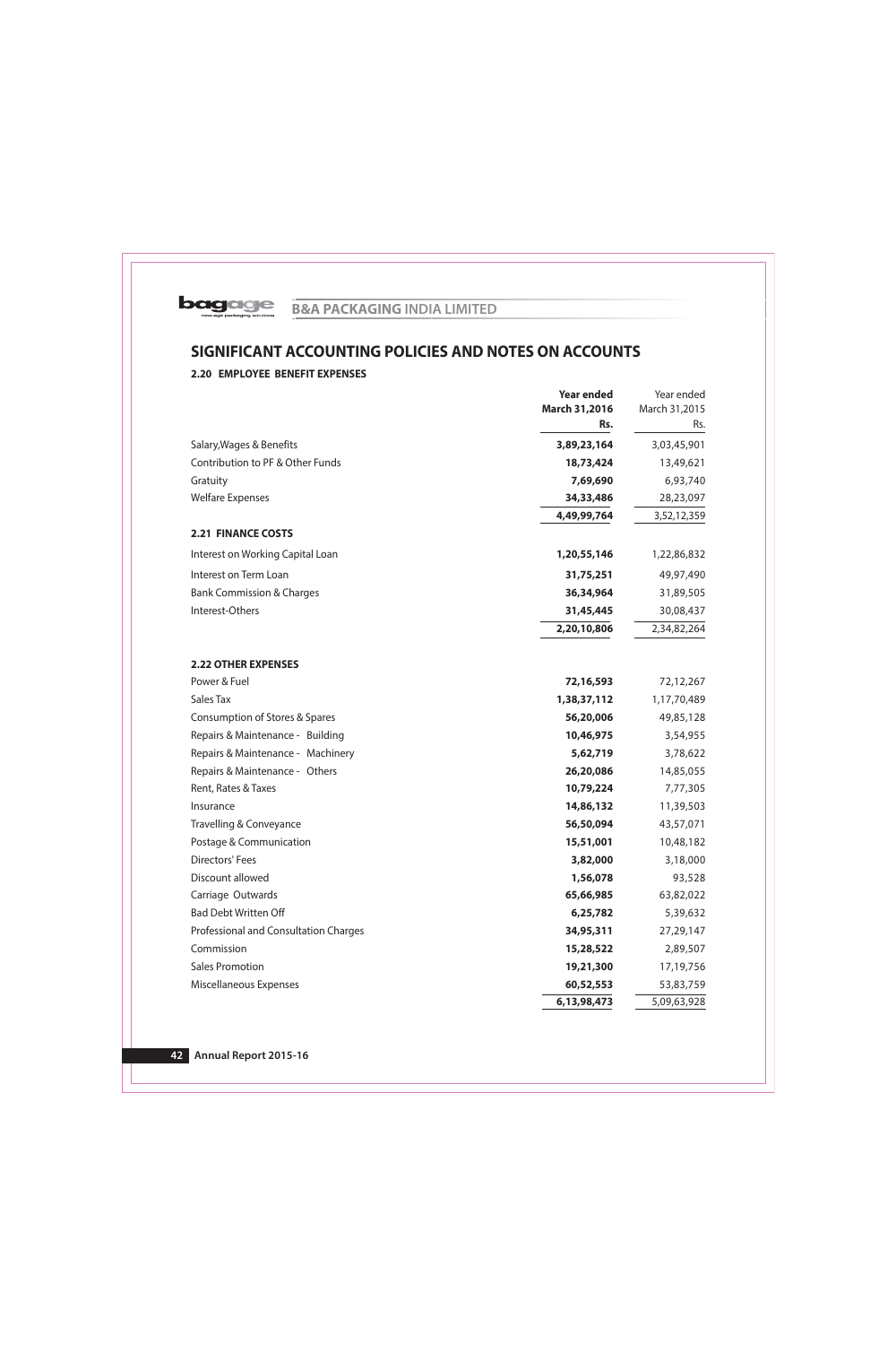## SIGNIFICANT ACCOUNTING POLICIES AND NOTES ON ACCOUNTS

### 2.20 EMPLOYEE BENEFIT EXPENSES

| | Year ended March 31,2016 Rs. | Year ended March 31,2015 Rs. |
|---|---|---|
| Salary,Wages & Benefits | **3,89,23,164** | 3,03,45,901 |
| Contribution to PF & Other Funds | **18,73,424** | 13,49,621 |
| Gratuity | **7,69,690** | 6,93,740 |
| Welfare Expenses | **34,33,486** | 28,23,097 |
| | **4,49,99,764** | 3,52,12,359 |

### 2.21 FINANCE COSTS

| | Year ended March 31,2016 Rs. | Year ended March 31,2015 Rs. |
|---|---|---|
| Interest on Working Capital Loan | **1,20,55,146** | 1,22,86,832 |
| Interest on Term Loan | **31,75,251** | 49,97,490 |
| Bank Commission & Charges | **36,34,964** | 31,89,505 |
| Interest-Others | **31,45,445** | 30,08,437 |
| | **2,20,10,806** | 2,34,82,264 |

### 2.22 OTHER EXPENSES

| | Year ended March 31,2016 Rs. | Year ended March 31,2015 Rs. |
|---|---|---|
| Power & Fuel | **72,16,593** | 72,12,267 |
| Sales Tax | **1,38,37,112** | 1,17,70,489 |
| Consumption of Stores & Spares | **56,20,006** | 49,85,128 |
| Repairs & Maintenance - Building | **10,46,975** | 3,54,955 |
| Repairs & Maintenance - Machinery | **5,62,719** | 3,78,622 |
| Repairs & Maintenance - Others | **26,20,086** | 14,85,055 |
| Rent, Rates & Taxes | **10,79,224** | 7,77,305 |
| Insurance | **14,86,132** | 11,39,503 |
| Travelling & Conveyance | **56,50,094** | 43,57,071 |
| Postage & Communication | **15,51,001** | 10,48,182 |
| Directors' Fees | **3,82,000** | 3,18,000 |
| Discount allowed | **1,56,078** | 93,528 |
| Carriage Outwards | **65,66,985** | 63,82,022 |
| Bad Debt Written Off | **6,25,782** | 5,39,632 |
| Professional and Consultation Charges | **34,95,311** | 27,29,147 |
| Commission | **15,28,522** | 2,89,507 |
| Sales Promotion | **19,21,300** | 17,19,756 |
| Miscellaneous Expenses | **60,52,553** | 53,83,759 |
| | **6,13,98,473** | 5,09,63,928 |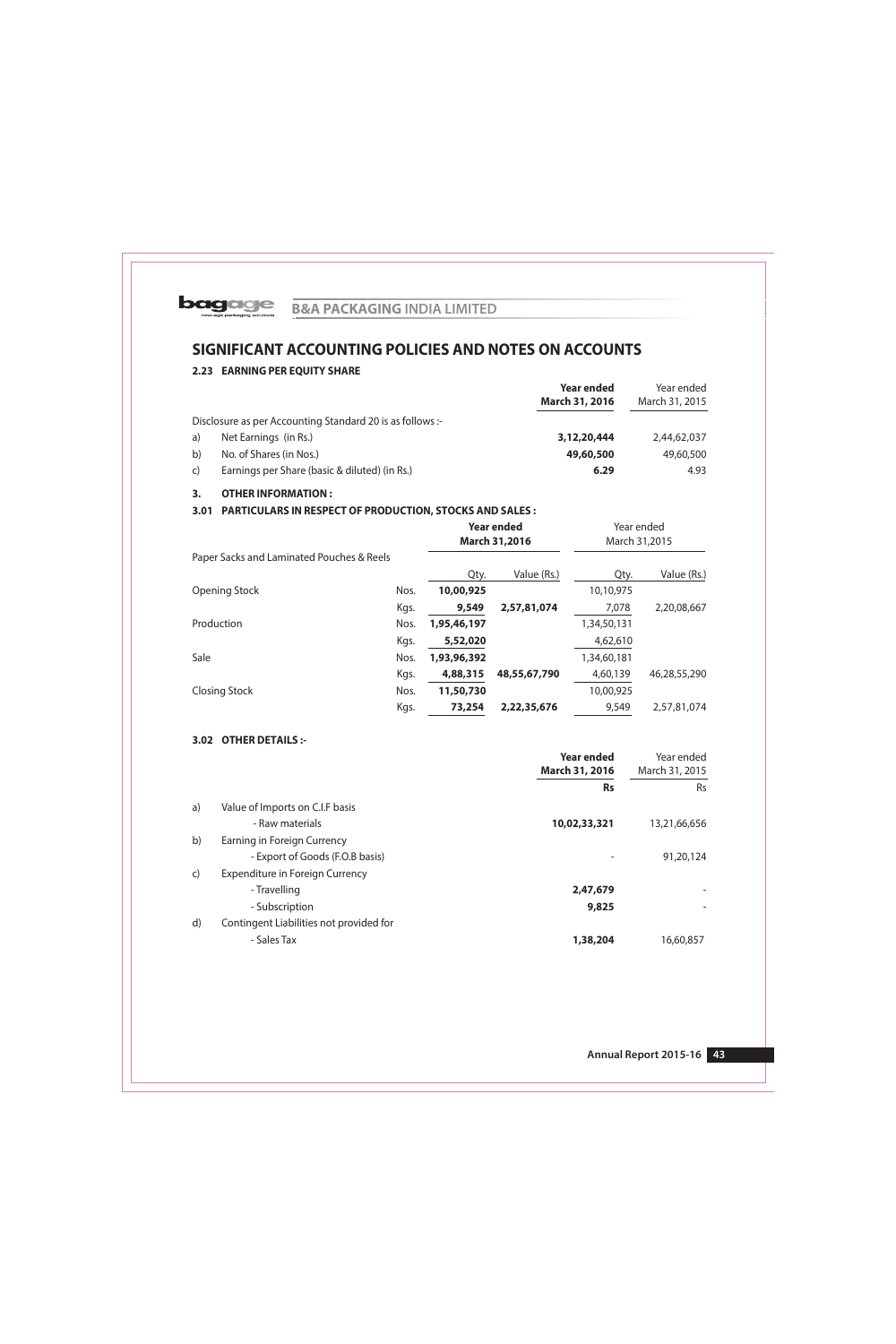# SIGNIFICANT ACCOUNTING POLICIES AND NOTES ON ACCOUNTS

## 2.23 EARNING PER EQUITY SHARE

| | | Year ended March 31, 2016 | Year ended March 31, 2015 |
|---|---|---|---|
| | Disclosure as per Accounting Standard 20 is as follows :- | | |
| a) | Net Earnings (in Rs.) | **3,12,20,444** | 2,44,62,037 |
| b) | No. of Shares (in Nos.) | **49,60,500** | 49,60,500 |
| c) | Earnings per Share (basic & diluted) (in Rs.) | **6.29** | 4.93 |

## 3. OTHER INFORMATION :

### 3.01 PARTICULARS IN RESPECT OF PRODUCTION, STOCKS AND SALES :

| | | Year ended March 31,2016 | | Year ended March 31,2015 | |
|---|---|---|---|---|---|
| Paper Sacks and Laminated Pouches & Reels | | | | | |
| | | Qty. | Value (Rs.) | Qty. | Value (Rs.) |
| Opening Stock | Nos. | **10,00,925** | | 10,10,975 | |
| | Kgs. | **9,549** | **2,57,81,074** | 7,078 | 2,20,08,667 |
| Production | Nos. | **1,95,46,197** | | 1,34,50,131 | |
| | Kgs. | **5,52,020** | | 4,62,610 | |
| Sale | Nos. | **1,93,96,392** | | 1,34,60,181 | |
| | Kgs. | **4,88,315** | **48,55,67,790** | 4,60,139 | 46,28,55,290 |
| Closing Stock | Nos. | **11,50,730** | | 10,00,925 | |
| | Kgs. | **73,254** | **2,22,35,676** | 9,549 | 2,57,81,074 |

### 3.02 OTHER DETAILS :-

| | | Year ended March 31, 2016 | Year ended March 31, 2015 |
|---|---|---|---|
| | | **Rs** | Rs |
| a) | Value of Imports on C.I.F basis | | |
| | - Raw materials | **10,02,33,321** | 13,21,66,656 |
| b) | Earning in Foreign Currency | | |
| | - Export of Goods (F.O.B basis) | - | 91,20,124 |
| c) | Expenditure in Foreign Currency | | |
| | - Travelling | **2,47,679** | - |
| | - Subscription | **9,825** | - |
| d) | Contingent Liabilities not provided for | | |
| | - Sales Tax | **1,38,204** | 16,60,857 |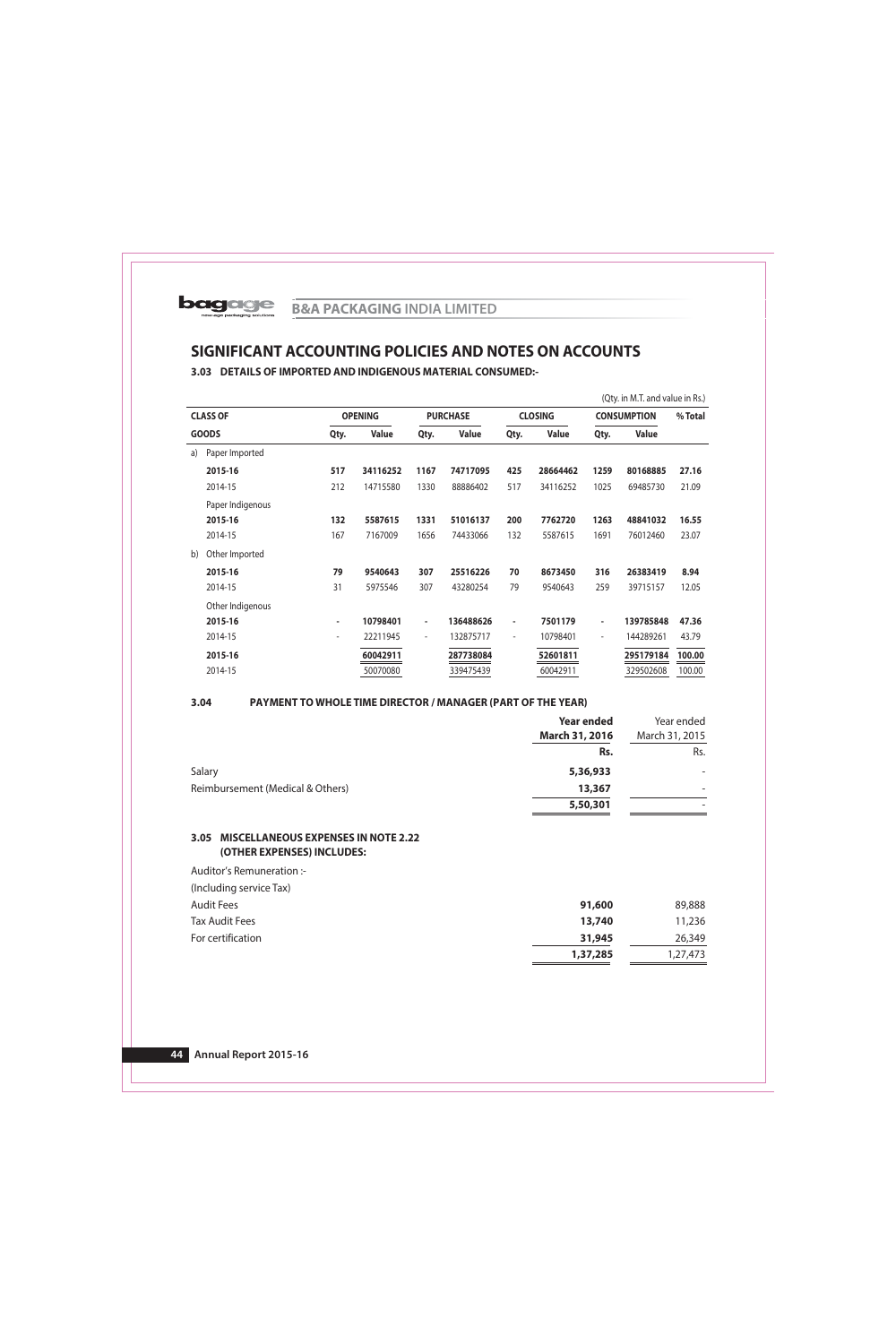## SIGNIFICANT ACCOUNTING POLICIES AND NOTES ON ACCOUNTS

### 3.03 DETAILS OF IMPORTED AND INDIGENOUS MATERIAL CONSUMED:-

(Qty. in M.T. and value in Rs.)

| CLASS OF GOODS | OPENING | | PURCHASE | | CLOSING | | CONSUMPTION | | % Total |
|---|---|---|---|---|---|---|---|---|---|
| | Qty. | Value | Qty. | Value | Qty. | Value | Qty. | Value | |
| a) Paper Imported | | | | | | | | | |
| **2015-16** | **517** | **34116252** | **1167** | **74717095** | **425** | **28664462** | **1259** | **80168885** | **27.16** |
| 2014-15 | 212 | 14715580 | 1330 | 88886402 | 517 | 34116252 | 1025 | 69485730 | 21.09 |
| Paper Indigenous | | | | | | | | | |
| **2015-16** | **132** | **5587615** | **1331** | **51016137** | **200** | **7762720** | **1263** | **48841032** | **16.55** |
| 2014-15 | 167 | 7167009 | 1656 | 74433066 | 132 | 5587615 | 1691 | 76012460 | 23.07 |
| b) Other Imported | | | | | | | | | |
| **2015-16** | **79** | **9540643** | **307** | **25516226** | **70** | **8673450** | **316** | **26383419** | **8.94** |
| 2014-15 | 31 | 5975546 | 307 | 43280254 | 79 | 9540643 | 259 | 39715157 | 12.05 |
| Other Indigenous | | | | | | | | | |
| **2015-16** | **-** | **10798401** | **-** | **136488626** | **-** | **7501179** | **-** | **139785848** | **47.36** |
| 2014-15 | - | 22211945 | - | 132875717 | - | 10798401 | - | 144289261 | 43.79 |
| **2015-16** | | **60042911** | | **287738084** | | **52601811** | | **295179184** | **100.00** |
| 2014-15 | | 50070080 | | 339475439 | | 60042911 | | 329502608 | 100.00 |

### 3.04 PAYMENT TO WHOLE TIME DIRECTOR / MANAGER (PART OF THE YEAR)

| | **Year ended March 31, 2016** | Year ended March 31, 2015 |
|---|---|---|
| | **Rs.** | Rs. |
| Salary | **5,36,933** | - |
| Reimbursement (Medical & Others) | **13,367** | - |
| | **5,50,301** | - |

### 3.05 MISCELLANEOUS EXPENSES IN NOTE 2.22 (OTHER EXPENSES) INCLUDES:

| | | |
|---|---|---|
| Auditor's Remuneration :- | | |
| (Including service Tax) | | |
| Audit Fees | **91,600** | 89,888 |
| Tax Audit Fees | **13,740** | 11,236 |
| For certification | **31,945** | 26,349 |
| | **1,37,285** | 1,27,473 |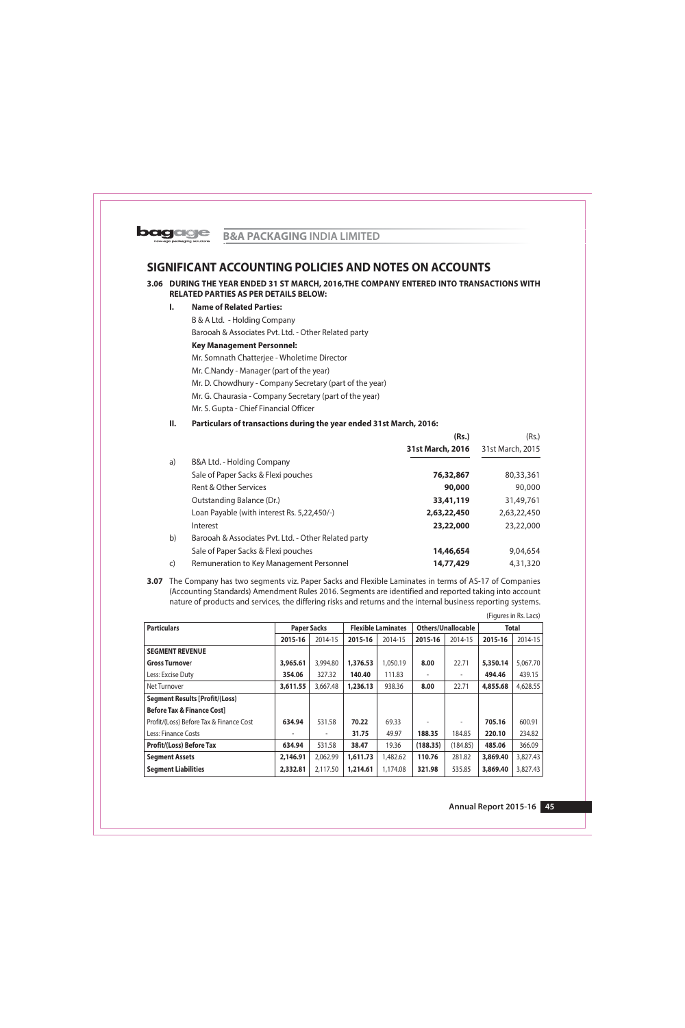## SIGNIFICANT ACCOUNTING POLICIES AND NOTES ON ACCOUNTS

**3.06 DURING THE YEAR ENDED 31 ST MARCH, 2016,THE COMPANY ENTERED INTO TRANSACTIONS WITH RELATED PARTIES AS PER DETAILS BELOW:**

**I. Name of Related Parties:**

B & A Ltd. - Holding Company

Barooah & Associates Pvt. Ltd. - Other Related party

**Key Management Personnel:**

Mr. Somnath Chatterjee - Wholetime Director

Mr. C.Nandy - Manager (part of the year)

Mr. D. Chowdhury - Company Secretary (part of the year)

Mr. G. Chaurasia - Company Secretary (part of the year)

Mr. S. Gupta - Chief Financial Officer

**II. Particulars of transactions during the year ended 31st March, 2016:**

| | | **(Rs.)** | (Rs.) |
|---|---|---|---|
| | | **31st March, 2016** | 31st March, 2015 |
| a) | B&A Ltd. - Holding Company | | |
| | Sale of Paper Sacks & Flexi pouches | **76,32,867** | 80,33,361 |
| | Rent & Other Services | **90,000** | 90,000 |
| | Outstanding Balance (Dr.) | **33,41,119** | 31,49,761 |
| | Loan Payable (with interest Rs. 5,22,450/-) | **2,63,22,450** | 2,63,22,450 |
| | Interest | **23,22,000** | 23,22,000 |
| b) | Barooah & Associates Pvt. Ltd. - Other Related party | | |
| | Sale of Paper Sacks & Flexi pouches | **14,46,654** | 9,04,654 |
| c) | Remuneration to Key Management Personnel | **14,77,429** | 4,31,320 |

**3.07** The Company has two segments viz. Paper Sacks and Flexible Laminates in terms of AS-17 of Companies (Accounting Standards) Amendment Rules 2016. Segments are identified and reported taking into account nature of products and services, the differing risks and returns and the internal business reporting systems.

(Figures in Rs. Lacs)

| **Particulars** | **Paper Sacks** | | **Flexible Laminates** | | **Others/Unallocable** | | **Total** | |
|---|---|---|---|---|---|---|---|---|
| | **2015-16** | 2014-15 | **2015-16** | 2014-15 | **2015-16** | 2014-15 | **2015-16** | 2014-15 |
| **SEGMENT REVENUE** | | | | | | | | |
| **Gross Turnover** | **3,965.61** | 3,994.80 | **1,376.53** | 1,050.19 | **8.00** | 22.71 | **5,350.14** | 5,067.70 |
| Less: Excise Duty | **354.06** | 327.32 | **140.40** | 111.83 | - | - | **494.46** | 439.15 |
| Net Turnover | **3,611.55** | 3,667.48 | **1,236.13** | 938.36 | **8.00** | 22.71 | **4,855.68** | 4,628.55 |
| **Segment Results [Profit/(Loss)** | | | | | | | | |
| **Before Tax & Finance Cost]** | | | | | | | | |
| Profit/(Loss) Before Tax & Finance Cost | **634.94** | 531.58 | **70.22** | 69.33 | - | - | **705.16** | 600.91 |
| Less: Finance Costs | - | - | **31.75** | 49.97 | **188.35** | 184.85 | **220.10** | 234.82 |
| **Profit/(Loss) Before Tax** | **634.94** | 531.58 | **38.47** | 19.36 | **(188.35)** | (184.85) | **485.06** | 366.09 |
| **Segment Assets** | **2,146.91** | 2,062.99 | **1,611.73** | 1,482.62 | **110.76** | 281.82 | **3,869.40** | 3,827.43 |
| **Segment Liabilities** | **2,332.81** | 2,117.50 | **1,214.61** | 1,174.08 | **321.98** | 535.85 | **3,869.40** | 3,827.43 |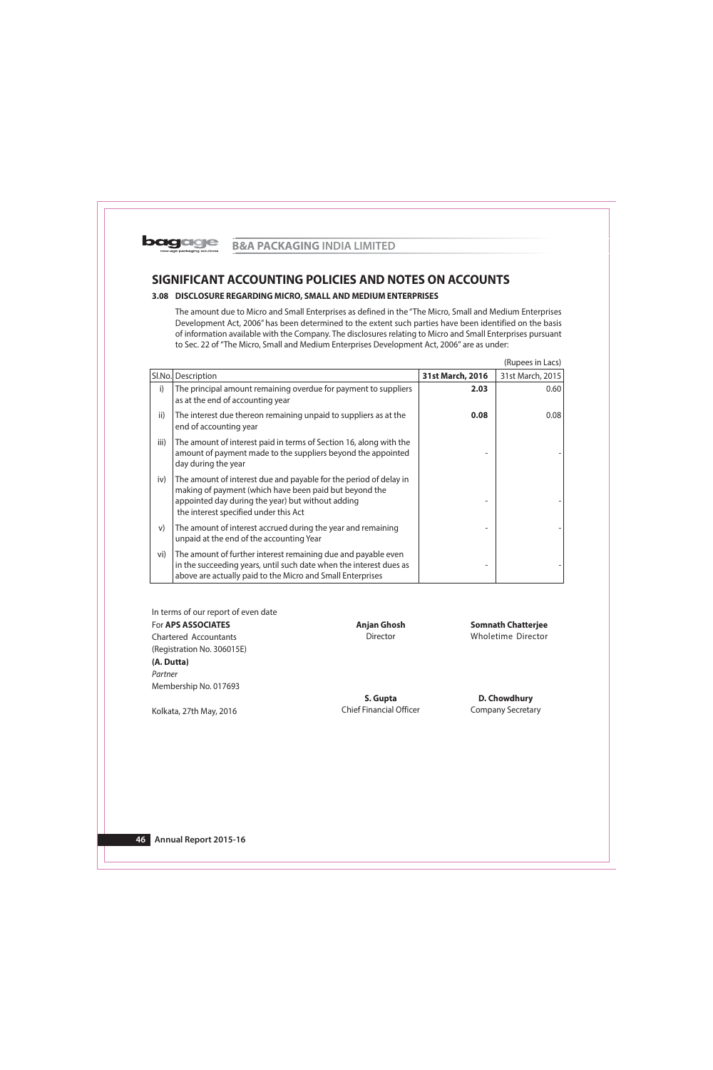# SIGNIFICANT ACCOUNTING POLICIES AND NOTES ON ACCOUNTS

### 3.08 DISCLOSURE REGARDING MICRO, SMALL AND MEDIUM ENTERPRISES

The amount due to Micro and Small Enterprises as defined in the "The Micro, Small and Medium Enterprises Development Act, 2006" has been determined to the extent such parties have been identified on the basis of information available with the Company. The disclosures relating to Micro and Small Enterprises pursuant to Sec. 22 of "The Micro, Small and Medium Enterprises Development Act, 2006" are as under:

(Rupees in Lacs)

| Sl.No. | Description | **31st March, 2016** | 31st March, 2015 |
|---|---|---|---|
| i) | The principal amount remaining overdue for payment to suppliers as at the end of accounting year | **2.03** | 0.60 |
| ii) | The interest due thereon remaining unpaid to suppliers as at the end of accounting year | **0.08** | 0.08 |
| iii) | The amount of interest paid in terms of Section 16, along with the amount of payment made to the suppliers beyond the appointed day during the year | - | - |
| iv) | The amount of interest due and payable for the period of delay in making of payment (which have been paid but beyond the appointed day during the year) but without adding the interest specified under this Act | - | - |
| v) | The amount of interest accrued during the year and remaining unpaid at the end of the accounting Year | - | - |
| vi) | The amount of further interest remaining due and payable even in the succeeding years, until such date when the interest dues as above are actually paid to the Micro and Small Enterprises | - | - |

In terms of our report of even date

For **APS ASSOCIATES**
Chartered Accountants
(Registration No. 306015E)

**(A. Dutta)**
*Partner*
Membership No. 017693

Kolkata, 27th May, 2016

**Anjan Ghosh**
Director

**Somnath Chatterjee**
Wholetime Director

**S. Gupta**
Chief Financial Officer

**D. Chowdhury**
Company Secretary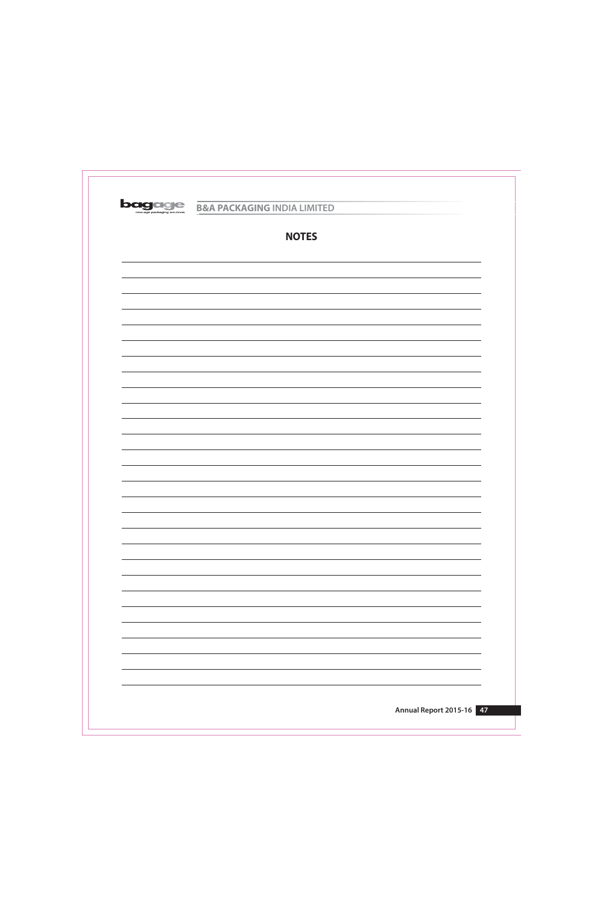# NOTES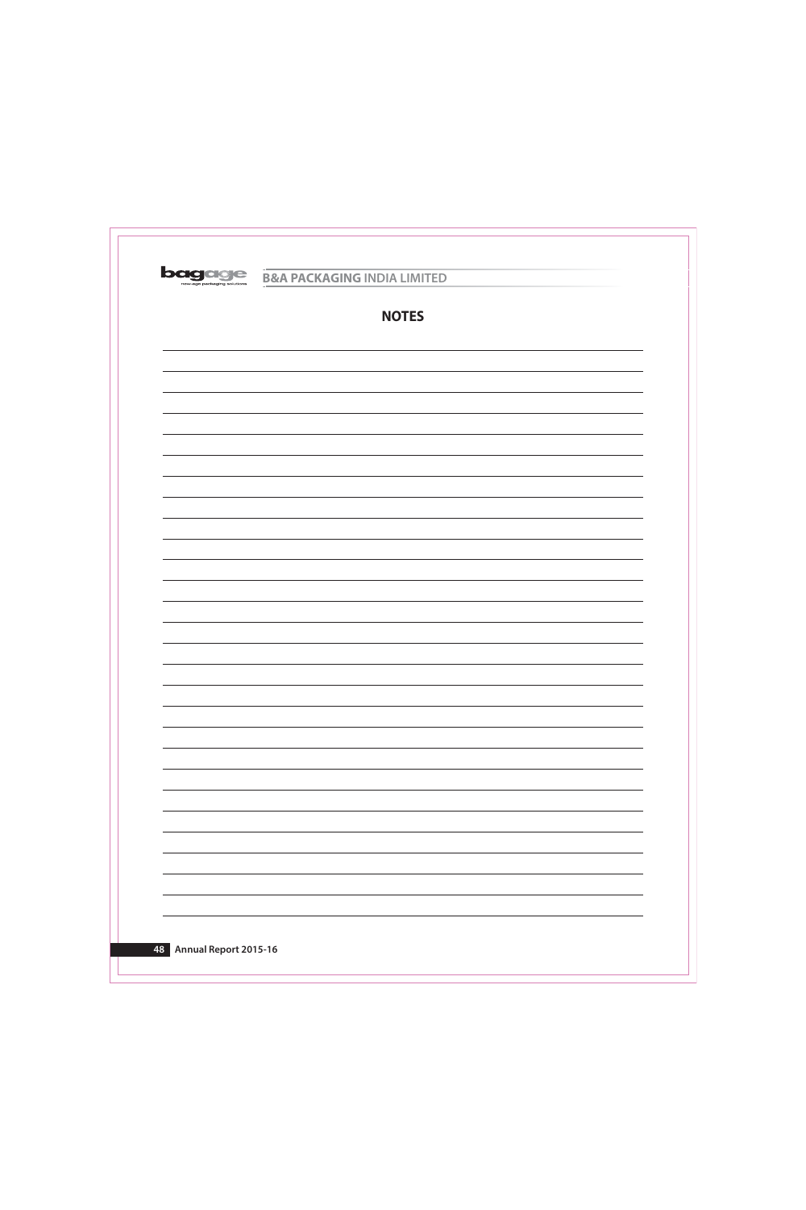# NOTES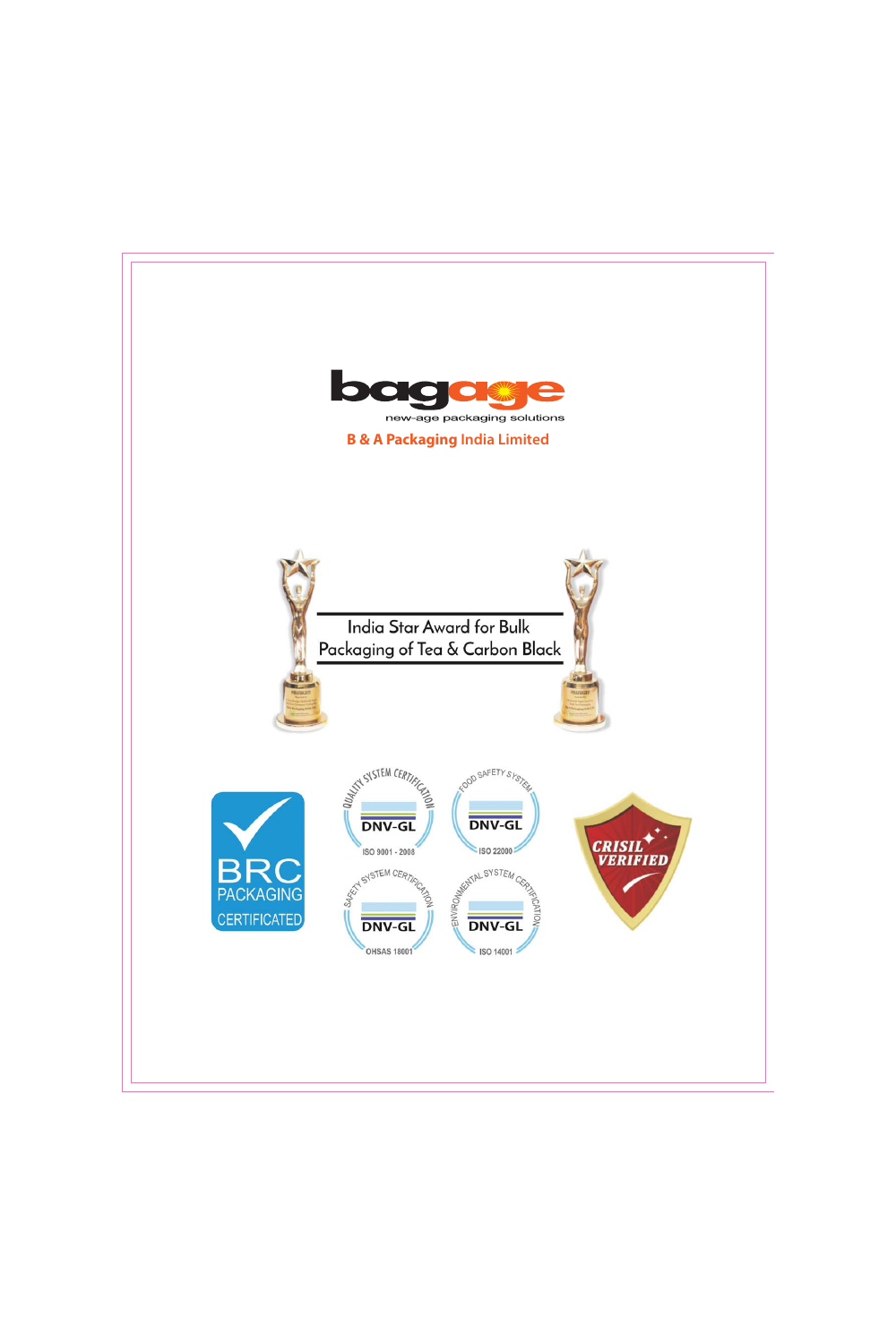bagage

new-age packaging solutions

**B & A Packaging** India Limited

India Star Award for Bulk Packaging of Tea & Carbon Black

BRC PACKAGING CERTIFICATED

QUALITY SYSTEM CERTIFICATION DNV-GL ISO 9001 - 2008

FOOD SAFETY SYSTEM DNV-GL ISO 22000

SAFETY SYSTEM CERTIFICATION DNV-GL OHSAS 18001

ENVIRONMENTAL SYSTEM CERTIFICATION DNV-GL ISO 14001

CRISIL VERIFIED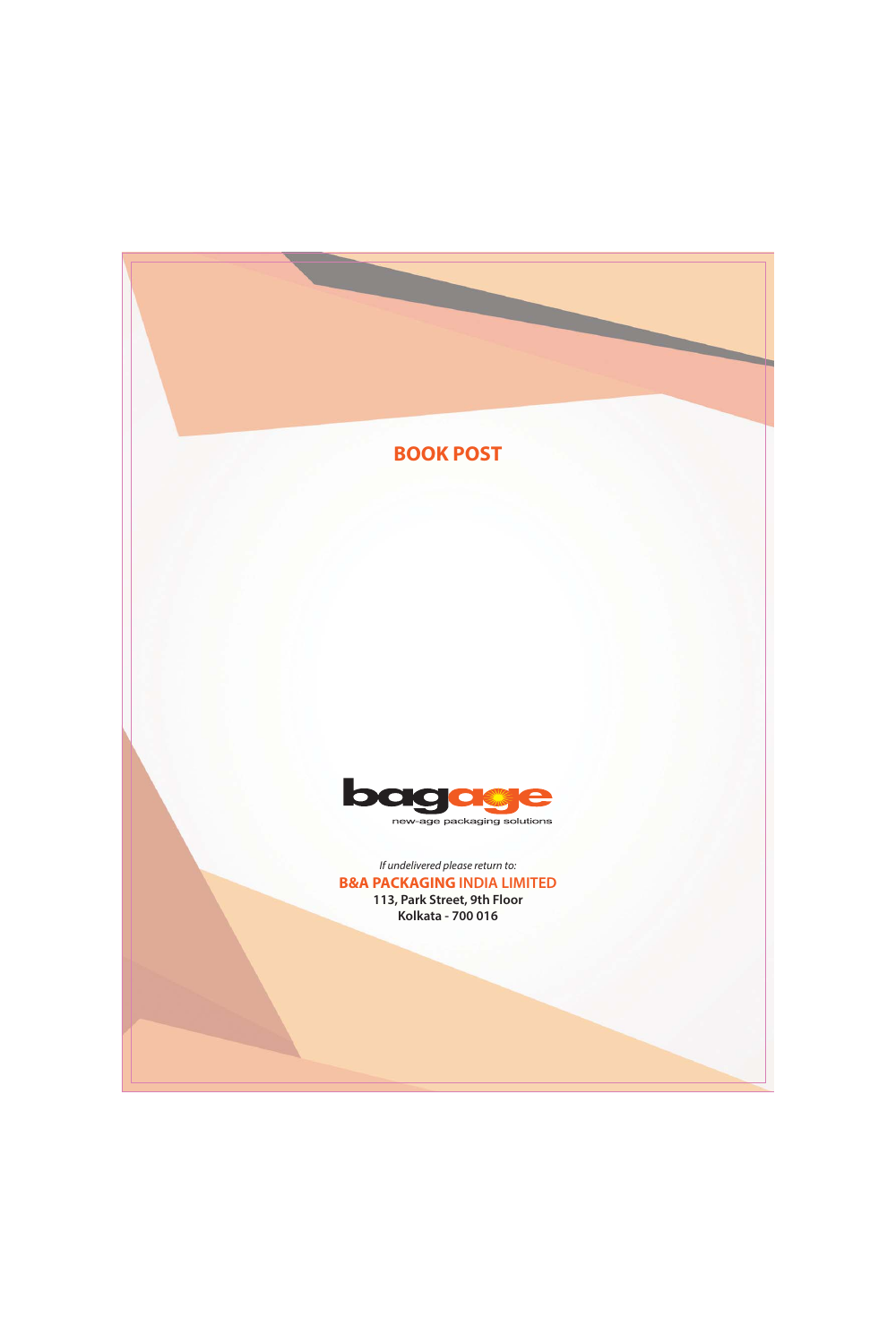**BOOK POST**

bagage
new-age packaging solutions

*If undelivered please return to:*

**B&A PACKAGING INDIA LIMITED**

**113, Park Street, 9th Floor**

**Kolkata - 700 016**